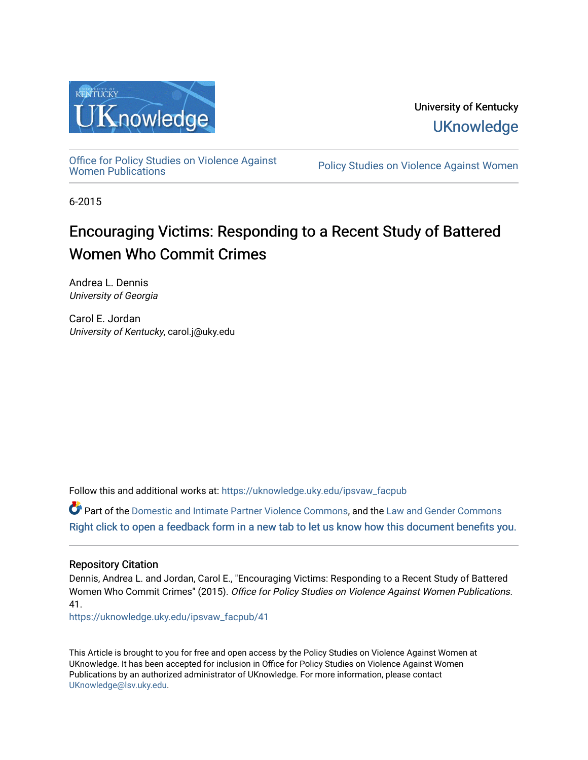University of Kentucky

UKnowledge

Office for Policy Studies on Violence Against Women Publications

Policy Studies on Violence Against Women

6-2015

# Encouraging Victims: Responding to a Recent Study of Battered Women Who Commit Crimes

Andrea L. Dennis
*University of Georgia*

Carol E. Jordan
*University of Kentucky*, carol.j@uky.edu

Follow this and additional works at: https://uknowledge.uky.edu/ipsvaw_facpub

Part of the Domestic and Intimate Partner Violence Commons, and the Law and Gender Commons

Right click to open a feedback form in a new tab to let us know how this document benefits you.

## Repository Citation

Dennis, Andrea L. and Jordan, Carol E., "Encouraging Victims: Responding to a Recent Study of Battered Women Who Commit Crimes" (2015). *Office for Policy Studies on Violence Against Women Publications*. 41.

https://uknowledge.uky.edu/ipsvaw_facpub/41

This Article is brought to you for free and open access by the Policy Studies on Violence Against Women at UKnowledge. It has been accepted for inclusion in Office for Policy Studies on Violence Against Women Publications by an authorized administrator of UKnowledge. For more information, please contact UKnowledge@lsv.uky.edu.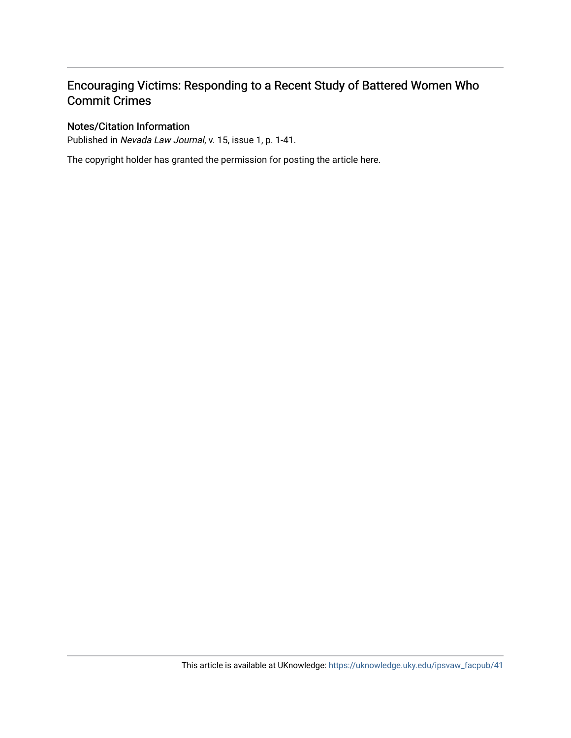## Encouraging Victims: Responding to a Recent Study of Battered Women Who Commit Crimes

### Notes/Citation Information

Published in *Nevada Law Journal*, v. 15, issue 1, p. 1-41.

The copyright holder has granted the permission for posting the article here.

This article is available at UKnowledge: https://uknowledge.uky.edu/ipsvaw_facpub/41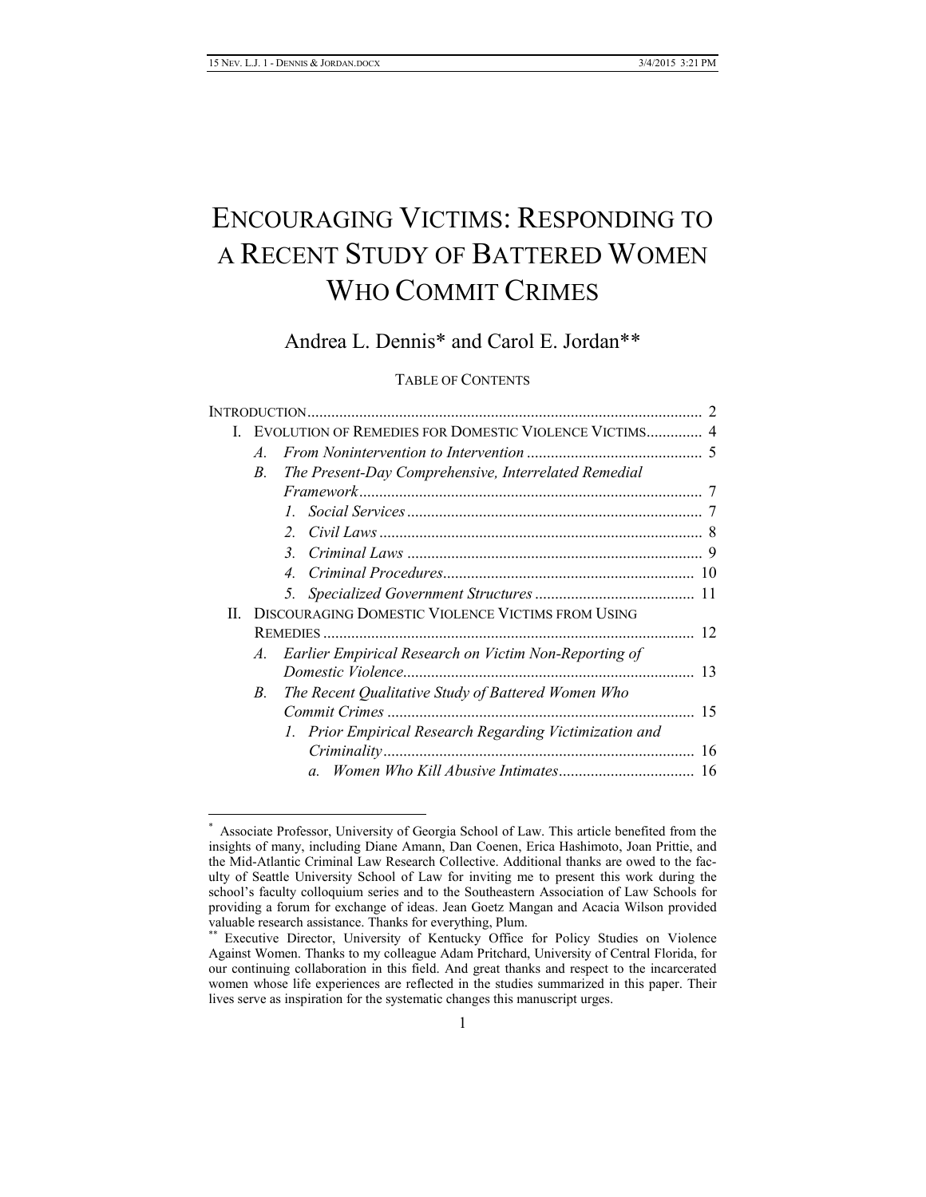# ENCOURAGING VICTIMS: RESPONDING TO A RECENT STUDY OF BATTERED WOMEN WHO COMMIT CRIMES

Andrea L. Dennis* and Carol E. Jordan**

TABLE OF CONTENTS

INTRODUCTION .................................................................................................. 2

I. EVOLUTION OF REMEDIES FOR DOMESTIC VIOLENCE VICTIMS .............. 4
   - *A. From Nonintervention to Intervention* ............................................ 5
   - *B. The Present-Day Comprehensive, Interrelated Remedial Framework* ..................................................................................... 7
     - *1. Social Services* .......................................................................... 7
     - *2. Civil Laws* ................................................................................ 8
     - *3. Criminal Laws* .......................................................................... 9
     - *4. Criminal Procedures* ................................................................ 10
     - *5. Specialized Government Structures* ........................................ 11

II. DISCOURAGING DOMESTIC VIOLENCE VICTIMS FROM USING REMEDIES ............................................................................................. 12
   - *A. Earlier Empirical Research on Victim Non-Reporting of Domestic Violence* ......................................................................... 13
   - *B. The Recent Qualitative Study of Battered Women Who Commit Crimes* ............................................................................. 15
     - *1. Prior Empirical Research Regarding Victimization and Criminality* .............................................................................. 16
       - *a. Women Who Kill Abusive Intimates* .................................. 16

---

\* Associate Professor, University of Georgia School of Law. This article benefited from the insights of many, including Diane Amann, Dan Coenen, Erica Hashimoto, Joan Prittie, and the Mid-Atlantic Criminal Law Research Collective. Additional thanks are owed to the faculty of Seattle University School of Law for inviting me to present this work during the school's faculty colloquium series and to the Southeastern Association of Law Schools for providing a forum for exchange of ideas. Jean Goetz Mangan and Acacia Wilson provided valuable research assistance. Thanks for everything, Plum.

\*\* Executive Director, University of Kentucky Office for Policy Studies on Violence Against Women. Thanks to my colleague Adam Pritchard, University of Central Florida, for our continuing collaboration in this field. And great thanks and respect to the incarcerated women whose life experiences are reflected in the studies summarized in this paper. Their lives serve as inspiration for the systematic changes this manuscript urges.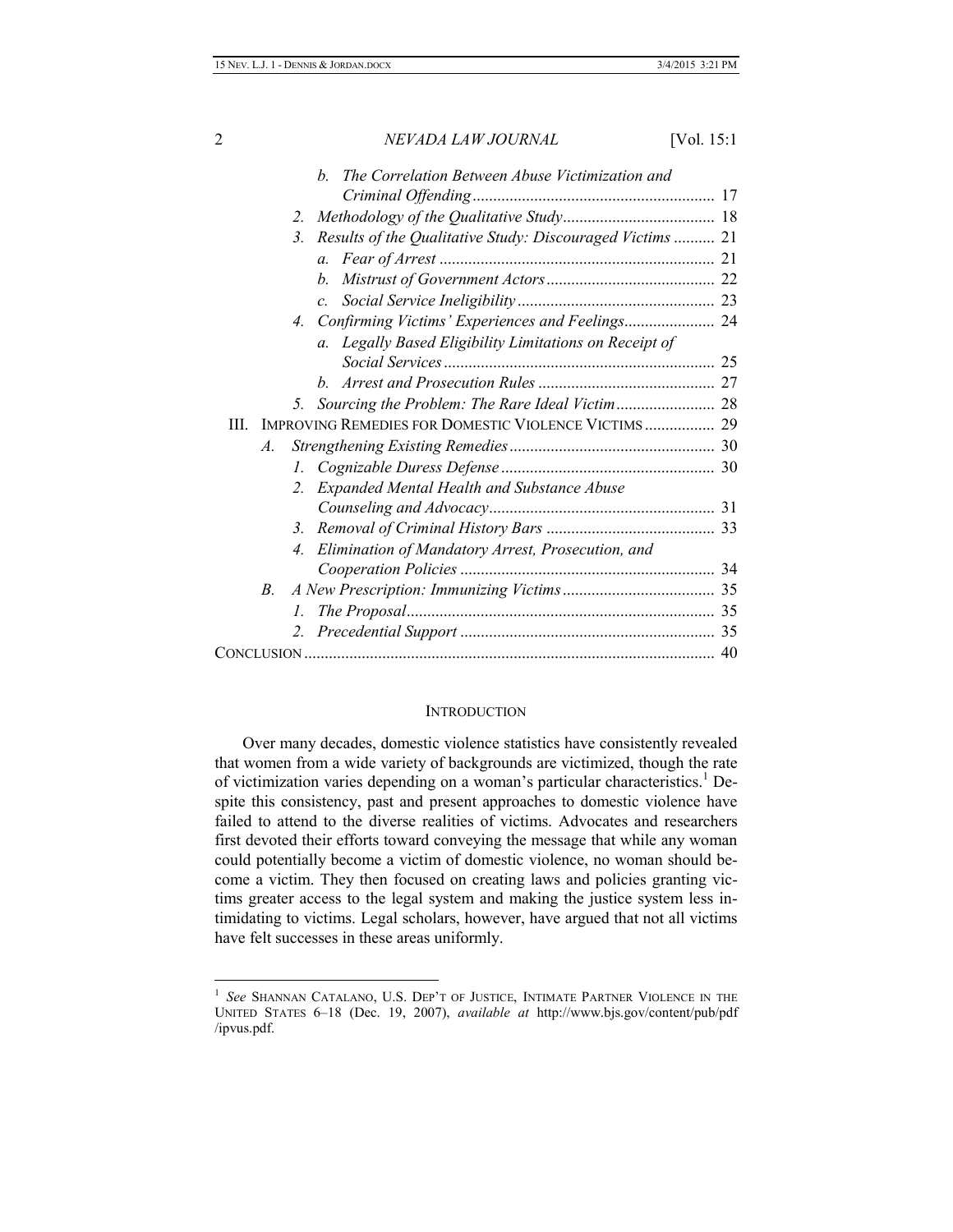b. *The Correlation Between Abuse Victimization and Criminal Offending* .......... 17

2. *Methodology of the Qualitative Study* .......... 18

3. *Results of the Qualitative Study: Discouraged Victims* .......... 21

a. *Fear of Arrest* .......... 21

b. *Mistrust of Government Actors* .......... 22

c. *Social Service Ineligibility* .......... 23

4. *Confirming Victims' Experiences and Feelings* .......... 24

a. *Legally Based Eligibility Limitations on Receipt of Social Services* .......... 25

b. *Arrest and Prosecution Rules* .......... 27

5. *Sourcing the Problem: The Rare Ideal Victim* .......... 28

III. IMPROVING REMEDIES FOR DOMESTIC VIOLENCE VICTIMS .......... 29

A. *Strengthening Existing Remedies* .......... 30

1. *Cognizable Duress Defense* .......... 30

2. *Expanded Mental Health and Substance Abuse Counseling and Advocacy* .......... 31

3. *Removal of Criminal History Bars* .......... 33

4. *Elimination of Mandatory Arrest, Prosecution, and Cooperation Policies* .......... 34

B. *A New Prescription: Immunizing Victims* .......... 35

1. *The Proposal* .......... 35

2. *Precedential Support* .......... 35

CONCLUSION .......... 40

## INTRODUCTION

Over many decades, domestic violence statistics have consistently revealed that women from a wide variety of backgrounds are victimized, though the rate of victimization varies depending on a woman's particular characteristics.[1] Despite this consistency, past and present approaches to domestic violence have failed to attend to the diverse realities of victims. Advocates and researchers first devoted their efforts toward conveying the message that while any woman could potentially become a victim of domestic violence, no woman should become a victim. They then focused on creating laws and policies granting victims greater access to the legal system and making the justice system less intimidating to victims. Legal scholars, however, have argued that not all victims have felt successes in these areas uniformly.

---

[1] *See* SHANNAN CATALANO, U.S. DEP'T OF JUSTICE, INTIMATE PARTNER VIOLENCE IN THE UNITED STATES 6–18 (Dec. 19, 2007), *available at* http://www.bjs.gov/content/pub/pdf/ipvus.pdf.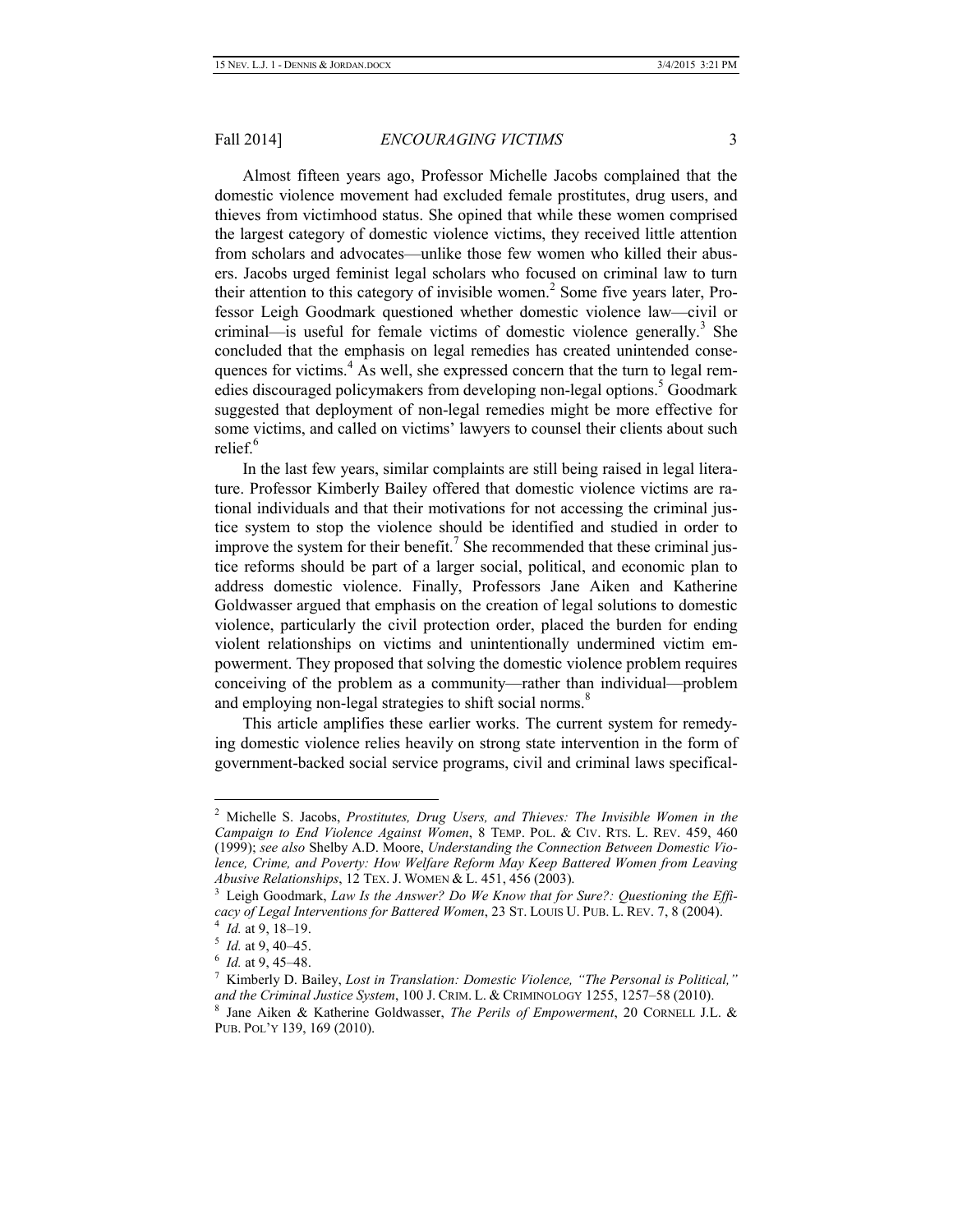Almost fifteen years ago, Professor Michelle Jacobs complained that the domestic violence movement had excluded female prostitutes, drug users, and thieves from victimhood status. She opined that while these women comprised the largest category of domestic violence victims, they received little attention from scholars and advocates—unlike those few women who killed their abusers. Jacobs urged feminist legal scholars who focused on criminal law to turn their attention to this category of invisible women.[2] Some five years later, Professor Leigh Goodmark questioned whether domestic violence law—civil or criminal—is useful for female victims of domestic violence generally.[3] She concluded that the emphasis on legal remedies has created unintended consequences for victims.[4] As well, she expressed concern that the turn to legal remedies discouraged policymakers from developing non-legal options.[5] Goodmark suggested that deployment of non-legal remedies might be more effective for some victims, and called on victims' lawyers to counsel their clients about such relief.[6]

In the last few years, similar complaints are still being raised in legal literature. Professor Kimberly Bailey offered that domestic violence victims are rational individuals and that their motivations for not accessing the criminal justice system to stop the violence should be identified and studied in order to improve the system for their benefit.[7] She recommended that these criminal justice reforms should be part of a larger social, political, and economic plan to address domestic violence. Finally, Professors Jane Aiken and Katherine Goldwasser argued that emphasis on the creation of legal solutions to domestic violence, particularly the civil protection order, placed the burden for ending violent relationships on victims and unintentionally undermined victim empowerment. They proposed that solving the domestic violence problem requires conceiving of the problem as a community—rather than individual—problem and employing non-legal strategies to shift social norms.[8]

This article amplifies these earlier works. The current system for remedying domestic violence relies heavily on strong state intervention in the form of government-backed social service programs, civil and criminal laws specifical-

---

[2] Michelle S. Jacobs, *Prostitutes, Drug Users, and Thieves: The Invisible Women in the Campaign to End Violence Against Women*, 8 TEMP. POL. & CIV. RTS. L. REV. 459, 460 (1999); *see also* Shelby A.D. Moore, *Understanding the Connection Between Domestic Violence, Crime, and Poverty: How Welfare Reform May Keep Battered Women from Leaving Abusive Relationships*, 12 TEX. J. WOMEN & L. 451, 456 (2003).

[3] Leigh Goodmark, *Law Is the Answer? Do We Know that for Sure?: Questioning the Efficacy of Legal Interventions for Battered Women*, 23 ST. LOUIS U. PUB. L. REV. 7, 8 (2004).

[4] *Id.* at 9, 18–19.

[5] *Id.* at 9, 40–45.

[6] *Id.* at 9, 45–48.

[7] Kimberly D. Bailey, *Lost in Translation: Domestic Violence, "The Personal is Political," and the Criminal Justice System*, 100 J. CRIM. L. & CRIMINOLOGY 1255, 1257–58 (2010).

[8] Jane Aiken & Katherine Goldwasser, *The Perils of Empowerment*, 20 CORNELL J.L. & PUB. POL'Y 139, 169 (2010).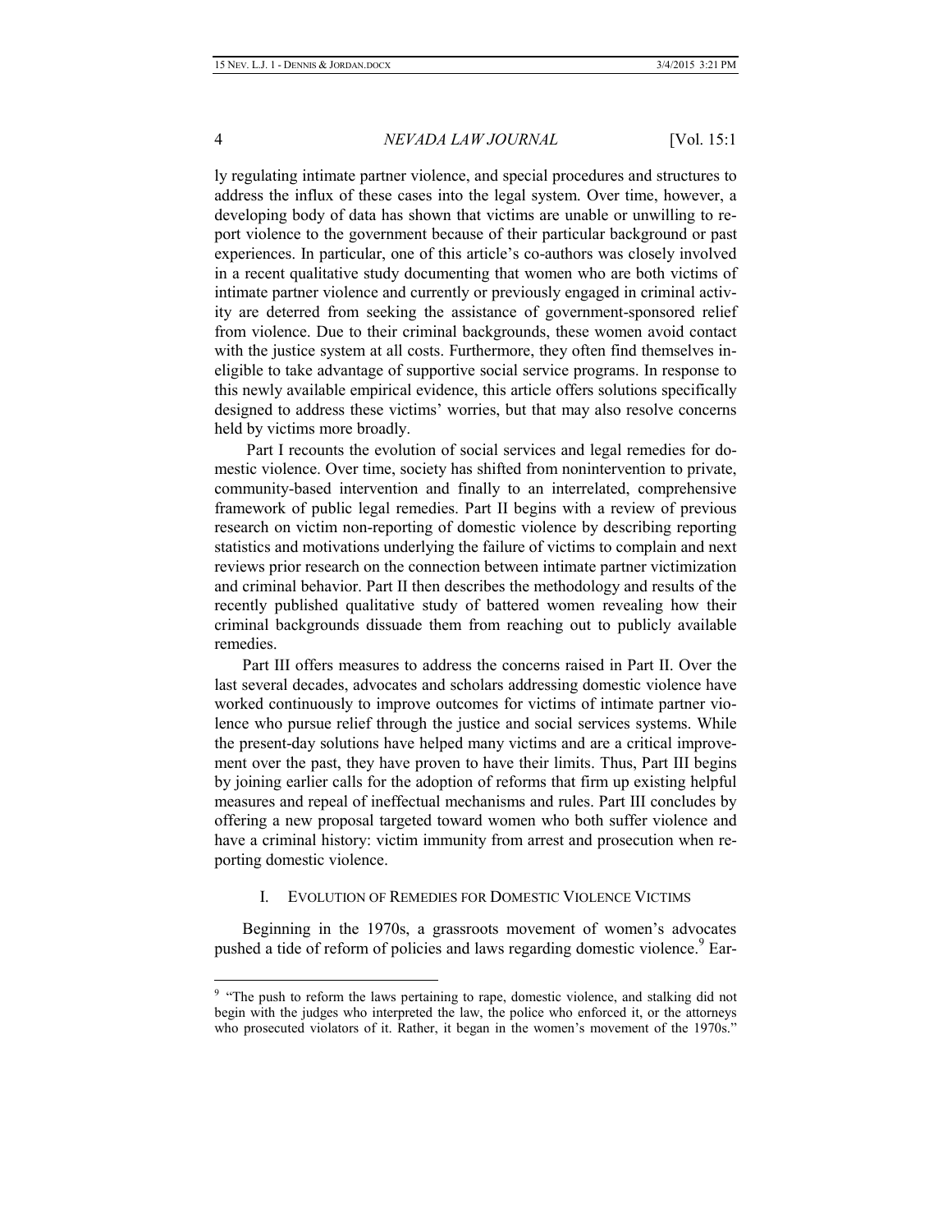ly regulating intimate partner violence, and special procedures and structures to address the influx of these cases into the legal system. Over time, however, a developing body of data has shown that victims are unable or unwilling to report violence to the government because of their particular background or past experiences. In particular, one of this article's co-authors was closely involved in a recent qualitative study documenting that women who are both victims of intimate partner violence and currently or previously engaged in criminal activity are deterred from seeking the assistance of government-sponsored relief from violence. Due to their criminal backgrounds, these women avoid contact with the justice system at all costs. Furthermore, they often find themselves ineligible to take advantage of supportive social service programs. In response to this newly available empirical evidence, this article offers solutions specifically designed to address these victims' worries, but that may also resolve concerns held by victims more broadly.

Part I recounts the evolution of social services and legal remedies for domestic violence. Over time, society has shifted from nonintervention to private, community-based intervention and finally to an interrelated, comprehensive framework of public legal remedies. Part II begins with a review of previous research on victim non-reporting of domestic violence by describing reporting statistics and motivations underlying the failure of victims to complain and next reviews prior research on the connection between intimate partner victimization and criminal behavior. Part II then describes the methodology and results of the recently published qualitative study of battered women revealing how their criminal backgrounds dissuade them from reaching out to publicly available remedies.

Part III offers measures to address the concerns raised in Part II. Over the last several decades, advocates and scholars addressing domestic violence have worked continuously to improve outcomes for victims of intimate partner violence who pursue relief through the justice and social services systems. While the present-day solutions have helped many victims and are a critical improvement over the past, they have proven to have their limits. Thus, Part III begins by joining earlier calls for the adoption of reforms that firm up existing helpful measures and repeal of ineffectual mechanisms and rules. Part III concludes by offering a new proposal targeted toward women who both suffer violence and have a criminal history: victim immunity from arrest and prosecution when reporting domestic violence.

## I. EVOLUTION OF REMEDIES FOR DOMESTIC VIOLENCE VICTIMS

Beginning in the 1970s, a grassroots movement of women's advocates pushed a tide of reform of policies and laws regarding domestic violence.[9] Ear-

---

[9] "The push to reform the laws pertaining to rape, domestic violence, and stalking did not begin with the judges who interpreted the law, the police who enforced it, or the attorneys who prosecuted violators of it. Rather, it began in the women's movement of the 1970s."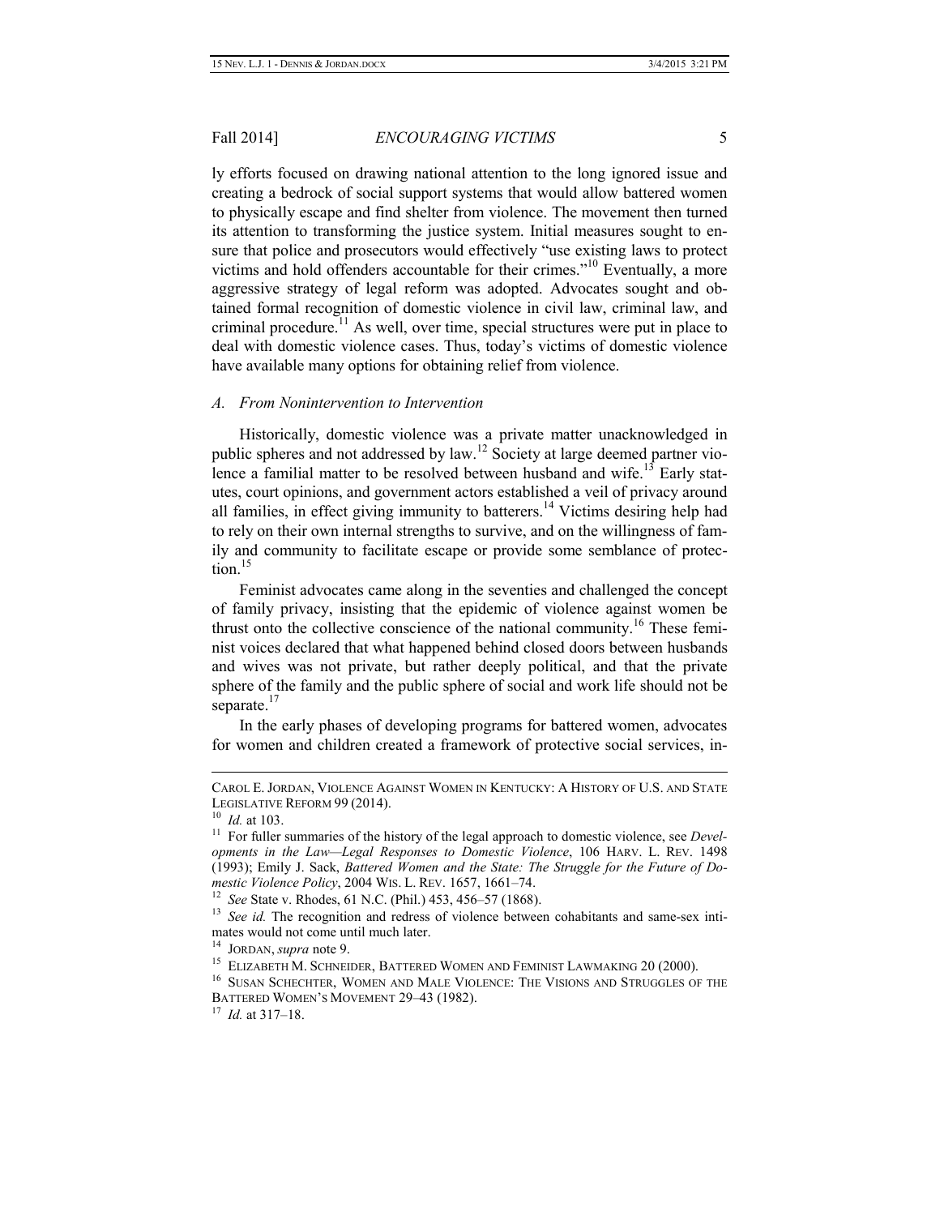ly efforts focused on drawing national attention to the long ignored issue and creating a bedrock of social support systems that would allow battered women to physically escape and find shelter from violence. The movement then turned its attention to transforming the justice system. Initial measures sought to ensure that police and prosecutors would effectively "use existing laws to protect victims and hold offenders accountable for their crimes."[10] Eventually, a more aggressive strategy of legal reform was adopted. Advocates sought and obtained formal recognition of domestic violence in civil law, criminal law, and criminal procedure.[11] As well, over time, special structures were put in place to deal with domestic violence cases. Thus, today's victims of domestic violence have available many options for obtaining relief from violence.

### *A. From Nonintervention to Intervention*

Historically, domestic violence was a private matter unacknowledged in public spheres and not addressed by law.[12] Society at large deemed partner violence a familial matter to be resolved between husband and wife.[13] Early statutes, court opinions, and government actors established a veil of privacy around all families, in effect giving immunity to batterers.[14] Victims desiring help had to rely on their own internal strengths to survive, and on the willingness of family and community to facilitate escape or provide some semblance of protection.[15]

Feminist advocates came along in the seventies and challenged the concept of family privacy, insisting that the epidemic of violence against women be thrust onto the collective conscience of the national community.[16] These feminist voices declared that what happened behind closed doors between husbands and wives was not private, but rather deeply political, and that the private sphere of the family and the public sphere of social and work life should not be separate.[17]

In the early phases of developing programs for battered women, advocates for women and children created a framework of protective social services, in-

---

CAROL E. JORDAN, VIOLENCE AGAINST WOMEN IN KENTUCKY: A HISTORY OF U.S. AND STATE LEGISLATIVE REFORM 99 (2014).

[10] *Id.* at 103.

[11] For fuller summaries of the history of the legal approach to domestic violence, see *Developments in the Law—Legal Responses to Domestic Violence*, 106 HARV. L. REV. 1498 (1993); Emily J. Sack, *Battered Women and the State: The Struggle for the Future of Domestic Violence Policy*, 2004 WIS. L. REV. 1657, 1661–74.

[12] *See* State v. Rhodes, 61 N.C. (Phil.) 453, 456–57 (1868).

[13] *See id.* The recognition and redress of violence between cohabitants and same-sex intimates would not come until much later.

[14] JORDAN, *supra* note 9.

[15] ELIZABETH M. SCHNEIDER, BATTERED WOMEN AND FEMINIST LAWMAKING 20 (2000).

[16] SUSAN SCHECHTER, WOMEN AND MALE VIOLENCE: THE VISIONS AND STRUGGLES OF THE BATTERED WOMEN'S MOVEMENT 29–43 (1982).

[17] *Id.* at 317–18.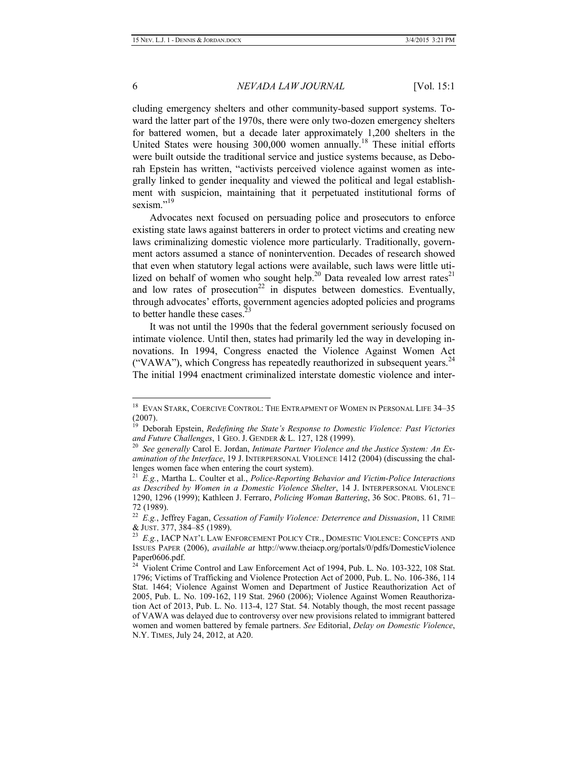cluding emergency shelters and other community-based support systems. Toward the latter part of the 1970s, there were only two-dozen emergency shelters for battered women, but a decade later approximately 1,200 shelters in the United States were housing 300,000 women annually.[18] These initial efforts were built outside the traditional service and justice systems because, as Deborah Epstein has written, "activists perceived violence against women as integrally linked to gender inequality and viewed the political and legal establishment with suspicion, maintaining that it perpetuated institutional forms of sexism."[19]

Advocates next focused on persuading police and prosecutors to enforce existing state laws against batterers in order to protect victims and creating new laws criminalizing domestic violence more particularly. Traditionally, government actors assumed a stance of nonintervention. Decades of research showed that even when statutory legal actions were available, such laws were little utilized on behalf of women who sought help.[20] Data revealed low arrest rates[21] and low rates of prosecution[22] in disputes between domestics. Eventually, through advocates' efforts, government agencies adopted policies and programs to better handle these cases.[23]

It was not until the 1990s that the federal government seriously focused on intimate violence. Until then, states had primarily led the way in developing innovations. In 1994, Congress enacted the Violence Against Women Act ("VAWA"), which Congress has repeatedly reauthorized in subsequent years.[24] The initial 1994 enactment criminalized interstate domestic violence and inter-

---

[18] EVAN STARK, COERCIVE CONTROL: THE ENTRAPMENT OF WOMEN IN PERSONAL LIFE 34–35 (2007).

[19] Deborah Epstein, *Redefining the State's Response to Domestic Violence: Past Victories and Future Challenges*, 1 GEO. J. GENDER & L. 127, 128 (1999).

[20] *See generally* Carol E. Jordan, *Intimate Partner Violence and the Justice System: An Examination of the Interface*, 19 J. INTERPERSONAL VIOLENCE 1412 (2004) (discussing the challenges women face when entering the court system).

[21] *E.g.*, Martha L. Coulter et al., *Police-Reporting Behavior and Victim-Police Interactions as Described by Women in a Domestic Violence Shelter*, 14 J. INTERPERSONAL VIOLENCE 1290, 1296 (1999); Kathleen J. Ferraro, *Policing Woman Battering*, 36 SOC. PROBS. 61, 71–72 (1989).

[22] *E.g.*, Jeffrey Fagan, *Cessation of Family Violence: Deterrence and Dissuasion*, 11 CRIME & JUST. 377, 384–85 (1989).

[23] *E.g.*, IACP NAT'L LAW ENFORCEMENT POLICY CTR., DOMESTIC VIOLENCE: CONCEPTS AND ISSUES PAPER (2006), *available at* http://www.theiacp.org/portals/0/pdfs/DomesticViolencePaper0606.pdf.

[24] Violent Crime Control and Law Enforcement Act of 1994, Pub. L. No. 103-322, 108 Stat. 1796; Victims of Trafficking and Violence Protection Act of 2000, Pub. L. No. 106-386, 114 Stat. 1464; Violence Against Women and Department of Justice Reauthorization Act of 2005, Pub. L. No. 109-162, 119 Stat. 2960 (2006); Violence Against Women Reauthorization Act of 2013, Pub. L. No. 113-4, 127 Stat. 54. Notably though, the most recent passage of VAWA was delayed due to controversy over new provisions related to immigrant battered women and women battered by female partners. *See* Editorial, *Delay on Domestic Violence*, N.Y. TIMES, July 24, 2012, at A20.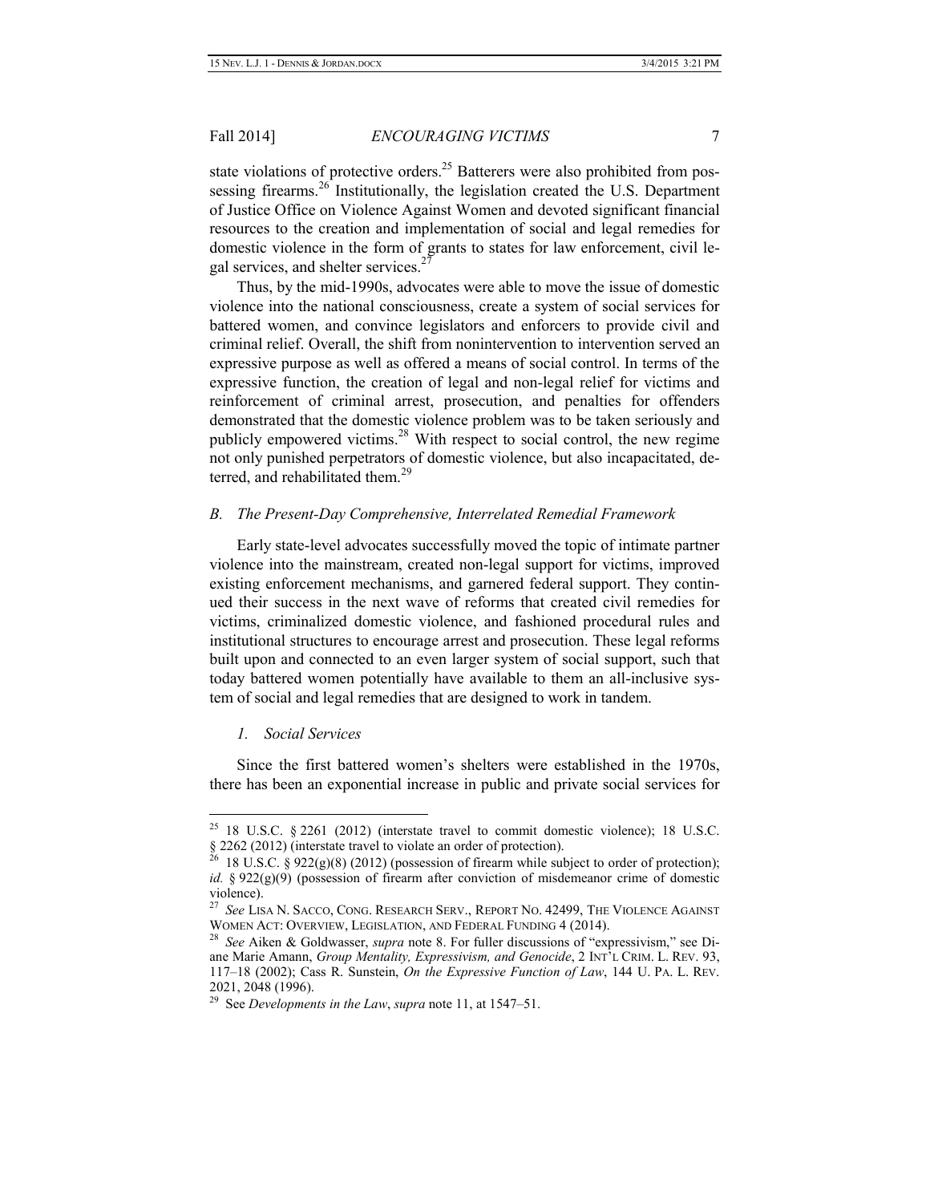state violations of protective orders.[25] Batterers were also prohibited from possessing firearms.[26] Institutionally, the legislation created the U.S. Department of Justice Office on Violence Against Women and devoted significant financial resources to the creation and implementation of social and legal remedies for domestic violence in the form of grants to states for law enforcement, civil legal services, and shelter services.[27]

Thus, by the mid-1990s, advocates were able to move the issue of domestic violence into the national consciousness, create a system of social services for battered women, and convince legislators and enforcers to provide civil and criminal relief. Overall, the shift from nonintervention to intervention served an expressive purpose as well as offered a means of social control. In terms of the expressive function, the creation of legal and non-legal relief for victims and reinforcement of criminal arrest, prosecution, and penalties for offenders demonstrated that the domestic violence problem was to be taken seriously and publicly empowered victims.[28] With respect to social control, the new regime not only punished perpetrators of domestic violence, but also incapacitated, deterred, and rehabilitated them.[29]

### *B. The Present-Day Comprehensive, Interrelated Remedial Framework*

Early state-level advocates successfully moved the topic of intimate partner violence into the mainstream, created non-legal support for victims, improved existing enforcement mechanisms, and garnered federal support. They continued their success in the next wave of reforms that created civil remedies for victims, criminalized domestic violence, and fashioned procedural rules and institutional structures to encourage arrest and prosecution. These legal reforms built upon and connected to an even larger system of social support, such that today battered women potentially have available to them an all-inclusive system of social and legal remedies that are designed to work in tandem.

#### *1. Social Services*

Since the first battered women's shelters were established in the 1970s, there has been an exponential increase in public and private social services for

---

[25] 18 U.S.C. § 2261 (2012) (interstate travel to commit domestic violence); 18 U.S.C. § 2262 (2012) (interstate travel to violate an order of protection).

[26] 18 U.S.C. § 922(g)(8) (2012) (possession of firearm while subject to order of protection); *id.* § 922(g)(9) (possession of firearm after conviction of misdemeanor crime of domestic violence).

[27] *See* LISA N. SACCO, CONG. RESEARCH SERV., REPORT NO. 42499, THE VIOLENCE AGAINST WOMEN ACT: OVERVIEW, LEGISLATION, AND FEDERAL FUNDING 4 (2014).

[28] *See* Aiken & Goldwasser, *supra* note 8. For fuller discussions of "expressivism," see Diane Marie Amann, *Group Mentality, Expressivism, and Genocide*, 2 INT'L CRIM. L. REV. 93, 117–18 (2002); Cass R. Sunstein, *On the Expressive Function of Law*, 144 U. PA. L. REV. 2021, 2048 (1996).

[29] See *Developments in the Law*, *supra* note 11, at 1547–51.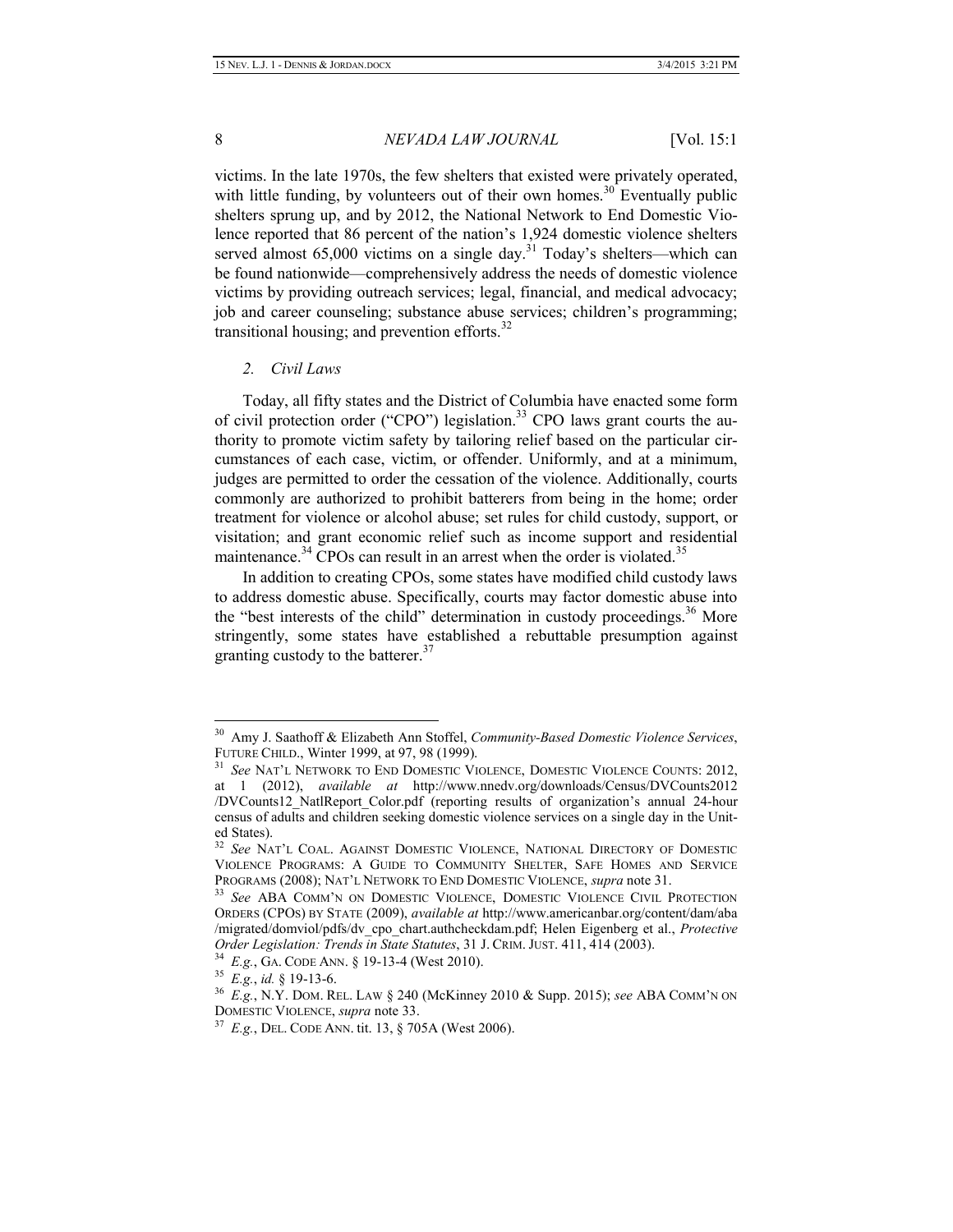victims. In the late 1970s, the few shelters that existed were privately operated, with little funding, by volunteers out of their own homes.[30] Eventually public shelters sprung up, and by 2012, the National Network to End Domestic Violence reported that 86 percent of the nation's 1,924 domestic violence shelters served almost 65,000 victims on a single day.[31] Today's shelters—which can be found nationwide—comprehensively address the needs of domestic violence victims by providing outreach services; legal, financial, and medical advocacy; job and career counseling; substance abuse services; children's programming; transitional housing; and prevention efforts.[32]

### *2. Civil Laws*

Today, all fifty states and the District of Columbia have enacted some form of civil protection order ("CPO") legislation.[33] CPO laws grant courts the authority to promote victim safety by tailoring relief based on the particular circumstances of each case, victim, or offender. Uniformly, and at a minimum, judges are permitted to order the cessation of the violence. Additionally, courts commonly are authorized to prohibit batterers from being in the home; order treatment for violence or alcohol abuse; set rules for child custody, support, or visitation; and grant economic relief such as income support and residential maintenance.[34] CPOs can result in an arrest when the order is violated.[35]

In addition to creating CPOs, some states have modified child custody laws to address domestic abuse. Specifically, courts may factor domestic abuse into the "best interests of the child" determination in custody proceedings.[36] More stringently, some states have established a rebuttable presumption against granting custody to the batterer.[37]

---

[30] Amy J. Saathoff & Elizabeth Ann Stoffel, *Community-Based Domestic Violence Services*, FUTURE CHILD., Winter 1999, at 97, 98 (1999).

[31] *See* NAT'L NETWORK TO END DOMESTIC VIOLENCE, DOMESTIC VIOLENCE COUNTS: 2012, at 1 (2012), *available at* http://www.nnedv.org/downloads/Census/DVCounts2012/DVCounts12_NatlReport_Color.pdf (reporting results of organization's annual 24-hour census of adults and children seeking domestic violence services on a single day in the United States).

[32] *See* NAT'L COAL. AGAINST DOMESTIC VIOLENCE, NATIONAL DIRECTORY OF DOMESTIC VIOLENCE PROGRAMS: A GUIDE TO COMMUNITY SHELTER, SAFE HOMES AND SERVICE PROGRAMS (2008); NAT'L NETWORK TO END DOMESTIC VIOLENCE, *supra* note 31.

[33] *See* ABA COMM'N ON DOMESTIC VIOLENCE, DOMESTIC VIOLENCE CIVIL PROTECTION ORDERS (CPOS) BY STATE (2009), *available at* http://www.americanbar.org/content/dam/aba/migrated/domviol/pdfs/dv_cpo_chart.authcheckdam.pdf; Helen Eigenberg et al., *Protective Order Legislation: Trends in State Statutes*, 31 J. CRIM. JUST. 411, 414 (2003).

[34] *E.g.*, GA. CODE ANN. § 19-13-4 (West 2010).

[35] *E.g.*, *id.* § 19-13-6.

[36] *E.g.*, N.Y. DOM. REL. LAW § 240 (McKinney 2010 & Supp. 2015); *see* ABA COMM'N ON DOMESTIC VIOLENCE, *supra* note 33.

[37] *E.g.*, DEL. CODE ANN. tit. 13, § 705A (West 2006).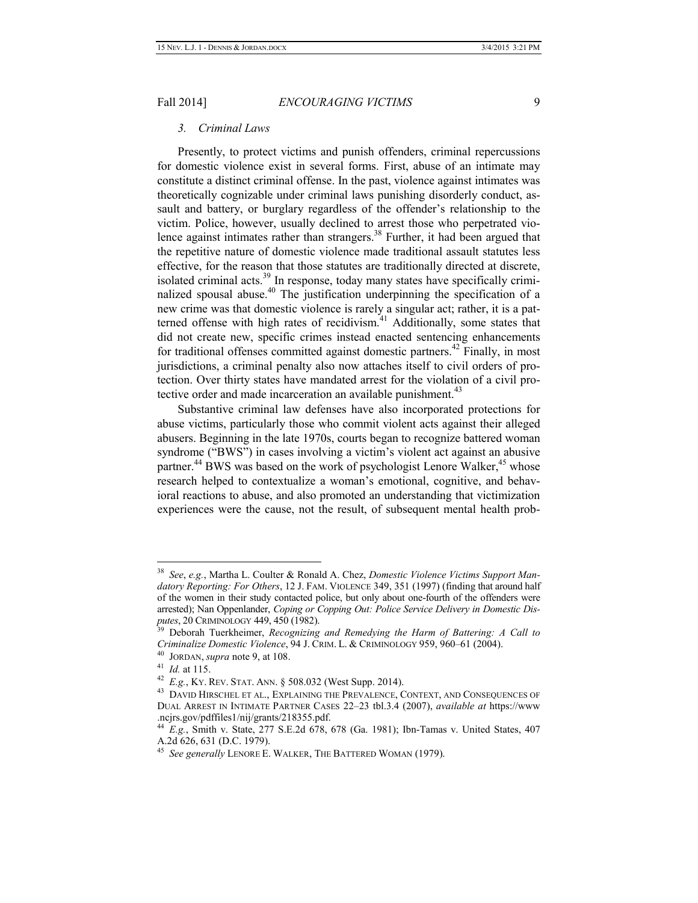### *3. Criminal Laws*

Presently, to protect victims and punish offenders, criminal repercussions for domestic violence exist in several forms. First, abuse of an intimate may constitute a distinct criminal offense. In the past, violence against intimates was theoretically cognizable under criminal laws punishing disorderly conduct, assault and battery, or burglary regardless of the offender's relationship to the victim. Police, however, usually declined to arrest those who perpetrated violence against intimates rather than strangers.[38] Further, it had been argued that the repetitive nature of domestic violence made traditional assault statutes less effective, for the reason that those statutes are traditionally directed at discrete, isolated criminal acts.[39] In response, today many states have specifically criminalized spousal abuse.[40] The justification underpinning the specification of a new crime was that domestic violence is rarely a singular act; rather, it is a patterned offense with high rates of recidivism.[41] Additionally, some states that did not create new, specific crimes instead enacted sentencing enhancements for traditional offenses committed against domestic partners.[42] Finally, in most jurisdictions, a criminal penalty also now attaches itself to civil orders of protection. Over thirty states have mandated arrest for the violation of a civil protective order and made incarceration an available punishment.[43]

Substantive criminal law defenses have also incorporated protections for abuse victims, particularly those who commit violent acts against their alleged abusers. Beginning in the late 1970s, courts began to recognize battered woman syndrome ("BWS") in cases involving a victim's violent act against an abusive partner.[44] BWS was based on the work of psychologist Lenore Walker,[45] whose research helped to contextualize a woman's emotional, cognitive, and behavioral reactions to abuse, and also promoted an understanding that victimization experiences were the cause, not the result, of subsequent mental health prob-

---

[38] *See*, *e.g.*, Martha L. Coulter & Ronald A. Chez, *Domestic Violence Victims Support Mandatory Reporting: For Others*, 12 J. FAM. VIOLENCE 349, 351 (1997) (finding that around half of the women in their study contacted police, but only about one-fourth of the offenders were arrested); Nan Oppenlander, *Coping or Copping Out: Police Service Delivery in Domestic Disputes*, 20 CRIMINOLOGY 449, 450 (1982).

[39] Deborah Tuerkheimer, *Recognizing and Remedying the Harm of Battering: A Call to Criminalize Domestic Violence*, 94 J. CRIM. L. & CRIMINOLOGY 959, 960–61 (2004).

[40] JORDAN, *supra* note 9, at 108.

[41] *Id.* at 115.

[42] *E.g.*, KY. REV. STAT. ANN. § 508.032 (West Supp. 2014).

[43] DAVID HIRSCHEL ET AL., EXPLAINING THE PREVALENCE, CONTEXT, AND CONSEQUENCES OF DUAL ARREST IN INTIMATE PARTNER CASES 22–23 tbl.3.4 (2007), *available at* https://www.ncjrs.gov/pdffiles1/nij/grants/218355.pdf.

[44] *E.g.*, Smith v. State, 277 S.E.2d 678, 678 (Ga. 1981); Ibn-Tamas v. United States, 407 A.2d 626, 631 (D.C. 1979).

[45] *See generally* LENORE E. WALKER, THE BATTERED WOMAN (1979).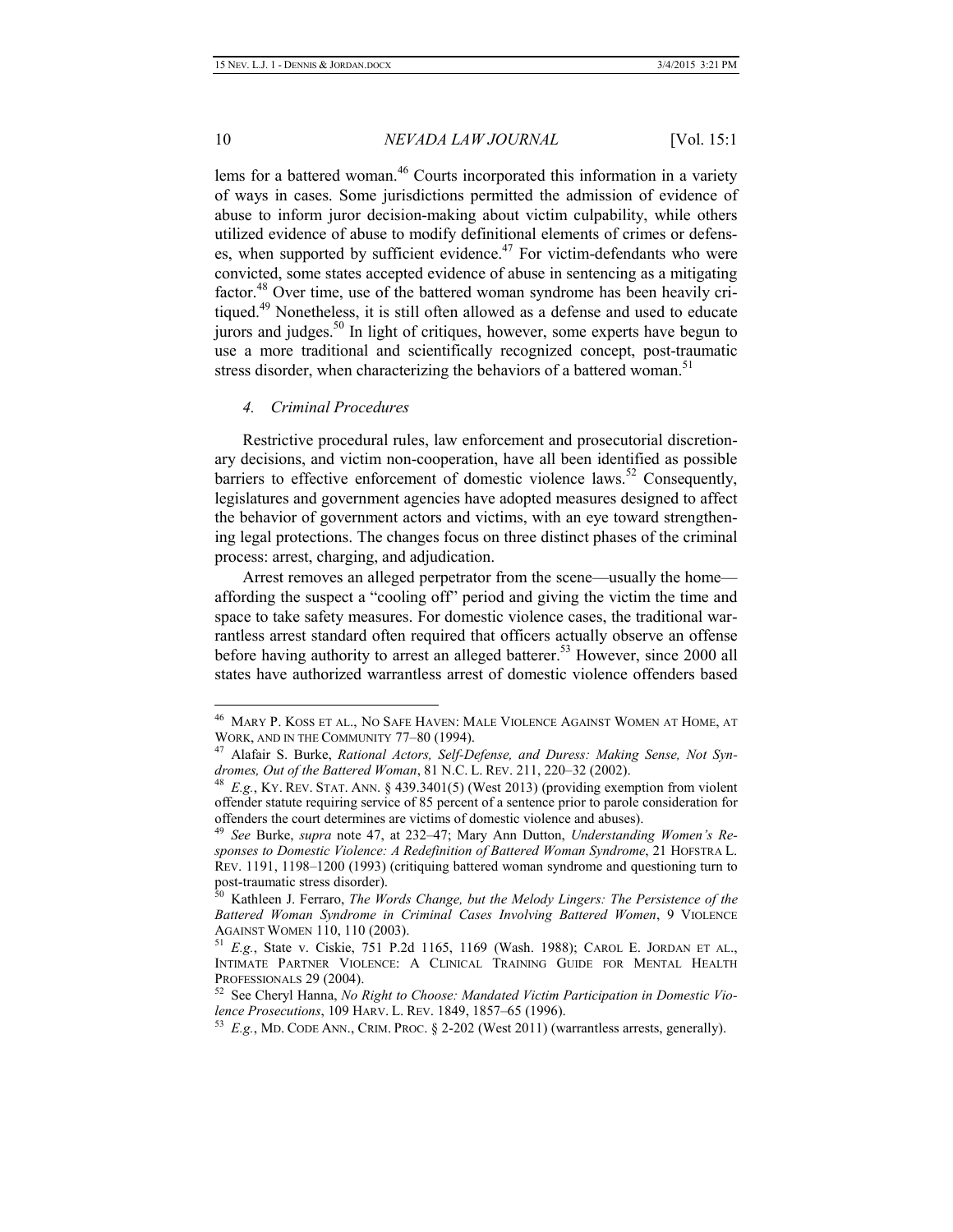lems for a battered woman.[46] Courts incorporated this information in a variety of ways in cases. Some jurisdictions permitted the admission of evidence of abuse to inform juror decision-making about victim culpability, while others utilized evidence of abuse to modify definitional elements of crimes or defenses, when supported by sufficient evidence.[47] For victim-defendants who were convicted, some states accepted evidence of abuse in sentencing as a mitigating factor.[48] Over time, use of the battered woman syndrome has been heavily critiqued.[49] Nonetheless, it is still often allowed as a defense and used to educate jurors and judges.[50] In light of critiques, however, some experts have begun to use a more traditional and scientifically recognized concept, post-traumatic stress disorder, when characterizing the behaviors of a battered woman.[51]

#### *4. Criminal Procedures*

Restrictive procedural rules, law enforcement and prosecutorial discretionary decisions, and victim non-cooperation, have all been identified as possible barriers to effective enforcement of domestic violence laws.[52] Consequently, legislatures and government agencies have adopted measures designed to affect the behavior of government actors and victims, with an eye toward strengthening legal protections. The changes focus on three distinct phases of the criminal process: arrest, charging, and adjudication.

Arrest removes an alleged perpetrator from the scene—usually the home—affording the suspect a "cooling off" period and giving the victim the time and space to take safety measures. For domestic violence cases, the traditional warrantless arrest standard often required that officers actually observe an offense before having authority to arrest an alleged batterer.[53] However, since 2000 all states have authorized warrantless arrest of domestic violence offenders based

---

[46] MARY P. KOSS ET AL., NO SAFE HAVEN: MALE VIOLENCE AGAINST WOMEN AT HOME, AT WORK, AND IN THE COMMUNITY 77–80 (1994).

[47] Alafair S. Burke, *Rational Actors, Self-Defense, and Duress: Making Sense, Not Syndromes, Out of the Battered Woman*, 81 N.C. L. REV. 211, 220–32 (2002).

[48] *E.g.*, KY. REV. STAT. ANN. § 439.3401(5) (West 2013) (providing exemption from violent offender statute requiring service of 85 percent of a sentence prior to parole consideration for offenders the court determines are victims of domestic violence and abuses).

[49] *See* Burke, *supra* note 47, at 232–47; Mary Ann Dutton, *Understanding Women's Responses to Domestic Violence: A Redefinition of Battered Woman Syndrome*, 21 HOFSTRA L. REV. 1191, 1198–1200 (1993) (critiquing battered woman syndrome and questioning turn to post-traumatic stress disorder).

[50] Kathleen J. Ferraro, *The Words Change, but the Melody Lingers: The Persistence of the Battered Woman Syndrome in Criminal Cases Involving Battered Women*, 9 VIOLENCE AGAINST WOMEN 110, 110 (2003).

[51] *E.g.*, State v. Ciskie, 751 P.2d 1165, 1169 (Wash. 1988); CAROL E. JORDAN ET AL., INTIMATE PARTNER VIOLENCE: A CLINICAL TRAINING GUIDE FOR MENTAL HEALTH PROFESSIONALS 29 (2004).

[52] See Cheryl Hanna, *No Right to Choose: Mandated Victim Participation in Domestic Violence Prosecutions*, 109 HARV. L. REV. 1849, 1857–65 (1996).

[53] *E.g.*, MD. CODE ANN., CRIM. PROC. § 2-202 (West 2011) (warrantless arrests, generally).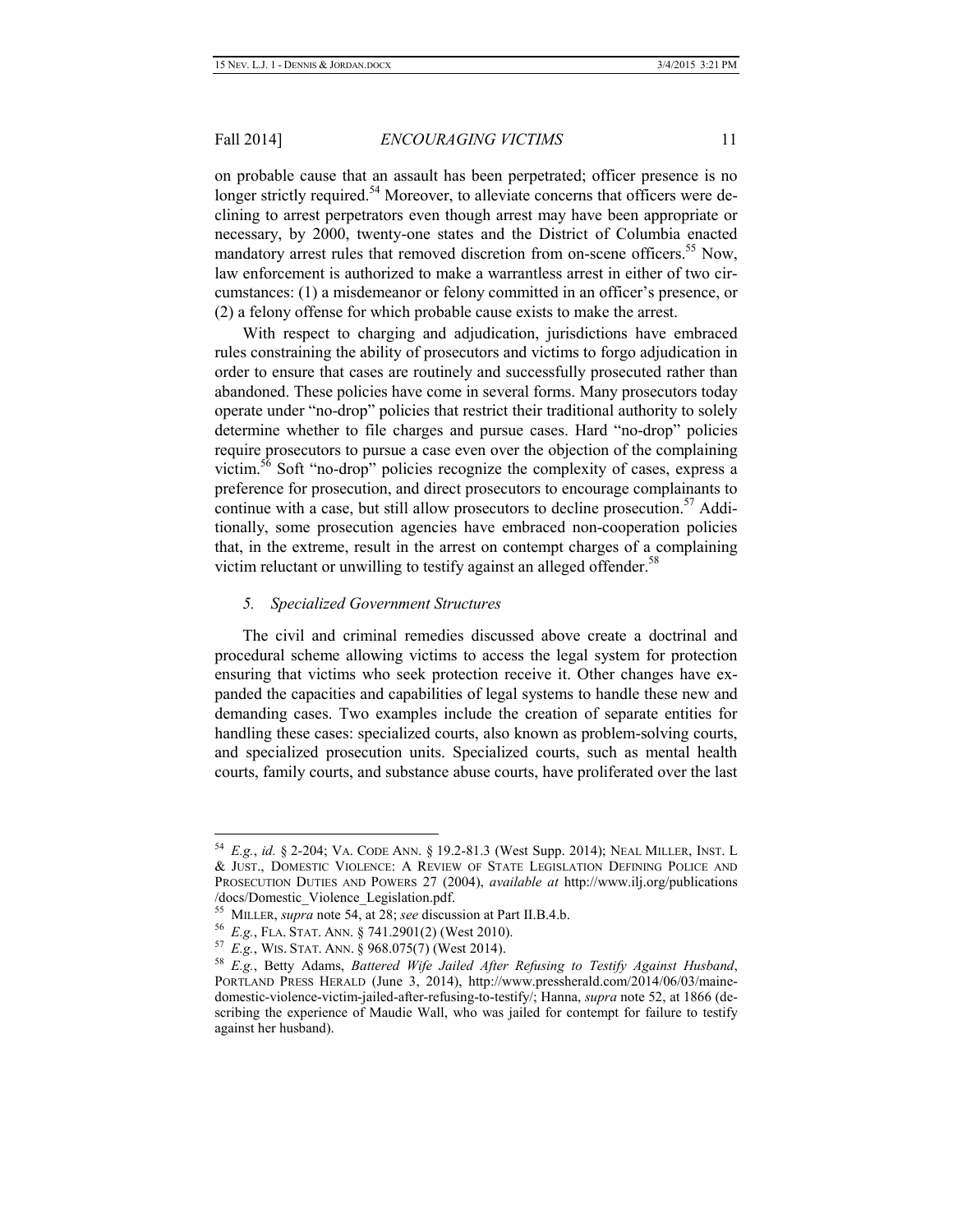on probable cause that an assault has been perpetrated; officer presence is no longer strictly required.[54] Moreover, to alleviate concerns that officers were declining to arrest perpetrators even though arrest may have been appropriate or necessary, by 2000, twenty-one states and the District of Columbia enacted mandatory arrest rules that removed discretion from on-scene officers.[55] Now, law enforcement is authorized to make a warrantless arrest in either of two circumstances: (1) a misdemeanor or felony committed in an officer's presence, or (2) a felony offense for which probable cause exists to make the arrest.

With respect to charging and adjudication, jurisdictions have embraced rules constraining the ability of prosecutors and victims to forgo adjudication in order to ensure that cases are routinely and successfully prosecuted rather than abandoned. These policies have come in several forms. Many prosecutors today operate under "no-drop" policies that restrict their traditional authority to solely determine whether to file charges and pursue cases. Hard "no-drop" policies require prosecutors to pursue a case even over the objection of the complaining victim.[56] Soft "no-drop" policies recognize the complexity of cases, express a preference for prosecution, and direct prosecutors to encourage complainants to continue with a case, but still allow prosecutors to decline prosecution.[57] Additionally, some prosecution agencies have embraced non-cooperation policies that, in the extreme, result in the arrest on contempt charges of a complaining victim reluctant or unwilling to testify against an alleged offender.[58]

#### *5. Specialized Government Structures*

The civil and criminal remedies discussed above create a doctrinal and procedural scheme allowing victims to access the legal system for protection ensuring that victims who seek protection receive it. Other changes have expanded the capacities and capabilities of legal systems to handle these new and demanding cases. Two examples include the creation of separate entities for handling these cases: specialized courts, also known as problem-solving courts, and specialized prosecution units. Specialized courts, such as mental health courts, family courts, and substance abuse courts, have proliferated over the last

---

[54] *E.g.*, *id.* § 2-204; VA. CODE ANN. § 19.2-81.3 (West Supp. 2014); NEAL MILLER, INST. L & JUST., DOMESTIC VIOLENCE: A REVIEW OF STATE LEGISLATION DEFINING POLICE AND PROSECUTION DUTIES AND POWERS 27 (2004), *available at* http://www.ilj.org/publications/docs/Domestic_Violence_Legislation.pdf.

[55] MILLER, *supra* note 54, at 28; *see* discussion at Part II.B.4.b.

[56] *E.g.*, FLA. STAT. ANN. § 741.2901(2) (West 2010).

[57] *E.g.*, WIS. STAT. ANN. § 968.075(7) (West 2014).

[58] *E.g.*, Betty Adams, *Battered Wife Jailed After Refusing to Testify Against Husband*, PORTLAND PRESS HERALD (June 3, 2014), http://www.pressherald.com/2014/06/03/maine-domestic-violence-victim-jailed-after-refusing-to-testify/; Hanna, *supra* note 52, at 1866 (describing the experience of Maudie Wall, who was jailed for contempt for failure to testify against her husband).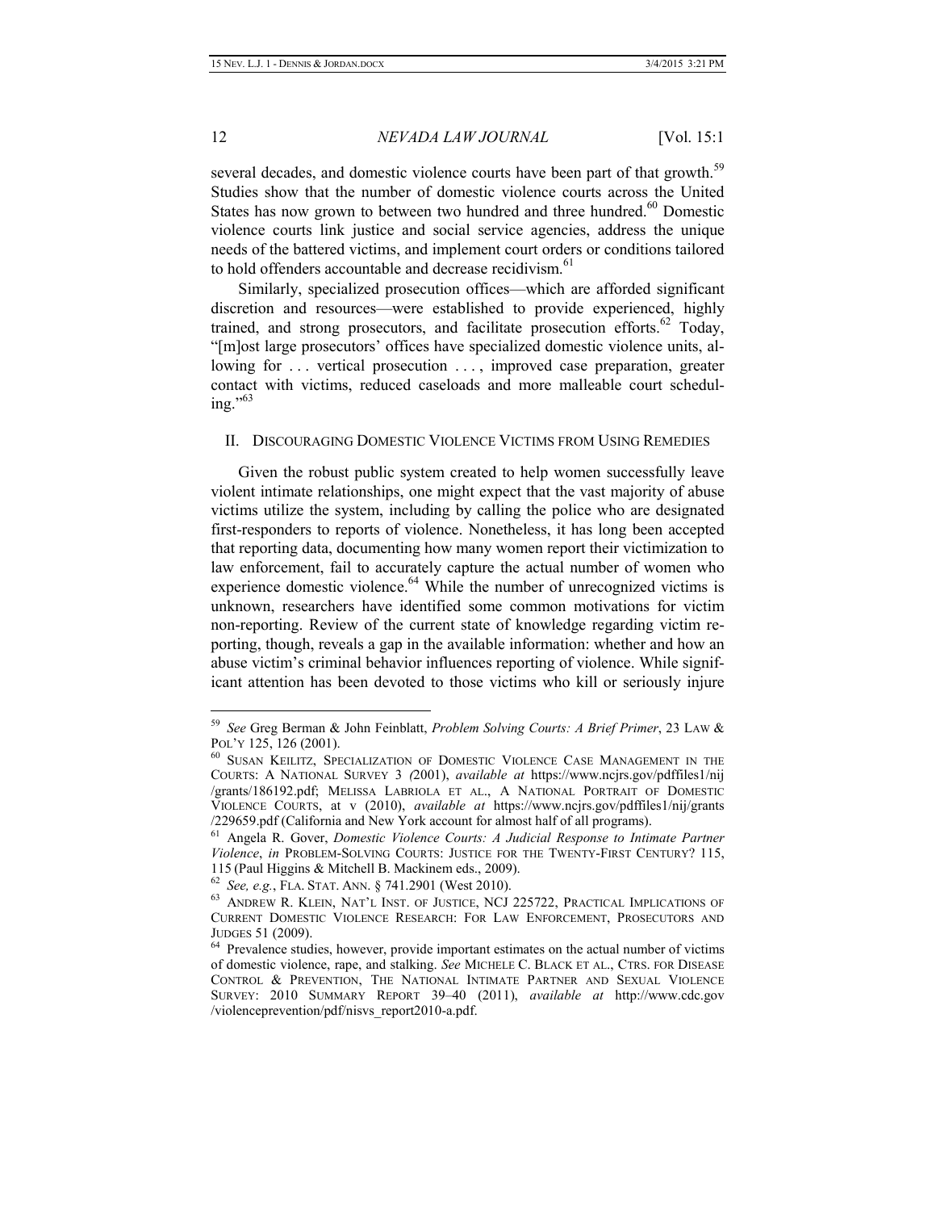several decades, and domestic violence courts have been part of that growth.[59] Studies show that the number of domestic violence courts across the United States has now grown to between two hundred and three hundred.[60] Domestic violence courts link justice and social service agencies, address the unique needs of the battered victims, and implement court orders or conditions tailored to hold offenders accountable and decrease recidivism.[61]

Similarly, specialized prosecution offices—which are afforded significant discretion and resources—were established to provide experienced, highly trained, and strong prosecutors, and facilitate prosecution efforts.[62] Today, "[m]ost large prosecutors' offices have specialized domestic violence units, allowing for . . . vertical prosecution . . . , improved case preparation, greater contact with victims, reduced caseloads and more malleable court scheduling."[63]

## II. Discouraging Domestic Violence Victims from Using Remedies

Given the robust public system created to help women successfully leave violent intimate relationships, one might expect that the vast majority of abuse victims utilize the system, including by calling the police who are designated first-responders to reports of violence. Nonetheless, it has long been accepted that reporting data, documenting how many women report their victimization to law enforcement, fail to accurately capture the actual number of women who experience domestic violence.[64] While the number of unrecognized victims is unknown, researchers have identified some common motivations for victim non-reporting. Review of the current state of knowledge regarding victim reporting, though, reveals a gap in the available information: whether and how an abuse victim's criminal behavior influences reporting of violence. While significant attention has been devoted to those victims who kill or seriously injure

---

[59] *See* Greg Berman & John Feinblatt, *Problem Solving Courts: A Brief Primer*, 23 Law & Pol'y 125, 126 (2001).

[60] Susan Keilitz, Specialization of Domestic Violence Case Management in the Courts: A National Survey 3 (2001), *available at* https://www.ncjrs.gov/pdffiles1/nij/grants/186192.pdf; Melissa Labriola et al., A National Portrait of Domestic Violence Courts, at v (2010), *available at* https://www.ncjrs.gov/pdffiles1/nij/grants/229659.pdf (California and New York account for almost half of all programs).

[61] Angela R. Gover, *Domestic Violence Courts: A Judicial Response to Intimate Partner Violence*, *in* Problem-Solving Courts: Justice for the Twenty-First Century? 115, 115 (Paul Higgins & Mitchell B. Mackinem eds., 2009).

[62] *See, e.g.*, Fla. Stat. Ann. § 741.2901 (West 2010).

[63] Andrew R. Klein, Nat'l Inst. of Justice, NCJ 225722, Practical Implications of Current Domestic Violence Research: For Law Enforcement, Prosecutors and Judges 51 (2009).

[64] Prevalence studies, however, provide important estimates on the actual number of victims of domestic violence, rape, and stalking. *See* Michele C. Black et al., Ctrs. for Disease Control & Prevention, The National Intimate Partner and Sexual Violence Survey: 2010 Summary Report 39–40 (2011), *available at* http://www.cdc.gov/violenceprevention/pdf/nisvs_report2010-a.pdf.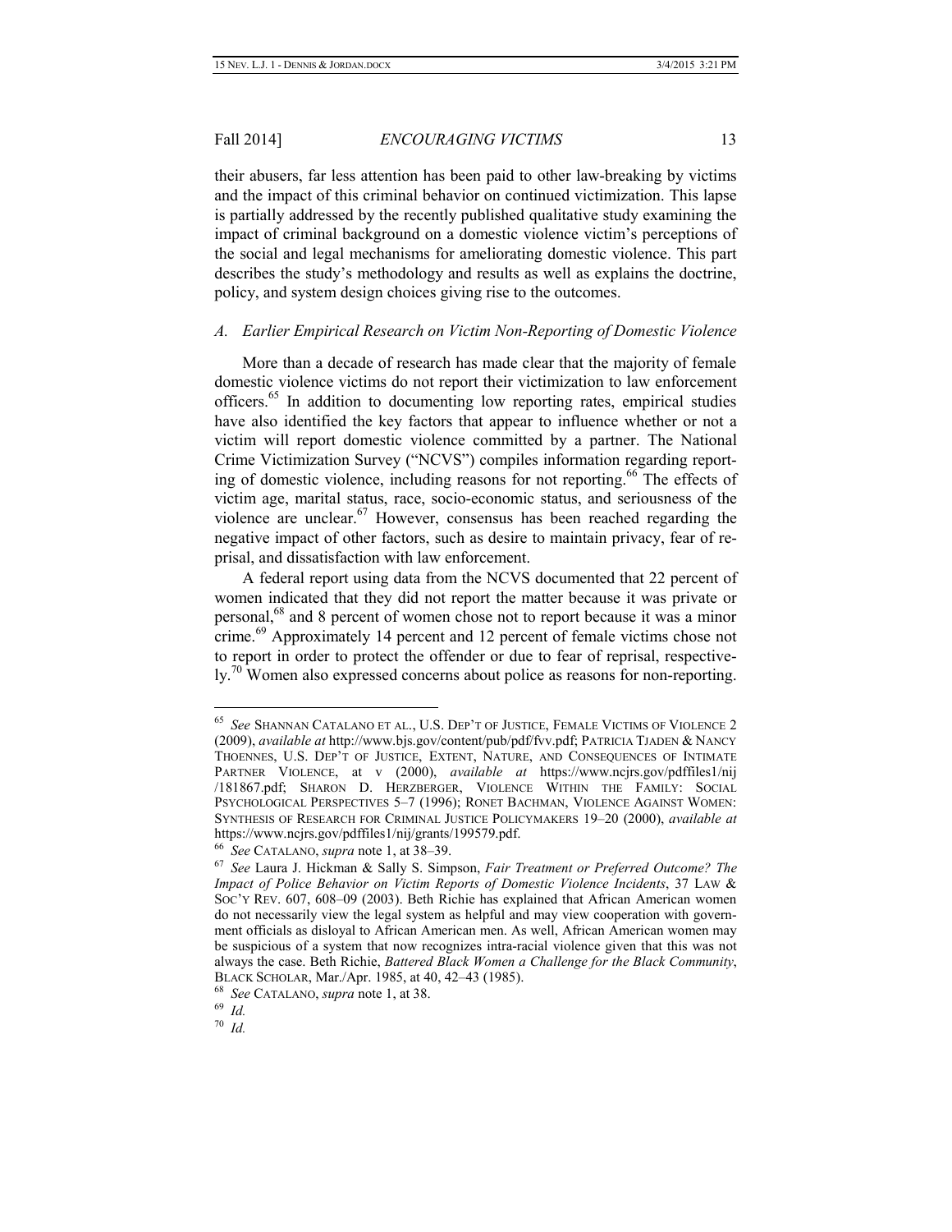their abusers, far less attention has been paid to other law-breaking by victims and the impact of this criminal behavior on continued victimization. This lapse is partially addressed by the recently published qualitative study examining the impact of criminal background on a domestic violence victim's perceptions of the social and legal mechanisms for ameliorating domestic violence. This part describes the study's methodology and results as well as explains the doctrine, policy, and system design choices giving rise to the outcomes.

### *A. Earlier Empirical Research on Victim Non-Reporting of Domestic Violence*

More than a decade of research has made clear that the majority of female domestic violence victims do not report their victimization to law enforcement officers.[65] In addition to documenting low reporting rates, empirical studies have also identified the key factors that appear to influence whether or not a victim will report domestic violence committed by a partner. The National Crime Victimization Survey ("NCVS") compiles information regarding reporting of domestic violence, including reasons for not reporting.[66] The effects of victim age, marital status, race, socio-economic status, and seriousness of the violence are unclear.[67] However, consensus has been reached regarding the negative impact of other factors, such as desire to maintain privacy, fear of reprisal, and dissatisfaction with law enforcement.

A federal report using data from the NCVS documented that 22 percent of women indicated that they did not report the matter because it was private or personal,[68] and 8 percent of women chose not to report because it was a minor crime.[69] Approximately 14 percent and 12 percent of female victims chose not to report in order to protect the offender or due to fear of reprisal, respectively.[70] Women also expressed concerns about police as reasons for non-reporting.

---

[65] *See* SHANNAN CATALANO ET AL., U.S. DEP'T OF JUSTICE, FEMALE VICTIMS OF VIOLENCE 2 (2009), *available at* http://www.bjs.gov/content/pub/pdf/fvv.pdf; PATRICIA TJADEN & NANCY THOENNES, U.S. DEP'T OF JUSTICE, EXTENT, NATURE, AND CONSEQUENCES OF INTIMATE PARTNER VIOLENCE, at v (2000), *available at* https://www.ncjrs.gov/pdffiles1/nij/181867.pdf; SHARON D. HERZBERGER, VIOLENCE WITHIN THE FAMILY: SOCIAL PSYCHOLOGICAL PERSPECTIVES 5–7 (1996); RONET BACHMAN, VIOLENCE AGAINST WOMEN: SYNTHESIS OF RESEARCH FOR CRIMINAL JUSTICE POLICYMAKERS 19–20 (2000), *available at* https://www.ncjrs.gov/pdffiles1/nij/grants/199579.pdf.

[66] *See* CATALANO, *supra* note 1, at 38–39.

[67] *See* Laura J. Hickman & Sally S. Simpson, *Fair Treatment or Preferred Outcome? The Impact of Police Behavior on Victim Reports of Domestic Violence Incidents*, 37 LAW & SOC'Y REV. 607, 608–09 (2003). Beth Richie has explained that African American women do not necessarily view the legal system as helpful and may view cooperation with government officials as disloyal to African American men. As well, African American women may be suspicious of a system that now recognizes intra-racial violence given that this was not always the case. Beth Richie, *Battered Black Women a Challenge for the Black Community*, BLACK SCHOLAR, Mar./Apr. 1985, at 40, 42–43 (1985).

[68] *See* CATALANO, *supra* note 1, at 38.

[69] *Id.*

[70] *Id.*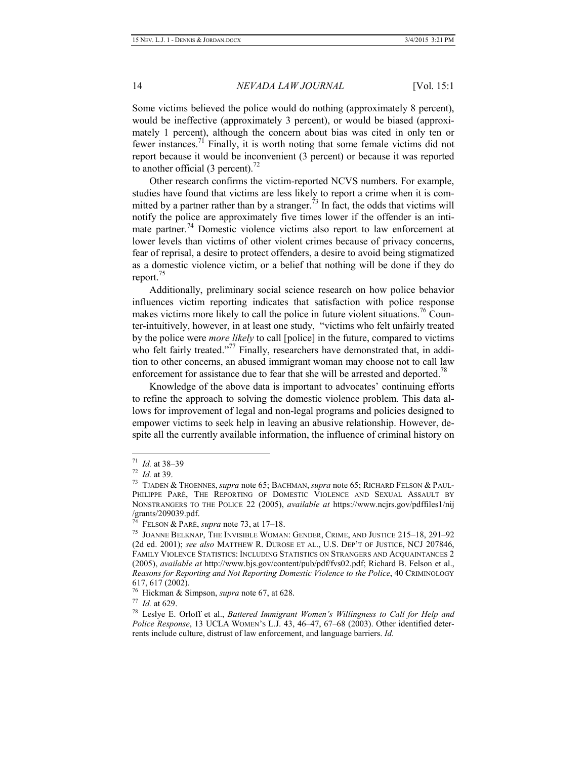Some victims believed the police would do nothing (approximately 8 percent), would be ineffective (approximately 3 percent), or would be biased (approximately 1 percent), although the concern about bias was cited in only ten or fewer instances.[71] Finally, it is worth noting that some female victims did not report because it would be inconvenient (3 percent) or because it was reported to another official (3 percent).[72]

Other research confirms the victim-reported NCVS numbers. For example, studies have found that victims are less likely to report a crime when it is committed by a partner rather than by a stranger.[73] In fact, the odds that victims will notify the police are approximately five times lower if the offender is an intimate partner.[74] Domestic violence victims also report to law enforcement at lower levels than victims of other violent crimes because of privacy concerns, fear of reprisal, a desire to protect offenders, a desire to avoid being stigmatized as a domestic violence victim, or a belief that nothing will be done if they do report.[75]

Additionally, preliminary social science research on how police behavior influences victim reporting indicates that satisfaction with police response makes victims more likely to call the police in future violent situations.[76] Counter-intuitively, however, in at least one study, "victims who felt unfairly treated by the police were *more likely* to call [police] in the future, compared to victims who felt fairly treated."[77] Finally, researchers have demonstrated that, in addition to other concerns, an abused immigrant woman may choose not to call law enforcement for assistance due to fear that she will be arrested and deported.[78]

Knowledge of the above data is important to advocates' continuing efforts to refine the approach to solving the domestic violence problem. This data allows for improvement of legal and non-legal programs and policies designed to empower victims to seek help in leaving an abusive relationship. However, despite all the currently available information, the influence of criminal history on

---

[71] *Id.* at 38–39

[72] *Id.* at 39.

[73] TJADEN & THOENNES, *supra* note 65; BACHMAN, *supra* note 65; RICHARD FELSON & PAUL-PHILIPPE PARÉ, THE REPORTING OF DOMESTIC VIOLENCE AND SEXUAL ASSAULT BY NONSTRANGERS TO THE POLICE 22 (2005), *available at* https://www.ncjrs.gov/pdffiles1/nij/grants/209039.pdf.

[74] FELSON & PARÉ, *supra* note 73, at 17–18.

[75] JOANNE BELKNAP, THE INVISIBLE WOMAN: GENDER, CRIME, AND JUSTICE 215–18, 291–92 (2d ed. 2001); *see also* MATTHEW R. DUROSE ET AL., U.S. DEP'T OF JUSTICE, NCJ 207846, FAMILY VIOLENCE STATISTICS: INCLUDING STATISTICS ON STRANGERS AND ACQUAINTANCES 2 (2005), *available at* http://www.bjs.gov/content/pub/pdf/fvs02.pdf; Richard B. Felson et al., *Reasons for Reporting and Not Reporting Domestic Violence to the Police*, 40 CRIMINOLOGY 617, 617 (2002).

[76] Hickman & Simpson, *supra* note 67, at 628.

[77] *Id.* at 629.

[78] Leslye E. Orloff et al., *Battered Immigrant Women's Willingness to Call for Help and Police Response*, 13 UCLA WOMEN'S L.J. 43, 46–47, 67–68 (2003). Other identified deterrents include culture, distrust of law enforcement, and language barriers. *Id.*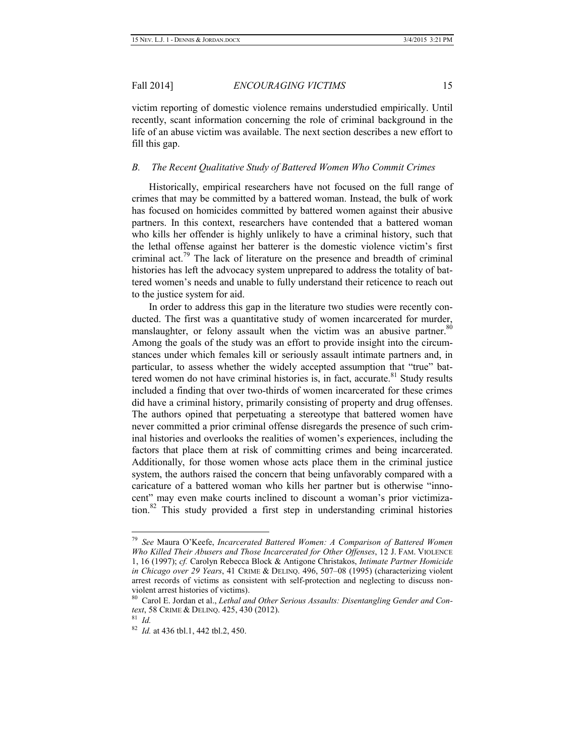victim reporting of domestic violence remains understudied empirically. Until recently, scant information concerning the role of criminal background in the life of an abuse victim was available. The next section describes a new effort to fill this gap.

### *B. The Recent Qualitative Study of Battered Women Who Commit Crimes*

Historically, empirical researchers have not focused on the full range of crimes that may be committed by a battered woman. Instead, the bulk of work has focused on homicides committed by battered women against their abusive partners. In this context, researchers have contended that a battered woman who kills her offender is highly unlikely to have a criminal history, such that the lethal offense against her batterer is the domestic violence victim's first criminal act.[79] The lack of literature on the presence and breadth of criminal histories has left the advocacy system unprepared to address the totality of battered women's needs and unable to fully understand their reticence to reach out to the justice system for aid.

In order to address this gap in the literature two studies were recently conducted. The first was a quantitative study of women incarcerated for murder, manslaughter, or felony assault when the victim was an abusive partner.[80] Among the goals of the study was an effort to provide insight into the circumstances under which females kill or seriously assault intimate partners and, in particular, to assess whether the widely accepted assumption that "true" battered women do not have criminal histories is, in fact, accurate.[81] Study results included a finding that over two-thirds of women incarcerated for these crimes did have a criminal history, primarily consisting of property and drug offenses. The authors opined that perpetuating a stereotype that battered women have never committed a prior criminal offense disregards the presence of such criminal histories and overlooks the realities of women's experiences, including the factors that place them at risk of committing crimes and being incarcerated. Additionally, for those women whose acts place them in the criminal justice system, the authors raised the concern that being unfavorably compared with a caricature of a battered woman who kills her partner but is otherwise "innocent" may even make courts inclined to discount a woman's prior victimization.[82] This study provided a first step in understanding criminal histories

---

[79] *See* Maura O'Keefe, *Incarcerated Battered Women: A Comparison of Battered Women Who Killed Their Abusers and Those Incarcerated for Other Offenses*, 12 J. FAM. VIOLENCE 1, 16 (1997); *cf.* Carolyn Rebecca Block & Antigone Christakos, *Intimate Partner Homicide in Chicago over 29 Years*, 41 CRIME & DELINQ. 496, 507–08 (1995) (characterizing violent arrest records of victims as consistent with self-protection and neglecting to discuss non-violent arrest histories of victims).

[80] Carol E. Jordan et al., *Lethal and Other Serious Assaults: Disentangling Gender and Context*, 58 CRIME & DELINQ. 425, 430 (2012).

[81] *Id.*

[82] *Id.* at 436 tbl.1, 442 tbl.2, 450.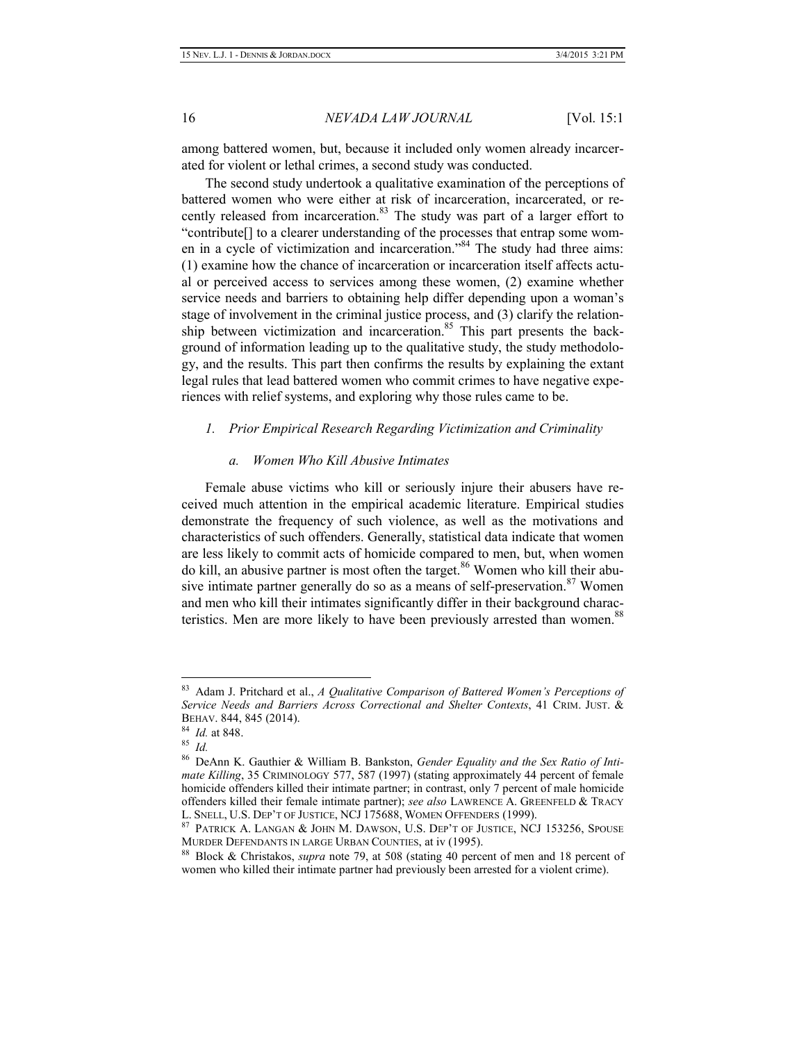among battered women, but, because it included only women already incarcerated for violent or lethal crimes, a second study was conducted.

The second study undertook a qualitative examination of the perceptions of battered women who were either at risk of incarceration, incarcerated, or recently released from incarceration.[83] The study was part of a larger effort to "contribute[] to a clearer understanding of the processes that entrap some women in a cycle of victimization and incarceration."[84] The study had three aims: (1) examine how the chance of incarceration or incarceration itself affects actual or perceived access to services among these women, (2) examine whether service needs and barriers to obtaining help differ depending upon a woman's stage of involvement in the criminal justice process, and (3) clarify the relationship between victimization and incarceration.[85] This part presents the background of information leading up to the qualitative study, the study methodology, and the results. This part then confirms the results by explaining the extant legal rules that lead battered women who commit crimes to have negative experiences with relief systems, and exploring why those rules came to be.

### *1. Prior Empirical Research Regarding Victimization and Criminality*

#### *a. Women Who Kill Abusive Intimates*

Female abuse victims who kill or seriously injure their abusers have received much attention in the empirical academic literature. Empirical studies demonstrate the frequency of such violence, as well as the motivations and characteristics of such offenders. Generally, statistical data indicate that women are less likely to commit acts of homicide compared to men, but, when women do kill, an abusive partner is most often the target.[86] Women who kill their abusive intimate partner generally do so as a means of self-preservation.[87] Women and men who kill their intimates significantly differ in their background characteristics. Men are more likely to have been previously arrested than women.[88]

---

[83] Adam J. Pritchard et al., *A Qualitative Comparison of Battered Women's Perceptions of Service Needs and Barriers Across Correctional and Shelter Contexts*, 41 CRIM. JUST. & BEHAV. 844, 845 (2014).

[84] *Id.* at 848.

[85] *Id.*

[86] DeAnn K. Gauthier & William B. Bankston, *Gender Equality and the Sex Ratio of Intimate Killing*, 35 CRIMINOLOGY 577, 587 (1997) (stating approximately 44 percent of female homicide offenders killed their intimate partner; in contrast, only 7 percent of male homicide offenders killed their female intimate partner); *see also* LAWRENCE A. GREENFELD & TRACY L. SNELL, U.S. DEP'T OF JUSTICE, NCJ 175688, WOMEN OFFENDERS (1999).

[87] PATRICK A. LANGAN & JOHN M. DAWSON, U.S. DEP'T OF JUSTICE, NCJ 153256, SPOUSE MURDER DEFENDANTS IN LARGE URBAN COUNTIES, at iv (1995).

[88] Block & Christakos, *supra* note 79, at 508 (stating 40 percent of men and 18 percent of women who killed their intimate partner had previously been arrested for a violent crime).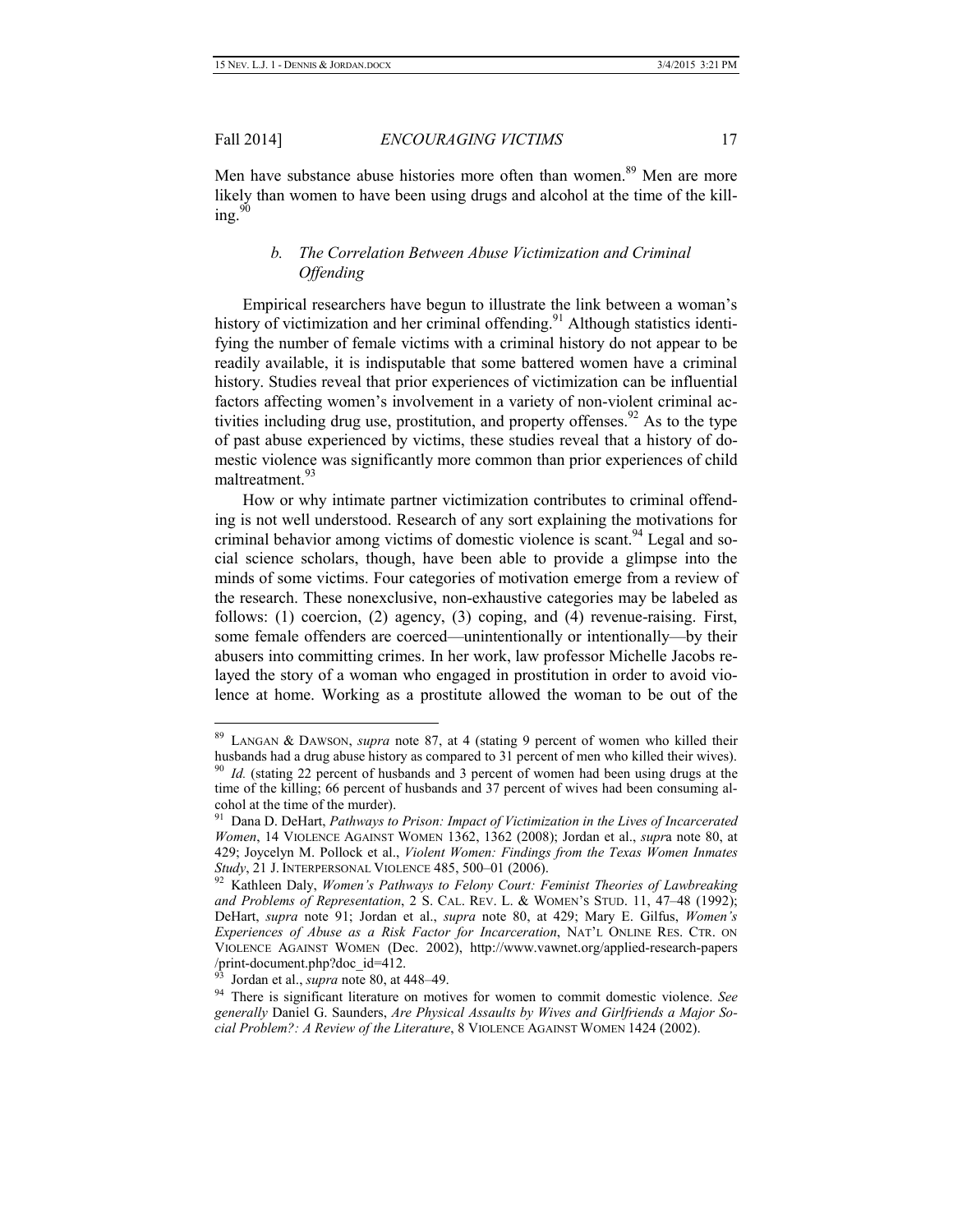Men have substance abuse histories more often than women.[89] Men are more likely than women to have been using drugs and alcohol at the time of the killing.[90]

### *b. The Correlation Between Abuse Victimization and Criminal Offending*

Empirical researchers have begun to illustrate the link between a woman's history of victimization and her criminal offending.[91] Although statistics identifying the number of female victims with a criminal history do not appear to be readily available, it is indisputable that some battered women have a criminal history. Studies reveal that prior experiences of victimization can be influential factors affecting women's involvement in a variety of non-violent criminal activities including drug use, prostitution, and property offenses.[92] As to the type of past abuse experienced by victims, these studies reveal that a history of domestic violence was significantly more common than prior experiences of child maltreatment.[93]

How or why intimate partner victimization contributes to criminal offending is not well understood. Research of any sort explaining the motivations for criminal behavior among victims of domestic violence is scant.[94] Legal and social science scholars, though, have been able to provide a glimpse into the minds of some victims. Four categories of motivation emerge from a review of the research. These nonexclusive, non-exhaustive categories may be labeled as follows: (1) coercion, (2) agency, (3) coping, and (4) revenue-raising. First, some female offenders are coerced—unintentionally or intentionally—by their abusers into committing crimes. In her work, law professor Michelle Jacobs relayed the story of a woman who engaged in prostitution in order to avoid violence at home. Working as a prostitute allowed the woman to be out of the

---

[89] LANGAN & DAWSON, *supra* note 87, at 4 (stating 9 percent of women who killed their husbands had a drug abuse history as compared to 31 percent of men who killed their wives).

[90] *Id.* (stating 22 percent of husbands and 3 percent of women had been using drugs at the time of the killing; 66 percent of husbands and 37 percent of wives had been consuming alcohol at the time of the murder).

[91] Dana D. DeHart, *Pathways to Prison: Impact of Victimization in the Lives of Incarcerated Women*, 14 VIOLENCE AGAINST WOMEN 1362, 1362 (2008); Jordan et al., *supra* note 80, at 429; Joycelyn M. Pollock et al., *Violent Women: Findings from the Texas Women Inmates Study*, 21 J. INTERPERSONAL VIOLENCE 485, 500–01 (2006).

[92] Kathleen Daly, *Women's Pathways to Felony Court: Feminist Theories of Lawbreaking and Problems of Representation*, 2 S. CAL. REV. L. & WOMEN'S STUD. 11, 47–48 (1992); DeHart, *supra* note 91; Jordan et al., *supra* note 80, at 429; Mary E. Gilfus, *Women's Experiences of Abuse as a Risk Factor for Incarceration*, NAT'L ONLINE RES. CTR. ON VIOLENCE AGAINST WOMEN (Dec. 2002), http://www.vawnet.org/applied-research-papers/print-document.php?doc_id=412.

[93] Jordan et al., *supra* note 80, at 448–49.

[94] There is significant literature on motives for women to commit domestic violence. *See generally* Daniel G. Saunders, *Are Physical Assaults by Wives and Girlfriends a Major Social Problem?: A Review of the Literature*, 8 VIOLENCE AGAINST WOMEN 1424 (2002).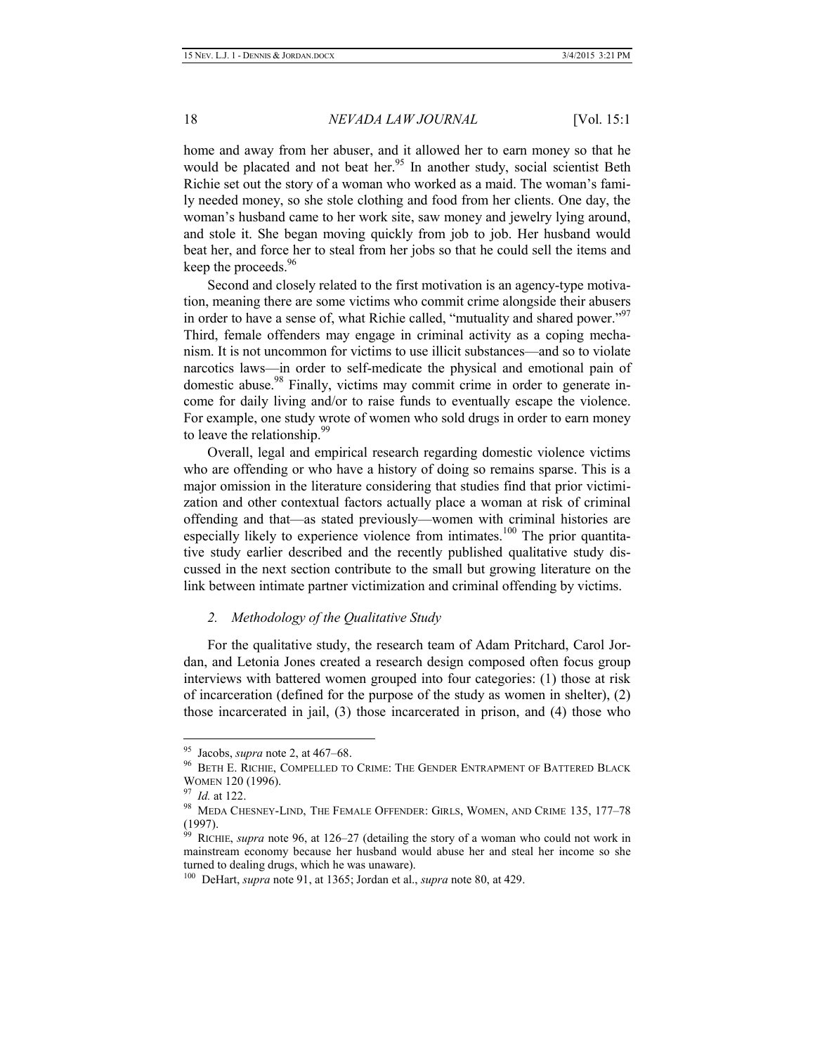home and away from her abuser, and it allowed her to earn money so that he would be placated and not beat her.[95] In another study, social scientist Beth Richie set out the story of a woman who worked as a maid. The woman's family needed money, so she stole clothing and food from her clients. One day, the woman's husband came to her work site, saw money and jewelry lying around, and stole it. She began moving quickly from job to job. Her husband would beat her, and force her to steal from her jobs so that he could sell the items and keep the proceeds.[96]

Second and closely related to the first motivation is an agency-type motivation, meaning there are some victims who commit crime alongside their abusers in order to have a sense of, what Richie called, "mutuality and shared power."[97] Third, female offenders may engage in criminal activity as a coping mechanism. It is not uncommon for victims to use illicit substances—and so to violate narcotics laws—in order to self-medicate the physical and emotional pain of domestic abuse.[98] Finally, victims may commit crime in order to generate income for daily living and/or to raise funds to eventually escape the violence. For example, one study wrote of women who sold drugs in order to earn money to leave the relationship.[99]

Overall, legal and empirical research regarding domestic violence victims who are offending or who have a history of doing so remains sparse. This is a major omission in the literature considering that studies find that prior victimization and other contextual factors actually place a woman at risk of criminal offending and that—as stated previously—women with criminal histories are especially likely to experience violence from intimates.[100] The prior quantitative study earlier described and the recently published qualitative study discussed in the next section contribute to the small but growing literature on the link between intimate partner victimization and criminal offending by victims.

### 2. *Methodology of the Qualitative Study*

For the qualitative study, the research team of Adam Pritchard, Carol Jordan, and Letonia Jones created a research design composed often focus group interviews with battered women grouped into four categories: (1) those at risk of incarceration (defined for the purpose of the study as women in shelter), (2) those incarcerated in jail, (3) those incarcerated in prison, and (4) those who

---

95 Jacobs, *supra* note 2, at 467–68.

96 BETH E. RICHIE, COMPELLED TO CRIME: THE GENDER ENTRAPMENT OF BATTERED BLACK WOMEN 120 (1996).

97 *Id.* at 122.

98 MEDA CHESNEY-LIND, THE FEMALE OFFENDER: GIRLS, WOMEN, AND CRIME 135, 177–78 (1997).

99 RICHIE, *supra* note 96, at 126–27 (detailing the story of a woman who could not work in mainstream economy because her husband would abuse her and steal her income so she turned to dealing drugs, which he was unaware).

100 DeHart, *supra* note 91, at 1365; Jordan et al., *supra* note 80, at 429.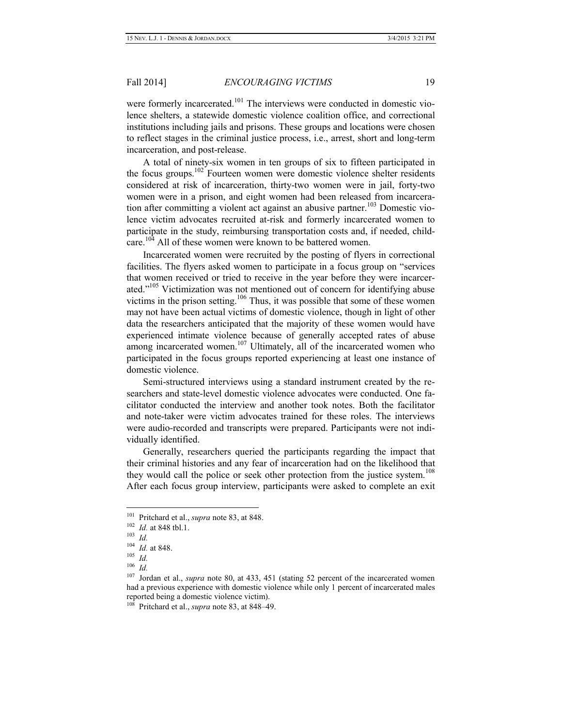were formerly incarcerated.[101] The interviews were conducted in domestic violence shelters, a statewide domestic violence coalition office, and correctional institutions including jails and prisons. These groups and locations were chosen to reflect stages in the criminal justice process, i.e., arrest, short and long-term incarceration, and post-release.

A total of ninety-six women in ten groups of six to fifteen participated in the focus groups.[102] Fourteen women were domestic violence shelter residents considered at risk of incarceration, thirty-two women were in jail, forty-two women were in a prison, and eight women had been released from incarceration after committing a violent act against an abusive partner.[103] Domestic violence victim advocates recruited at-risk and formerly incarcerated women to participate in the study, reimbursing transportation costs and, if needed, childcare.[104] All of these women were known to be battered women.

Incarcerated women were recruited by the posting of flyers in correctional facilities. The flyers asked women to participate in a focus group on "services that women received or tried to receive in the year before they were incarcerated."[105] Victimization was not mentioned out of concern for identifying abuse victims in the prison setting.[106] Thus, it was possible that some of these women may not have been actual victims of domestic violence, though in light of other data the researchers anticipated that the majority of these women would have experienced intimate violence because of generally accepted rates of abuse among incarcerated women.[107] Ultimately, all of the incarcerated women who participated in the focus groups reported experiencing at least one instance of domestic violence.

Semi-structured interviews using a standard instrument created by the researchers and state-level domestic violence advocates were conducted. One facilitator conducted the interview and another took notes. Both the facilitator and note-taker were victim advocates trained for these roles. The interviews were audio-recorded and transcripts were prepared. Participants were not individually identified.

Generally, researchers queried the participants regarding the impact that their criminal histories and any fear of incarceration had on the likelihood that they would call the police or seek other protection from the justice system.[108] After each focus group interview, participants were asked to complete an exit

---

[101] Pritchard et al., *supra* note 83, at 848.

[102] *Id.* at 848 tbl.1.

[103] *Id.*

[104] *Id.* at 848.

[105] *Id.*

[106] *Id.*

[107] Jordan et al., *supra* note 80, at 433, 451 (stating 52 percent of the incarcerated women had a previous experience with domestic violence while only 1 percent of incarcerated males reported being a domestic violence victim).

[108] Pritchard et al., *supra* note 83, at 848–49.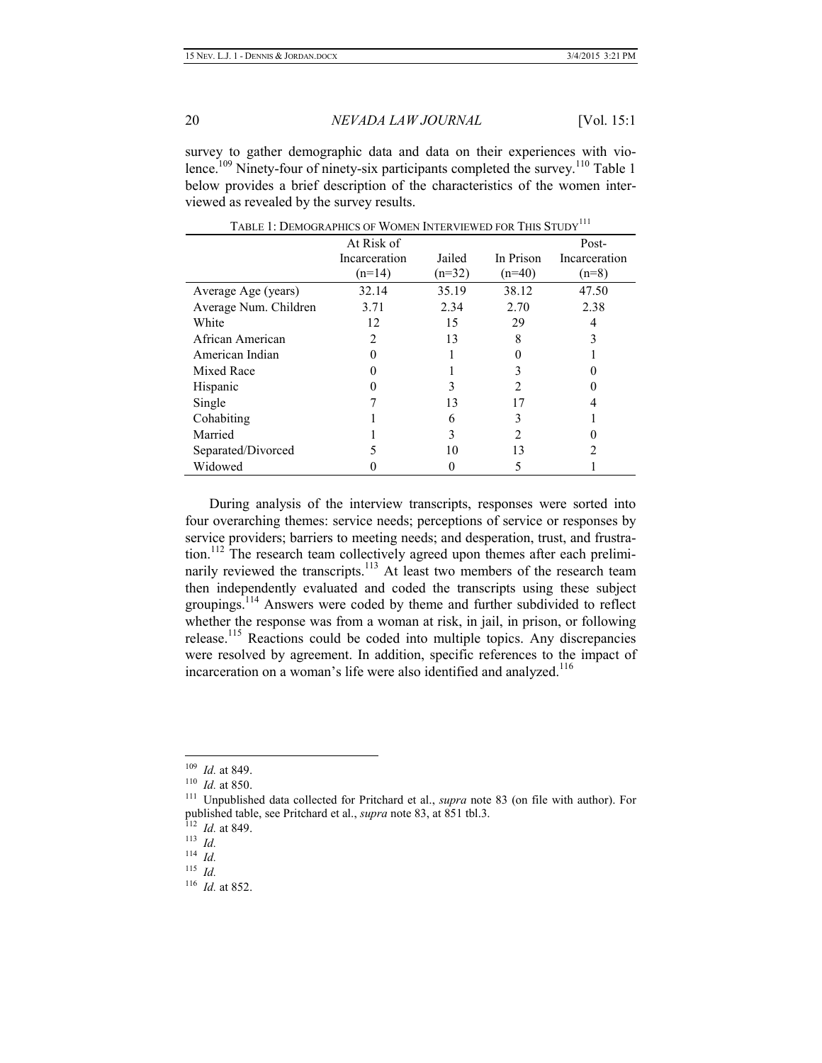survey to gather demographic data and data on their experiences with violence.[109] Ninety-four of ninety-six participants completed the survey.[110] Table 1 below provides a brief description of the characteristics of the women interviewed as revealed by the survey results.

TABLE 1: DEMOGRAPHICS OF WOMEN INTERVIEWED FOR THIS STUDY[111]

| | At Risk of Incarceration (n=14) | Jailed (n=32) | In Prison (n=40) | Post-Incarceration (n=8) |
|---|---|---|---|---|
| Average Age (years) | 32.14 | 35.19 | 38.12 | 47.50 |
| Average Num. Children | 3.71 | 2.34 | 2.70 | 2.38 |
| White | 12 | 15 | 29 | 4 |
| African American | 2 | 13 | 8 | 3 |
| American Indian | 0 | 1 | 0 | 1 |
| Mixed Race | 0 | 1 | 3 | 0 |
| Hispanic | 0 | 3 | 2 | 0 |
| Single | 7 | 13 | 17 | 4 |
| Cohabiting | 1 | 6 | 3 | 1 |
| Married | 1 | 3 | 2 | 0 |
| Separated/Divorced | 5 | 10 | 13 | 2 |
| Widowed | 0 | 0 | 5 | 1 |

During analysis of the interview transcripts, responses were sorted into four overarching themes: service needs; perceptions of service or responses by service providers; barriers to meeting needs; and desperation, trust, and frustration.[112] The research team collectively agreed upon themes after each preliminarily reviewed the transcripts.[113] At least two members of the research team then independently evaluated and coded the transcripts using these subject groupings.[114] Answers were coded by theme and further subdivided to reflect whether the response was from a woman at risk, in jail, in prison, or following release.[115] Reactions could be coded into multiple topics. Any discrepancies were resolved by agreement. In addition, specific references to the impact of incarceration on a woman's life were also identified and analyzed.[116]

---

[109] *Id.* at 849.

[110] *Id.* at 850.

[111] Unpublished data collected for Pritchard et al., *supra* note 83 (on file with author). For published table, see Pritchard et al., *supra* note 83, at 851 tbl.3.

[112] *Id.* at 849.

[113] *Id.*

[114] *Id.*

[115] *Id.*

[116] *Id.* at 852.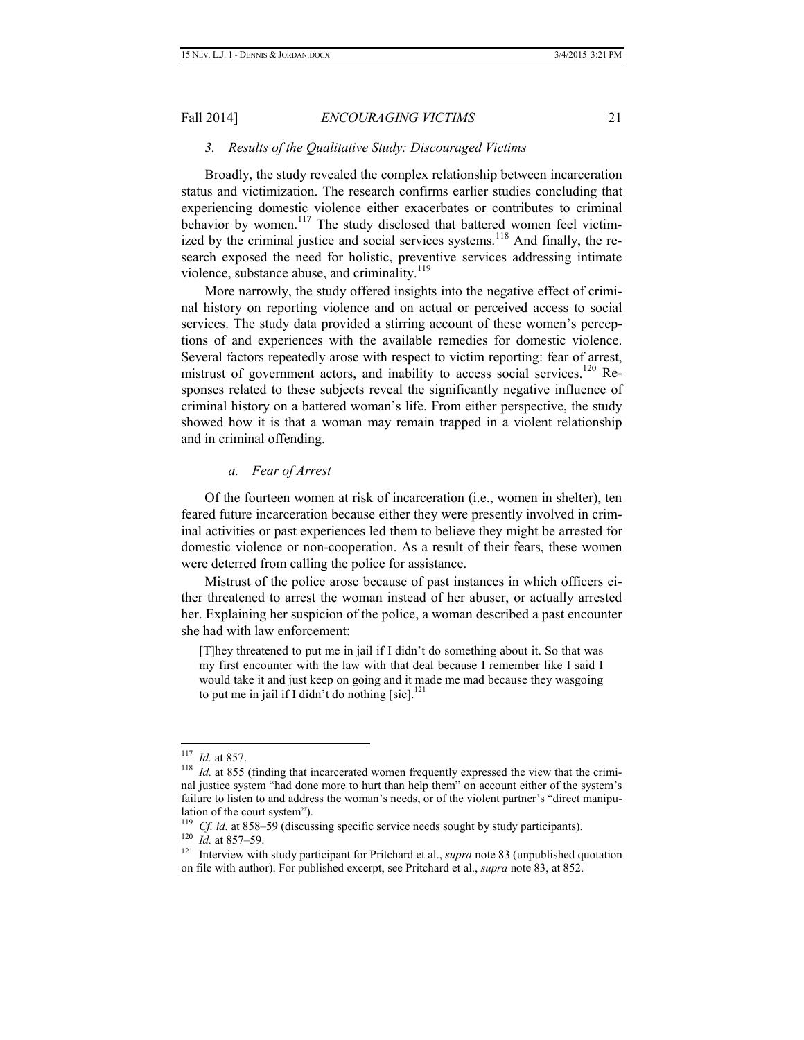### *3. Results of the Qualitative Study: Discouraged Victims*

Broadly, the study revealed the complex relationship between incarceration status and victimization. The research confirms earlier studies concluding that experiencing domestic violence either exacerbates or contributes to criminal behavior by women.[117] The study disclosed that battered women feel victimized by the criminal justice and social services systems.[118] And finally, the research exposed the need for holistic, preventive services addressing intimate violence, substance abuse, and criminality.[119]

More narrowly, the study offered insights into the negative effect of criminal history on reporting violence and on actual or perceived access to social services. The study data provided a stirring account of these women's perceptions of and experiences with the available remedies for domestic violence. Several factors repeatedly arose with respect to victim reporting: fear of arrest, mistrust of government actors, and inability to access social services.[120] Responses related to these subjects reveal the significantly negative influence of criminal history on a battered woman's life. From either perspective, the study showed how it is that a woman may remain trapped in a violent relationship and in criminal offending.

#### *a. Fear of Arrest*

Of the fourteen women at risk of incarceration (i.e., women in shelter), ten feared future incarceration because either they were presently involved in criminal activities or past experiences led them to believe they might be arrested for domestic violence or non-cooperation. As a result of their fears, these women were deterred from calling the police for assistance.

Mistrust of the police arose because of past instances in which officers either threatened to arrest the woman instead of her abuser, or actually arrested her. Explaining her suspicion of the police, a woman described a past encounter she had with law enforcement:

> [T]hey threatened to put me in jail if I didn't do something about it. So that was my first encounter with the law with that deal because I remember like I said I would take it and just keep on going and it made me mad because they wasgoing to put me in jail if I didn't do nothing [sic].[121]

---

[117] *Id.* at 857.

[118] *Id.* at 855 (finding that incarcerated women frequently expressed the view that the criminal justice system "had done more to hurt than help them" on account either of the system's failure to listen to and address the woman's needs, or of the violent partner's "direct manipulation of the court system").

[119] *Cf. id.* at 858–59 (discussing specific service needs sought by study participants).

[120] *Id.* at 857–59.

[121] Interview with study participant for Pritchard et al., *supra* note 83 (unpublished quotation on file with author). For published excerpt, see Pritchard et al., *supra* note 83, at 852.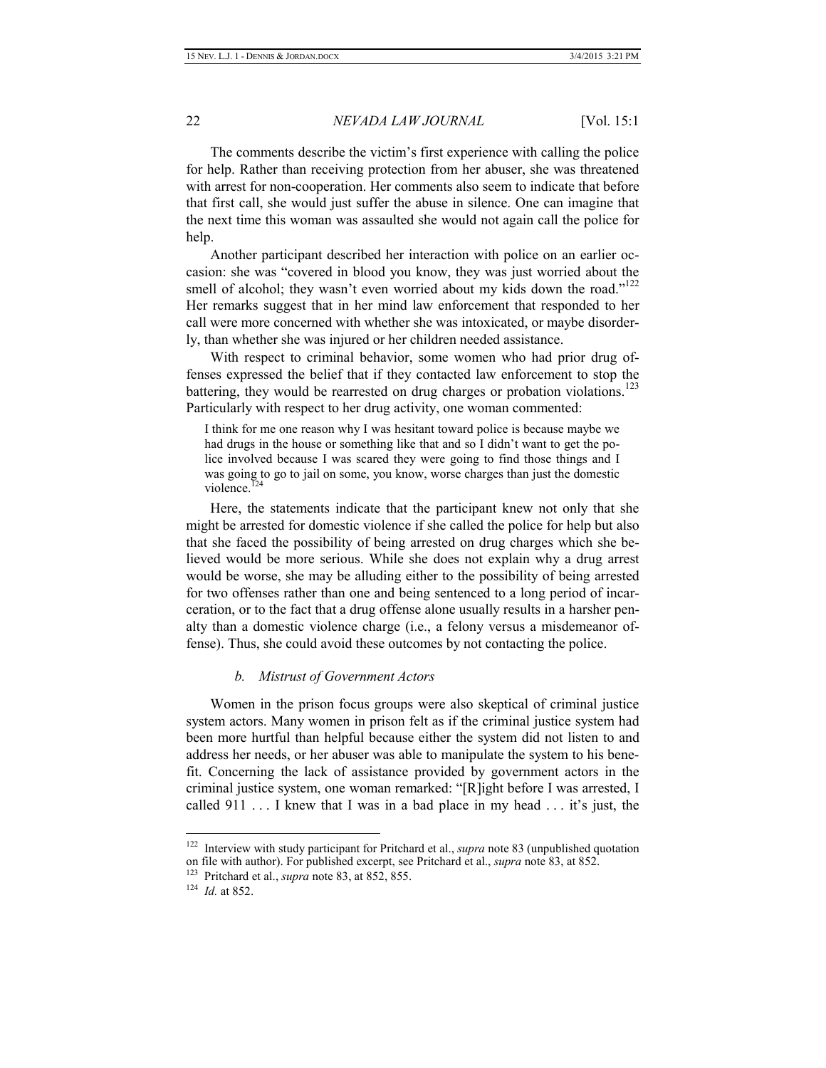The comments describe the victim's first experience with calling the police for help. Rather than receiving protection from her abuser, she was threatened with arrest for non-cooperation. Her comments also seem to indicate that before that first call, she would just suffer the abuse in silence. One can imagine that the next time this woman was assaulted she would not again call the police for help.

Another participant described her interaction with police on an earlier occasion: she was "covered in blood you know, they was just worried about the smell of alcohol; they wasn't even worried about my kids down the road."[122] Her remarks suggest that in her mind law enforcement that responded to her call were more concerned with whether she was intoxicated, or maybe disorderly, than whether she was injured or her children needed assistance.

With respect to criminal behavior, some women who had prior drug offenses expressed the belief that if they contacted law enforcement to stop the battering, they would be rearrested on drug charges or probation violations.[123] Particularly with respect to her drug activity, one woman commented:

> I think for me one reason why I was hesitant toward police is because maybe we had drugs in the house or something like that and so I didn't want to get the police involved because I was scared they were going to find those things and I was going to go to jail on some, you know, worse charges than just the domestic violence.[124]

Here, the statements indicate that the participant knew not only that she might be arrested for domestic violence if she called the police for help but also that she faced the possibility of being arrested on drug charges which she believed would be more serious. While she does not explain why a drug arrest would be worse, she may be alluding either to the possibility of being arrested for two offenses rather than one and being sentenced to a long period of incarceration, or to the fact that a drug offense alone usually results in a harsher penalty than a domestic violence charge (i.e., a felony versus a misdemeanor offense). Thus, she could avoid these outcomes by not contacting the police.

#### *b. Mistrust of Government Actors*

Women in the prison focus groups were also skeptical of criminal justice system actors. Many women in prison felt as if the criminal justice system had been more hurtful than helpful because either the system did not listen to and address her needs, or her abuser was able to manipulate the system to his benefit. Concerning the lack of assistance provided by government actors in the criminal justice system, one woman remarked: "[R]ight before I was arrested, I called 911 . . . I knew that I was in a bad place in my head . . . it's just, the

---

[122] Interview with study participant for Pritchard et al., *supra* note 83 (unpublished quotation on file with author). For published excerpt, see Pritchard et al., *supra* note 83, at 852.

[123] Pritchard et al., *supra* note 83, at 852, 855.

[124] *Id.* at 852.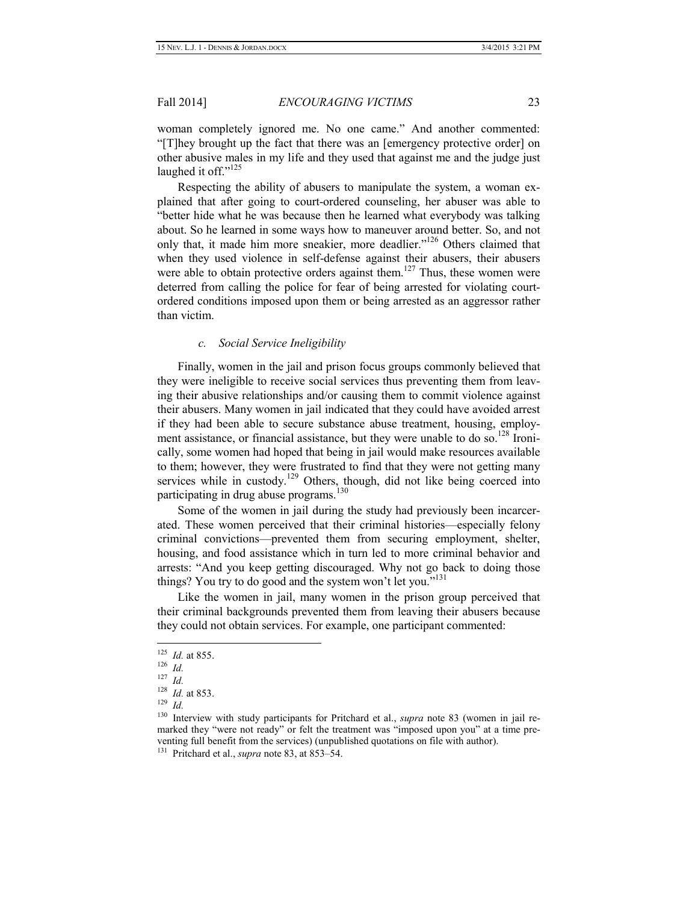woman completely ignored me. No one came." And another commented: "[T]hey brought up the fact that there was an [emergency protective order] on other abusive males in my life and they used that against me and the judge just laughed it off."[125]

Respecting the ability of abusers to manipulate the system, a woman explained that after going to court-ordered counseling, her abuser was able to "better hide what he was because then he learned what everybody was talking about. So he learned in some ways how to maneuver around better. So, and not only that, it made him more sneakier, more deadlier."[126] Others claimed that when they used violence in self-defense against their abusers, their abusers were able to obtain protective orders against them.[127] Thus, these women were deterred from calling the police for fear of being arrested for violating court-ordered conditions imposed upon them or being arrested as an aggressor rather than victim.

#### *c. Social Service Ineligibility*

Finally, women in the jail and prison focus groups commonly believed that they were ineligible to receive social services thus preventing them from leaving their abusive relationships and/or causing them to commit violence against their abusers. Many women in jail indicated that they could have avoided arrest if they had been able to secure substance abuse treatment, housing, employment assistance, or financial assistance, but they were unable to do so.[128] Ironically, some women had hoped that being in jail would make resources available to them; however, they were frustrated to find that they were not getting many services while in custody.[129] Others, though, did not like being coerced into participating in drug abuse programs.[130]

Some of the women in jail during the study had previously been incarcerated. These women perceived that their criminal histories—especially felony criminal convictions—prevented them from securing employment, shelter, housing, and food assistance which in turn led to more criminal behavior and arrests: "And you keep getting discouraged. Why not go back to doing those things? You try to do good and the system won't let you."[131]

Like the women in jail, many women in the prison group perceived that their criminal backgrounds prevented them from leaving their abusers because they could not obtain services. For example, one participant commented:

---

[125] *Id.* at 855.

[126] *Id.*

[127] *Id.*

[128] *Id.* at 853.

[129] *Id.*

[130] Interview with study participants for Pritchard et al., *supra* note 83 (women in jail remarked they "were not ready" or felt the treatment was "imposed upon you" at a time preventing full benefit from the services) (unpublished quotations on file with author).

[131] Pritchard et al., *supra* note 83, at 853–54.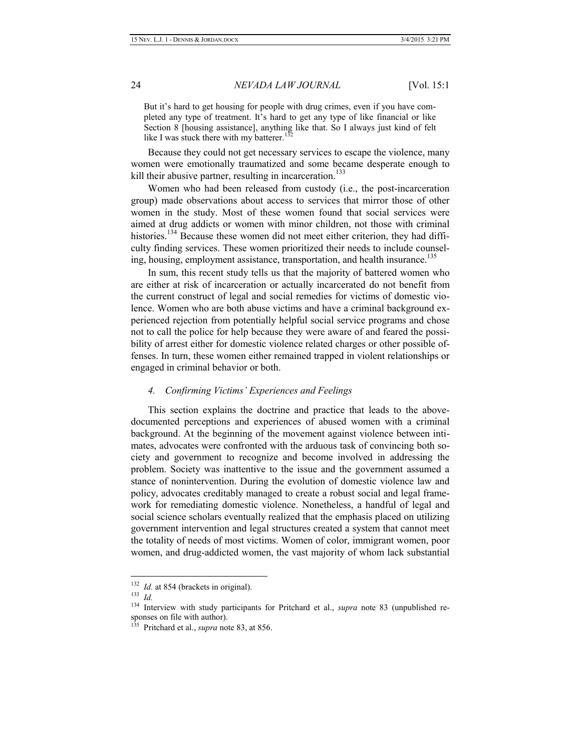> But it's hard to get housing for people with drug crimes, even if you have completed any type of treatment. It's hard to get any type of like financial or like Section 8 [housing assistance], anything like that. So I always just kind of felt like I was stuck there with my batterer.[132]

Because they could not get necessary services to escape the violence, many women were emotionally traumatized and some became desperate enough to kill their abusive partner, resulting in incarceration.[133]

Women who had been released from custody (i.e., the post-incarceration group) made observations about access to services that mirror those of other women in the study. Most of these women found that social services were aimed at drug addicts or women with minor children, not those with criminal histories.[134] Because these women did not meet either criterion, they had difficulty finding services. These women prioritized their needs to include counseling, housing, employment assistance, transportation, and health insurance.[135]

In sum, this recent study tells us that the majority of battered women who are either at risk of incarceration or actually incarcerated do not benefit from the current construct of legal and social remedies for victims of domestic violence. Women who are both abuse victims and have a criminal background experienced rejection from potentially helpful social service programs and chose not to call the police for help because they were aware of and feared the possibility of arrest either for domestic violence related charges or other possible offenses. In turn, these women either remained trapped in violent relationships or engaged in criminal behavior or both.

#### *4. Confirming Victims' Experiences and Feelings*

This section explains the doctrine and practice that leads to the above-documented perceptions and experiences of abused women with a criminal background. At the beginning of the movement against violence between intimates, advocates were confronted with the arduous task of convincing both society and government to recognize and become involved in addressing the problem. Society was inattentive to the issue and the government assumed a stance of nonintervention. During the evolution of domestic violence law and policy, advocates creditably managed to create a robust social and legal framework for remediating domestic violence. Nonetheless, a handful of legal and social science scholars eventually realized that the emphasis placed on utilizing government intervention and legal structures created a system that cannot meet the totality of needs of most victims. Women of color, immigrant women, poor women, and drug-addicted women, the vast majority of whom lack substantial

---

[132] *Id.* at 854 (brackets in original).

[133] *Id.*

[134] Interview with study participants for Pritchard et al., *supra* note 83 (unpublished responses on file with author).

[135] Pritchard et al., *supra* note 83, at 856.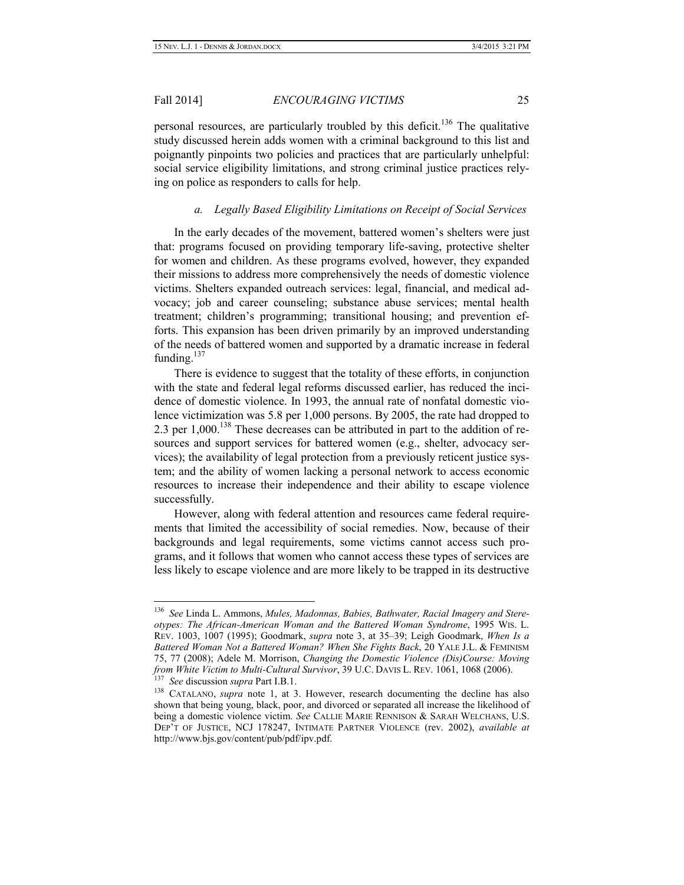personal resources, are particularly troubled by this deficit.[136] The qualitative study discussed herein adds women with a criminal background to this list and poignantly pinpoints two policies and practices that are particularly unhelpful: social service eligibility limitations, and strong criminal justice practices relying on police as responders to calls for help.

#### *a. Legally Based Eligibility Limitations on Receipt of Social Services*

In the early decades of the movement, battered women's shelters were just that: programs focused on providing temporary life-saving, protective shelter for women and children. As these programs evolved, however, they expanded their missions to address more comprehensively the needs of domestic violence victims. Shelters expanded outreach services: legal, financial, and medical advocacy; job and career counseling; substance abuse services; mental health treatment; children's programming; transitional housing; and prevention efforts. This expansion has been driven primarily by an improved understanding of the needs of battered women and supported by a dramatic increase in federal funding.[137]

There is evidence to suggest that the totality of these efforts, in conjunction with the state and federal legal reforms discussed earlier, has reduced the incidence of domestic violence. In 1993, the annual rate of nonfatal domestic violence victimization was 5.8 per 1,000 persons. By 2005, the rate had dropped to 2.3 per 1,000.[138] These decreases can be attributed in part to the addition of resources and support services for battered women (e.g., shelter, advocacy services); the availability of legal protection from a previously reticent justice system; and the ability of women lacking a personal network to access economic resources to increase their independence and their ability to escape violence successfully.

However, along with federal attention and resources came federal requirements that limited the accessibility of social remedies. Now, because of their backgrounds and legal requirements, some victims cannot access such programs, and it follows that women who cannot access these types of services are less likely to escape violence and are more likely to be trapped in its destructive

---

[136] *See* Linda L. Ammons, *Mules, Madonnas, Babies, Bathwater, Racial Imagery and Stereotypes: The African-American Woman and the Battered Woman Syndrome*, 1995 WIS. L. REV. 1003, 1007 (1995); Goodmark, *supra* note 3, at 35–39; Leigh Goodmark, *When Is a Battered Woman Not a Battered Woman? When She Fights Back*, 20 YALE J.L. & FEMINISM 75, 77 (2008); Adele M. Morrison, *Changing the Domestic Violence (Dis)Course: Moving from White Victim to Multi-Cultural Survivor*, 39 U.C. DAVIS L. REV. 1061, 1068 (2006).

[137] *See* discussion *supra* Part I.B.1.

[138] CATALANO, *supra* note 1, at 3. However, research documenting the decline has also shown that being young, black, poor, and divorced or separated all increase the likelihood of being a domestic violence victim. *See* CALLIE MARIE RENNISON & SARAH WELCHANS, U.S. DEP'T OF JUSTICE, NCJ 178247, INTIMATE PARTNER VIOLENCE (rev. 2002), *available at* http://www.bjs.gov/content/pub/pdf/ipv.pdf.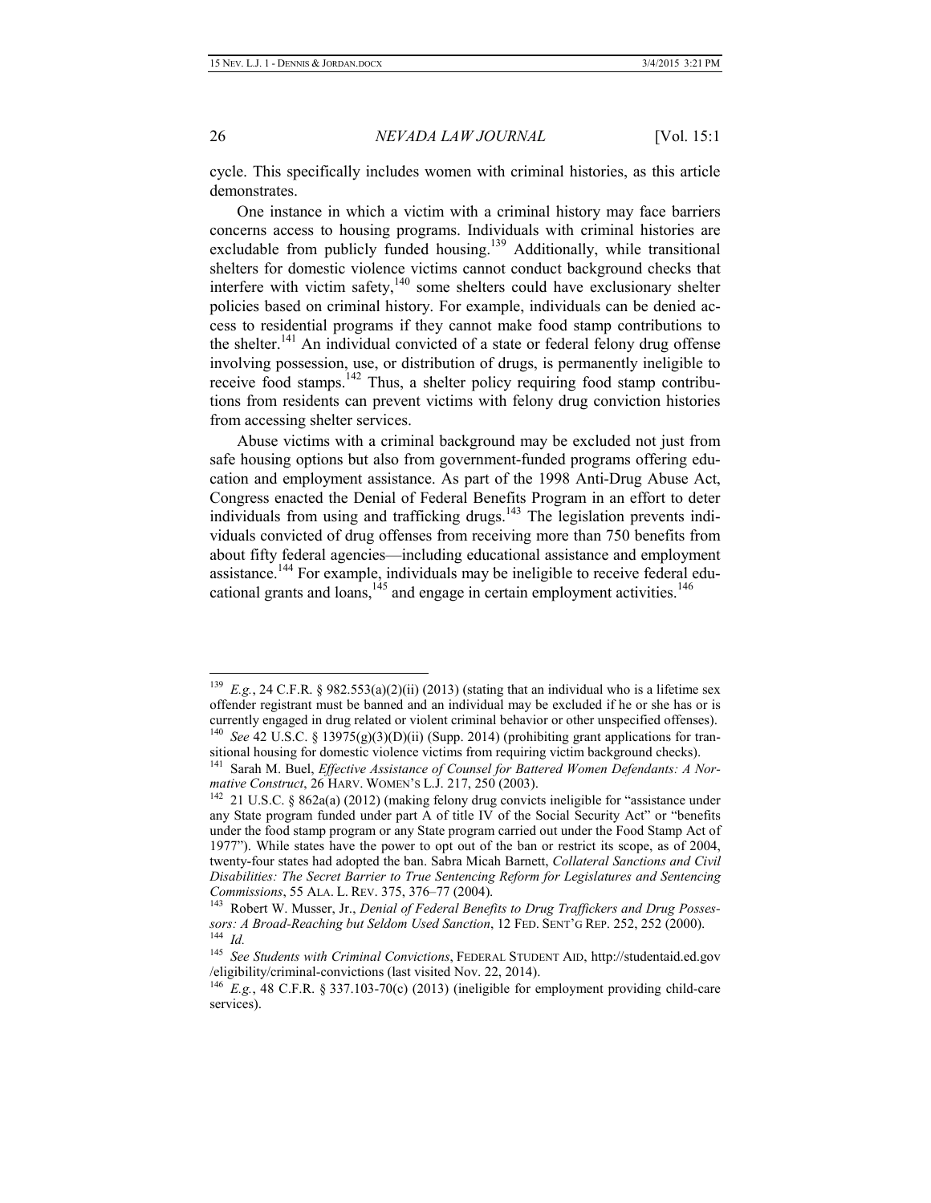cycle. This specifically includes women with criminal histories, as this article demonstrates.

One instance in which a victim with a criminal history may face barriers concerns access to housing programs. Individuals with criminal histories are excludable from publicly funded housing.[139] Additionally, while transitional shelters for domestic violence victims cannot conduct background checks that interfere with victim safety,[140] some shelters could have exclusionary shelter policies based on criminal history. For example, individuals can be denied access to residential programs if they cannot make food stamp contributions to the shelter.[141] An individual convicted of a state or federal felony drug offense involving possession, use, or distribution of drugs, is permanently ineligible to receive food stamps.[142] Thus, a shelter policy requiring food stamp contributions from residents can prevent victims with felony drug conviction histories from accessing shelter services.

Abuse victims with a criminal background may be excluded not just from safe housing options but also from government-funded programs offering education and employment assistance. As part of the 1998 Anti-Drug Abuse Act, Congress enacted the Denial of Federal Benefits Program in an effort to deter individuals from using and trafficking drugs.[143] The legislation prevents individuals convicted of drug offenses from receiving more than 750 benefits from about fifty federal agencies—including educational assistance and employment assistance.[144] For example, individuals may be ineligible to receive federal educational grants and loans,[145] and engage in certain employment activities.[146]

---

[139] *E.g.*, 24 C.F.R. § 982.553(a)(2)(ii) (2013) (stating that an individual who is a lifetime sex offender registrant must be banned and an individual may be excluded if he or she has or is currently engaged in drug related or violent criminal behavior or other unspecified offenses).

[140] *See* 42 U.S.C. § 13975(g)(3)(D)(ii) (Supp. 2014) (prohibiting grant applications for transitional housing for domestic violence victims from requiring victim background checks).

[141] Sarah M. Buel, *Effective Assistance of Counsel for Battered Women Defendants: A Normative Construct*, 26 HARV. WOMEN'S L.J. 217, 250 (2003).

[142] 21 U.S.C. § 862a(a) (2012) (making felony drug convicts ineligible for "assistance under any State program funded under part A of title IV of the Social Security Act" or "benefits under the food stamp program or any State program carried out under the Food Stamp Act of 1977"). While states have the power to opt out of the ban or restrict its scope, as of 2004, twenty-four states had adopted the ban. Sabra Micah Barnett, *Collateral Sanctions and Civil Disabilities: The Secret Barrier to True Sentencing Reform for Legislatures and Sentencing Commissions*, 55 ALA. L. REV. 375, 376–77 (2004).

[143] Robert W. Musser, Jr., *Denial of Federal Benefits to Drug Traffickers and Drug Possessors: A Broad-Reaching but Seldom Used Sanction*, 12 FED. SENT'G REP. 252, 252 (2000).

[144] *Id.*

[145] *See Students with Criminal Convictions*, FEDERAL STUDENT AID, http://studentaid.ed.gov/eligibility/criminal-convictions (last visited Nov. 22, 2014).

[146] *E.g.*, 48 C.F.R. § 337.103-70(c) (2013) (ineligible for employment providing child-care services).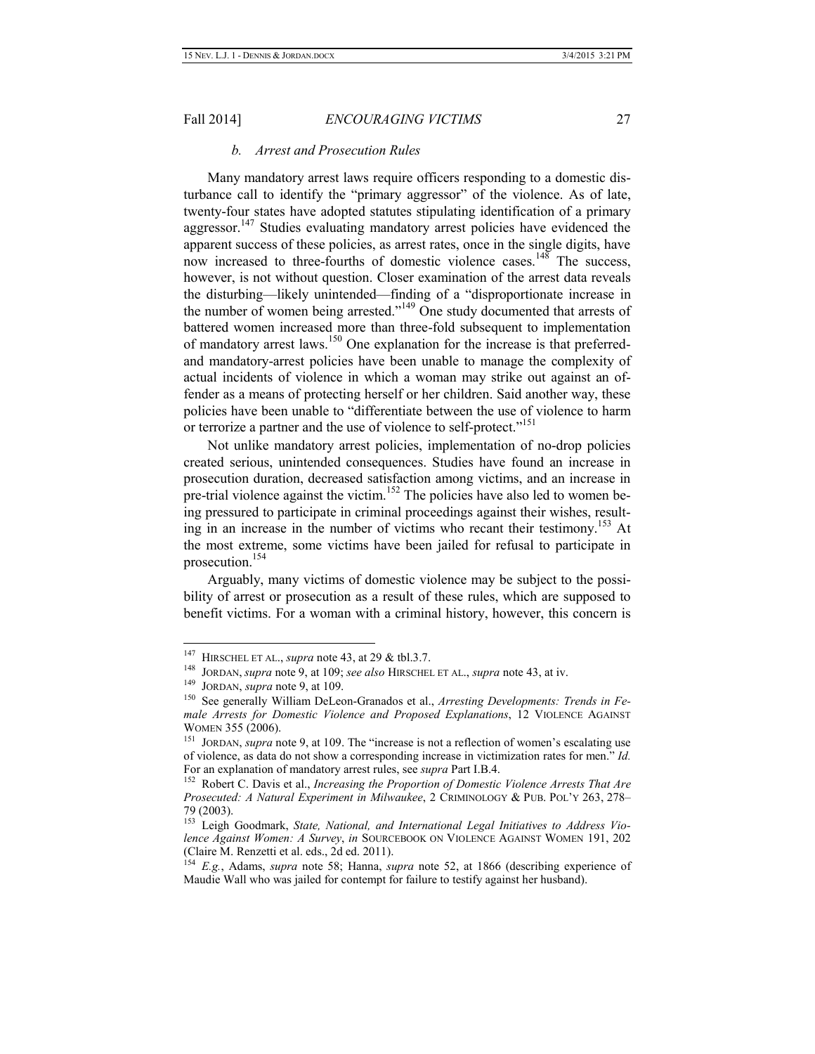### *b. Arrest and Prosecution Rules*

Many mandatory arrest laws require officers responding to a domestic disturbance call to identify the "primary aggressor" of the violence. As of late, twenty-four states have adopted statutes stipulating identification of a primary aggressor.[147] Studies evaluating mandatory arrest policies have evidenced the apparent success of these policies, as arrest rates, once in the single digits, have now increased to three-fourths of domestic violence cases.[148] The success, however, is not without question. Closer examination of the arrest data reveals the disturbing—likely unintended—finding of a "disproportionate increase in the number of women being arrested."[149] One study documented that arrests of battered women increased more than three-fold subsequent to implementation of mandatory arrest laws.[150] One explanation for the increase is that preferred- and mandatory-arrest policies have been unable to manage the complexity of actual incidents of violence in which a woman may strike out against an offender as a means of protecting herself or her children. Said another way, these policies have been unable to "differentiate between the use of violence to harm or terrorize a partner and the use of violence to self-protect."[151]

Not unlike mandatory arrest policies, implementation of no-drop policies created serious, unintended consequences. Studies have found an increase in prosecution duration, decreased satisfaction among victims, and an increase in pre-trial violence against the victim.[152] The policies have also led to women being pressured to participate in criminal proceedings against their wishes, resulting in an increase in the number of victims who recant their testimony.[153] At the most extreme, some victims have been jailed for refusal to participate in prosecution.[154]

Arguably, many victims of domestic violence may be subject to the possibility of arrest or prosecution as a result of these rules, which are supposed to benefit victims. For a woman with a criminal history, however, this concern is

---

[147] HIRSCHEL ET AL., *supra* note 43, at 29 & tbl.3.7.

[148] JORDAN, *supra* note 9, at 109; *see also* HIRSCHEL ET AL., *supra* note 43, at iv.

[149] JORDAN, *supra* note 9, at 109.

[150] See generally William DeLeon-Granados et al., *Arresting Developments: Trends in Female Arrests for Domestic Violence and Proposed Explanations*, 12 VIOLENCE AGAINST WOMEN 355 (2006).

[151] JORDAN, *supra* note 9, at 109. The "increase is not a reflection of women's escalating use of violence, as data do not show a corresponding increase in victimization rates for men." *Id.* For an explanation of mandatory arrest rules, see *supra* Part I.B.4.

[152] Robert C. Davis et al., *Increasing the Proportion of Domestic Violence Arrests That Are Prosecuted: A Natural Experiment in Milwaukee*, 2 CRIMINOLOGY & PUB. POL'Y 263, 278–79 (2003).

[153] Leigh Goodmark, *State, National, and International Legal Initiatives to Address Violence Against Women: A Survey*, *in* SOURCEBOOK ON VIOLENCE AGAINST WOMEN 191, 202 (Claire M. Renzetti et al. eds., 2d ed. 2011).

[154] *E.g.*, Adams, *supra* note 58; Hanna, *supra* note 52, at 1866 (describing experience of Maudie Wall who was jailed for contempt for failure to testify against her husband).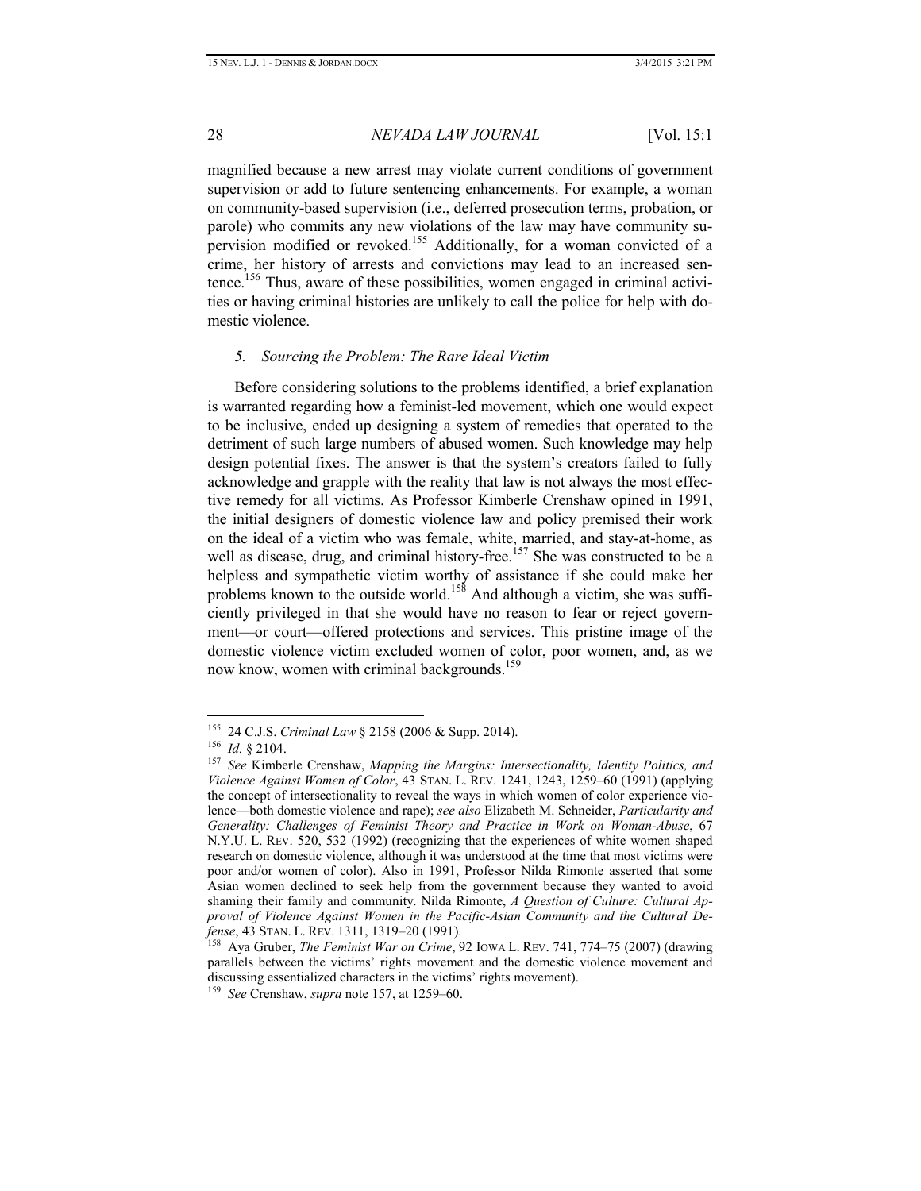magnified because a new arrest may violate current conditions of government supervision or add to future sentencing enhancements. For example, a woman on community-based supervision (i.e., deferred prosecution terms, probation, or parole) who commits any new violations of the law may have community supervision modified or revoked.[155] Additionally, for a woman convicted of a crime, her history of arrests and convictions may lead to an increased sentence.[156] Thus, aware of these possibilities, women engaged in criminal activities or having criminal histories are unlikely to call the police for help with domestic violence.

### *5. Sourcing the Problem: The Rare Ideal Victim*

Before considering solutions to the problems identified, a brief explanation is warranted regarding how a feminist-led movement, which one would expect to be inclusive, ended up designing a system of remedies that operated to the detriment of such large numbers of abused women. Such knowledge may help design potential fixes. The answer is that the system's creators failed to fully acknowledge and grapple with the reality that law is not always the most effective remedy for all victims. As Professor Kimberle Crenshaw opined in 1991, the initial designers of domestic violence law and policy premised their work on the ideal of a victim who was female, white, married, and stay-at-home, as well as disease, drug, and criminal history-free.[157] She was constructed to be a helpless and sympathetic victim worthy of assistance if she could make her problems known to the outside world.[158] And although a victim, she was sufficiently privileged in that she would have no reason to fear or reject government—or court—offered protections and services. This pristine image of the domestic violence victim excluded women of color, poor women, and, as we now know, women with criminal backgrounds.[159]

---

[155] 24 C.J.S. *Criminal Law* § 2158 (2006 & Supp. 2014).

[156] *Id.* § 2104.

[157] *See* Kimberle Crenshaw, *Mapping the Margins: Intersectionality, Identity Politics, and Violence Against Women of Color*, 43 STAN. L. REV. 1241, 1243, 1259–60 (1991) (applying the concept of intersectionality to reveal the ways in which women of color experience violence—both domestic violence and rape); *see also* Elizabeth M. Schneider, *Particularity and Generality: Challenges of Feminist Theory and Practice in Work on Woman-Abuse*, 67 N.Y.U. L. REV. 520, 532 (1992) (recognizing that the experiences of white women shaped research on domestic violence, although it was understood at the time that most victims were poor and/or women of color). Also in 1991, Professor Nilda Rimonte asserted that some Asian women declined to seek help from the government because they wanted to avoid shaming their family and community. Nilda Rimonte, *A Question of Culture: Cultural Approval of Violence Against Women in the Pacific-Asian Community and the Cultural Defense*, 43 STAN. L. REV. 1311, 1319–20 (1991).

[158] Aya Gruber, *The Feminist War on Crime*, 92 IOWA L. REV. 741, 774–75 (2007) (drawing parallels between the victims' rights movement and the domestic violence movement and discussing essentialized characters in the victims' rights movement).

[159] *See* Crenshaw, *supra* note 157, at 1259–60.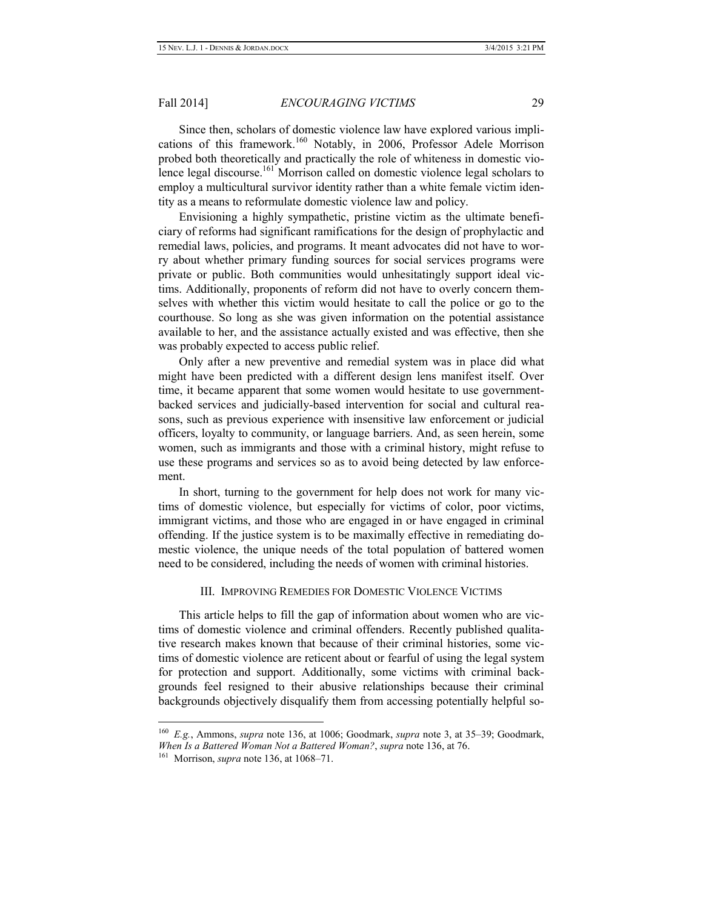Since then, scholars of domestic violence law have explored various implications of this framework.[160] Notably, in 2006, Professor Adele Morrison probed both theoretically and practically the role of whiteness in domestic violence legal discourse.[161] Morrison called on domestic violence legal scholars to employ a multicultural survivor identity rather than a white female victim identity as a means to reformulate domestic violence law and policy.

Envisioning a highly sympathetic, pristine victim as the ultimate beneficiary of reforms had significant ramifications for the design of prophylactic and remedial laws, policies, and programs. It meant advocates did not have to worry about whether primary funding sources for social services programs were private or public. Both communities would unhesitatingly support ideal victims. Additionally, proponents of reform did not have to overly concern themselves with whether this victim would hesitate to call the police or go to the courthouse. So long as she was given information on the potential assistance available to her, and the assistance actually existed and was effective, then she was probably expected to access public relief.

Only after a new preventive and remedial system was in place did what might have been predicted with a different design lens manifest itself. Over time, it became apparent that some women would hesitate to use government-backed services and judicially-based intervention for social and cultural reasons, such as previous experience with insensitive law enforcement or judicial officers, loyalty to community, or language barriers. And, as seen herein, some women, such as immigrants and those with a criminal history, might refuse to use these programs and services so as to avoid being detected by law enforcement.

In short, turning to the government for help does not work for many victims of domestic violence, but especially for victims of color, poor victims, immigrant victims, and those who are engaged in or have engaged in criminal offending. If the justice system is to be maximally effective in remediating domestic violence, the unique needs of the total population of battered women need to be considered, including the needs of women with criminal histories.

## III. Improving Remedies for Domestic Violence Victims

This article helps to fill the gap of information about women who are victims of domestic violence and criminal offenders. Recently published qualitative research makes known that because of their criminal histories, some victims of domestic violence are reticent about or fearful of using the legal system for protection and support. Additionally, some victims with criminal backgrounds feel resigned to their abusive relationships because their criminal backgrounds objectively disqualify them from accessing potentially helpful so-

---

[160] *E.g.*, Ammons, *supra* note 136, at 1006; Goodmark, *supra* note 3, at 35–39; Goodmark, *When Is a Battered Woman Not a Battered Woman?*, *supra* note 136, at 76.

[161] Morrison, *supra* note 136, at 1068–71.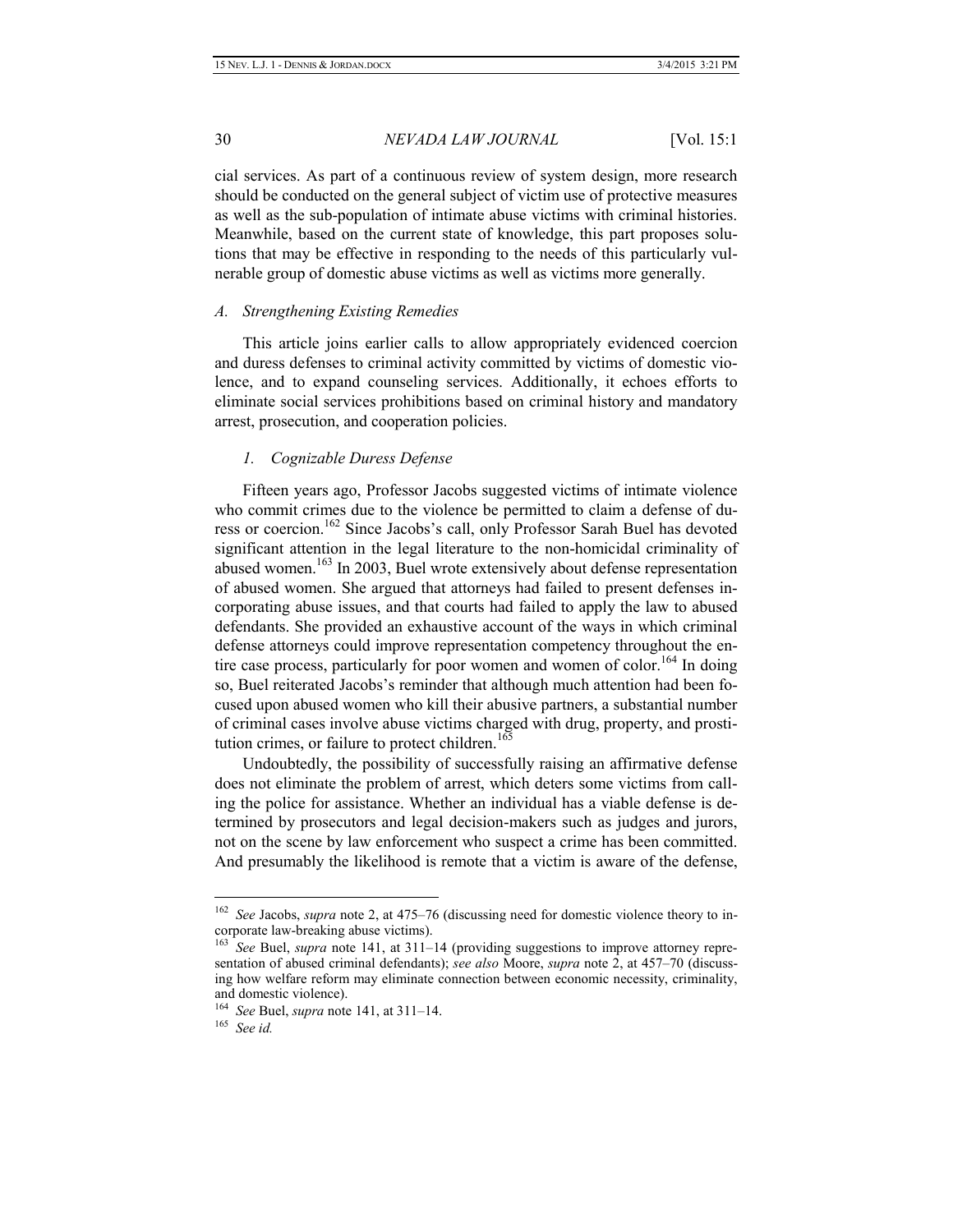cial services. As part of a continuous review of system design, more research should be conducted on the general subject of victim use of protective measures as well as the sub-population of intimate abuse victims with criminal histories. Meanwhile, based on the current state of knowledge, this part proposes solutions that may be effective in responding to the needs of this particularly vulnerable group of domestic abuse victims as well as victims more generally.

### *A. Strengthening Existing Remedies*

This article joins earlier calls to allow appropriately evidenced coercion and duress defenses to criminal activity committed by victims of domestic violence, and to expand counseling services. Additionally, it echoes efforts to eliminate social services prohibitions based on criminal history and mandatory arrest, prosecution, and cooperation policies.

#### *1. Cognizable Duress Defense*

Fifteen years ago, Professor Jacobs suggested victims of intimate violence who commit crimes due to the violence be permitted to claim a defense of duress or coercion.[162] Since Jacobs's call, only Professor Sarah Buel has devoted significant attention in the legal literature to the non-homicidal criminality of abused women.[163] In 2003, Buel wrote extensively about defense representation of abused women. She argued that attorneys had failed to present defenses incorporating abuse issues, and that courts had failed to apply the law to abused defendants. She provided an exhaustive account of the ways in which criminal defense attorneys could improve representation competency throughout the entire case process, particularly for poor women and women of color.[164] In doing so, Buel reiterated Jacobs's reminder that although much attention had been focused upon abused women who kill their abusive partners, a substantial number of criminal cases involve abuse victims charged with drug, property, and prostitution crimes, or failure to protect children.[165]

Undoubtedly, the possibility of successfully raising an affirmative defense does not eliminate the problem of arrest, which deters some victims from calling the police for assistance. Whether an individual has a viable defense is determined by prosecutors and legal decision-makers such as judges and jurors, not on the scene by law enforcement who suspect a crime has been committed. And presumably the likelihood is remote that a victim is aware of the defense,

---

[162] *See* Jacobs, *supra* note 2, at 475–76 (discussing need for domestic violence theory to incorporate law-breaking abuse victims).

[163] *See* Buel, *supra* note 141, at 311–14 (providing suggestions to improve attorney representation of abused criminal defendants); *see also* Moore, *supra* note 2, at 457–70 (discussing how welfare reform may eliminate connection between economic necessity, criminality, and domestic violence).

[164] *See* Buel, *supra* note 141, at 311–14.

[165] *See id.*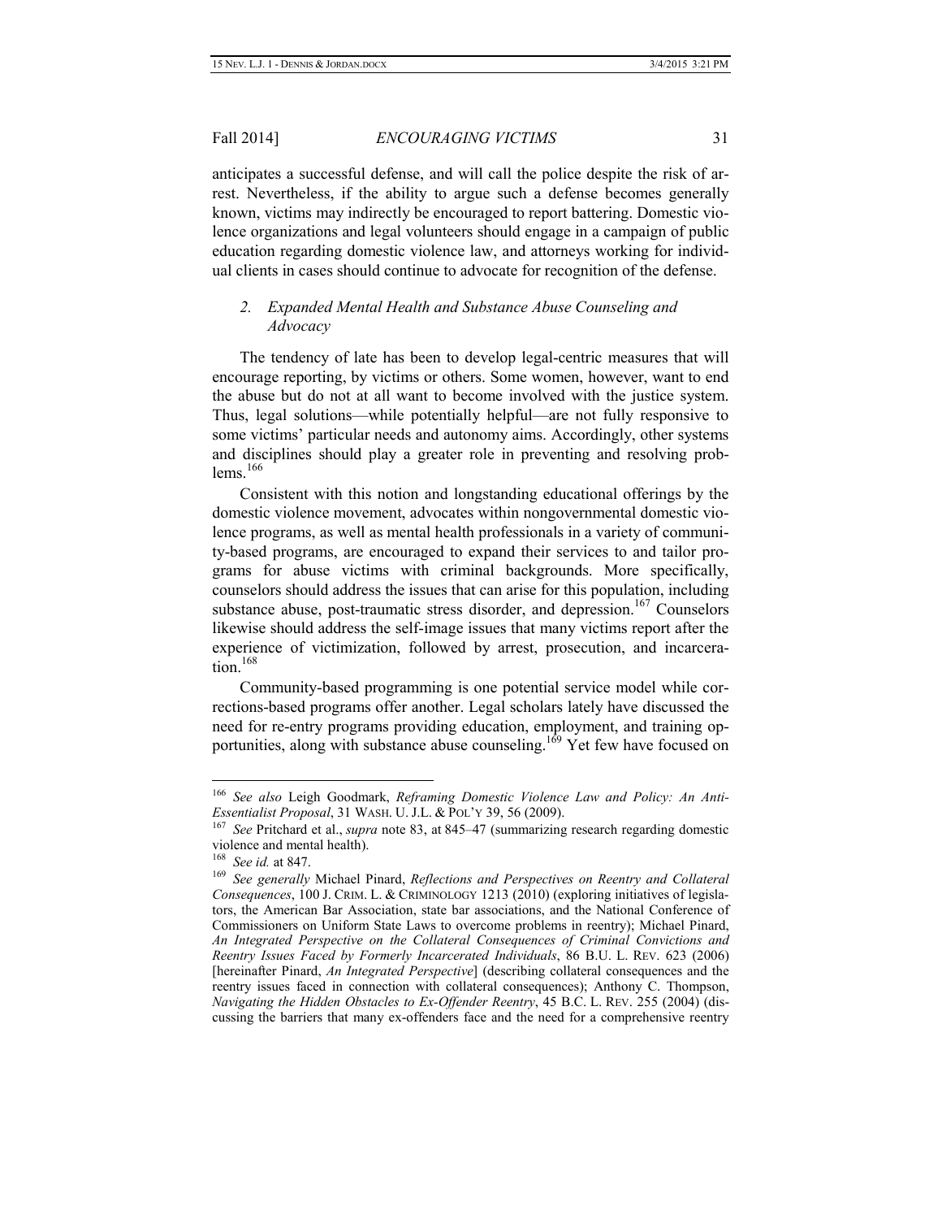anticipates a successful defense, and will call the police despite the risk of arrest. Nevertheless, if the ability to argue such a defense becomes generally known, victims may indirectly be encouraged to report battering. Domestic violence organizations and legal volunteers should engage in a campaign of public education regarding domestic violence law, and attorneys working for individual clients in cases should continue to advocate for recognition of the defense.

### *2. Expanded Mental Health and Substance Abuse Counseling and Advocacy*

The tendency of late has been to develop legal-centric measures that will encourage reporting, by victims or others. Some women, however, want to end the abuse but do not at all want to become involved with the justice system. Thus, legal solutions—while potentially helpful—are not fully responsive to some victims' particular needs and autonomy aims. Accordingly, other systems and disciplines should play a greater role in preventing and resolving problems.[166]

Consistent with this notion and longstanding educational offerings by the domestic violence movement, advocates within nongovernmental domestic violence programs, as well as mental health professionals in a variety of community-based programs, are encouraged to expand their services to and tailor programs for abuse victims with criminal backgrounds. More specifically, counselors should address the issues that can arise for this population, including substance abuse, post-traumatic stress disorder, and depression.[167] Counselors likewise should address the self-image issues that many victims report after the experience of victimization, followed by arrest, prosecution, and incarceration.[168]

Community-based programming is one potential service model while corrections-based programs offer another. Legal scholars lately have discussed the need for re-entry programs providing education, employment, and training opportunities, along with substance abuse counseling.[169] Yet few have focused on

---

[166] *See also* Leigh Goodmark, *Reframing Domestic Violence Law and Policy: An Anti-Essentialist Proposal*, 31 WASH. U. J.L. & POL'Y 39, 56 (2009).

[167] *See* Pritchard et al., *supra* note 83, at 845–47 (summarizing research regarding domestic violence and mental health).

[168] *See id.* at 847.

[169] *See generally* Michael Pinard, *Reflections and Perspectives on Reentry and Collateral Consequences*, 100 J. CRIM. L. & CRIMINOLOGY 1213 (2010) (exploring initiatives of legislators, the American Bar Association, state bar associations, and the National Conference of Commissioners on Uniform State Laws to overcome problems in reentry); Michael Pinard, *An Integrated Perspective on the Collateral Consequences of Criminal Convictions and Reentry Issues Faced by Formerly Incarcerated Individuals*, 86 B.U. L. REV. 623 (2006) [hereinafter Pinard, *An Integrated Perspective*] (describing collateral consequences and the reentry issues faced in connection with collateral consequences); Anthony C. Thompson, *Navigating the Hidden Obstacles to Ex-Offender Reentry*, 45 B.C. L. REV. 255 (2004) (discussing the barriers that many ex-offenders face and the need for a comprehensive reentry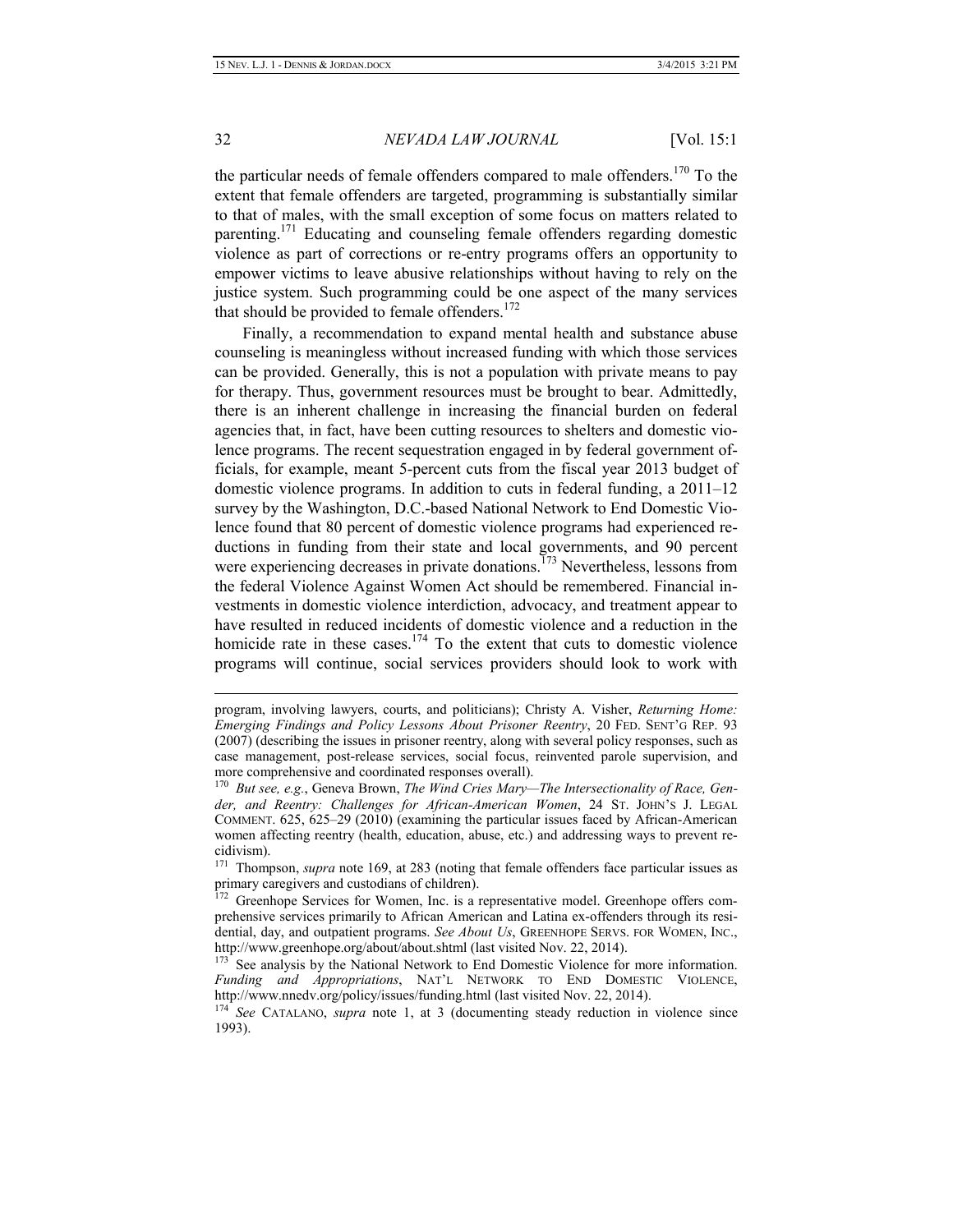the particular needs of female offenders compared to male offenders.[170] To the extent that female offenders are targeted, programming is substantially similar to that of males, with the small exception of some focus on matters related to parenting.[171] Educating and counseling female offenders regarding domestic violence as part of corrections or re-entry programs offers an opportunity to empower victims to leave abusive relationships without having to rely on the justice system. Such programming could be one aspect of the many services that should be provided to female offenders.[172]

Finally, a recommendation to expand mental health and substance abuse counseling is meaningless without increased funding with which those services can be provided. Generally, this is not a population with private means to pay for therapy. Thus, government resources must be brought to bear. Admittedly, there is an inherent challenge in increasing the financial burden on federal agencies that, in fact, have been cutting resources to shelters and domestic violence programs. The recent sequestration engaged in by federal government officials, for example, meant 5-percent cuts from the fiscal year 2013 budget of domestic violence programs. In addition to cuts in federal funding, a 2011–12 survey by the Washington, D.C.-based National Network to End Domestic Violence found that 80 percent of domestic violence programs had experienced reductions in funding from their state and local governments, and 90 percent were experiencing decreases in private donations.[173] Nevertheless, lessons from the federal Violence Against Women Act should be remembered. Financial investments in domestic violence interdiction, advocacy, and treatment appear to have resulted in reduced incidents of domestic violence and a reduction in the homicide rate in these cases.[174] To the extent that cuts to domestic violence programs will continue, social services providers should look to work with

---

program, involving lawyers, courts, and politicians); Christy A. Visher, *Returning Home: Emerging Findings and Policy Lessons About Prisoner Reentry*, 20 FED. SENT'G REP. 93 (2007) (describing the issues in prisoner reentry, along with several policy responses, such as case management, post-release services, social focus, reinvented parole supervision, and more comprehensive and coordinated responses overall).

[170] *But see, e.g.*, Geneva Brown, *The Wind Cries Mary—The Intersectionality of Race, Gender, and Reentry: Challenges for African-American Women*, 24 ST. JOHN'S J. LEGAL COMMENT. 625, 625–29 (2010) (examining the particular issues faced by African-American women affecting reentry (health, education, abuse, etc.) and addressing ways to prevent recidivism).

[171] Thompson, *supra* note 169, at 283 (noting that female offenders face particular issues as primary caregivers and custodians of children).

[172] Greenhope Services for Women, Inc. is a representative model. Greenhope offers comprehensive services primarily to African American and Latina ex-offenders through its residential, day, and outpatient programs. *See About Us*, GREENHOPE SERVS. FOR WOMEN, INC., http://www.greenhope.org/about/about.shtml (last visited Nov. 22, 2014).

[173] See analysis by the National Network to End Domestic Violence for more information. *Funding and Appropriations*, NAT'L NETWORK TO END DOMESTIC VIOLENCE, http://www.nnedv.org/policy/issues/funding.html (last visited Nov. 22, 2014).

[174] *See* CATALANO, *supra* note 1, at 3 (documenting steady reduction in violence since 1993).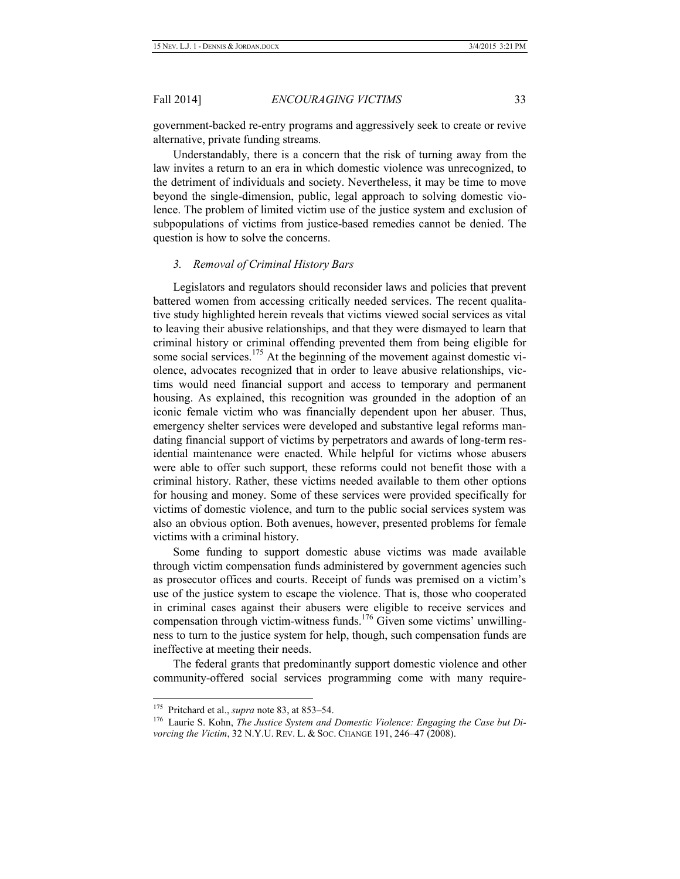government-backed re-entry programs and aggressively seek to create or revive alternative, private funding streams.

Understandably, there is a concern that the risk of turning away from the law invites a return to an era in which domestic violence was unrecognized, to the detriment of individuals and society. Nevertheless, it may be time to move beyond the single-dimension, public, legal approach to solving domestic violence. The problem of limited victim use of the justice system and exclusion of subpopulations of victims from justice-based remedies cannot be denied. The question is how to solve the concerns.

### *3. Removal of Criminal History Bars*

Legislators and regulators should reconsider laws and policies that prevent battered women from accessing critically needed services. The recent qualitative study highlighted herein reveals that victims viewed social services as vital to leaving their abusive relationships, and that they were dismayed to learn that criminal history or criminal offending prevented them from being eligible for some social services.[175] At the beginning of the movement against domestic violence, advocates recognized that in order to leave abusive relationships, victims would need financial support and access to temporary and permanent housing. As explained, this recognition was grounded in the adoption of an iconic female victim who was financially dependent upon her abuser. Thus, emergency shelter services were developed and substantive legal reforms mandating financial support of victims by perpetrators and awards of long-term residential maintenance were enacted. While helpful for victims whose abusers were able to offer such support, these reforms could not benefit those with a criminal history. Rather, these victims needed available to them other options for housing and money. Some of these services were provided specifically for victims of domestic violence, and turn to the public social services system was also an obvious option. Both avenues, however, presented problems for female victims with a criminal history.

Some funding to support domestic abuse victims was made available through victim compensation funds administered by government agencies such as prosecutor offices and courts. Receipt of funds was premised on a victim's use of the justice system to escape the violence. That is, those who cooperated in criminal cases against their abusers were eligible to receive services and compensation through victim-witness funds.[176] Given some victims' unwillingness to turn to the justice system for help, though, such compensation funds are ineffective at meeting their needs.

The federal grants that predominantly support domestic violence and other community-offered social services programming come with many require-

---

[175] Pritchard et al., *supra* note 83, at 853–54.

[176] Laurie S. Kohn, *The Justice System and Domestic Violence: Engaging the Case but Divorcing the Victim*, 32 N.Y.U. REV. L. & SOC. CHANGE 191, 246–47 (2008).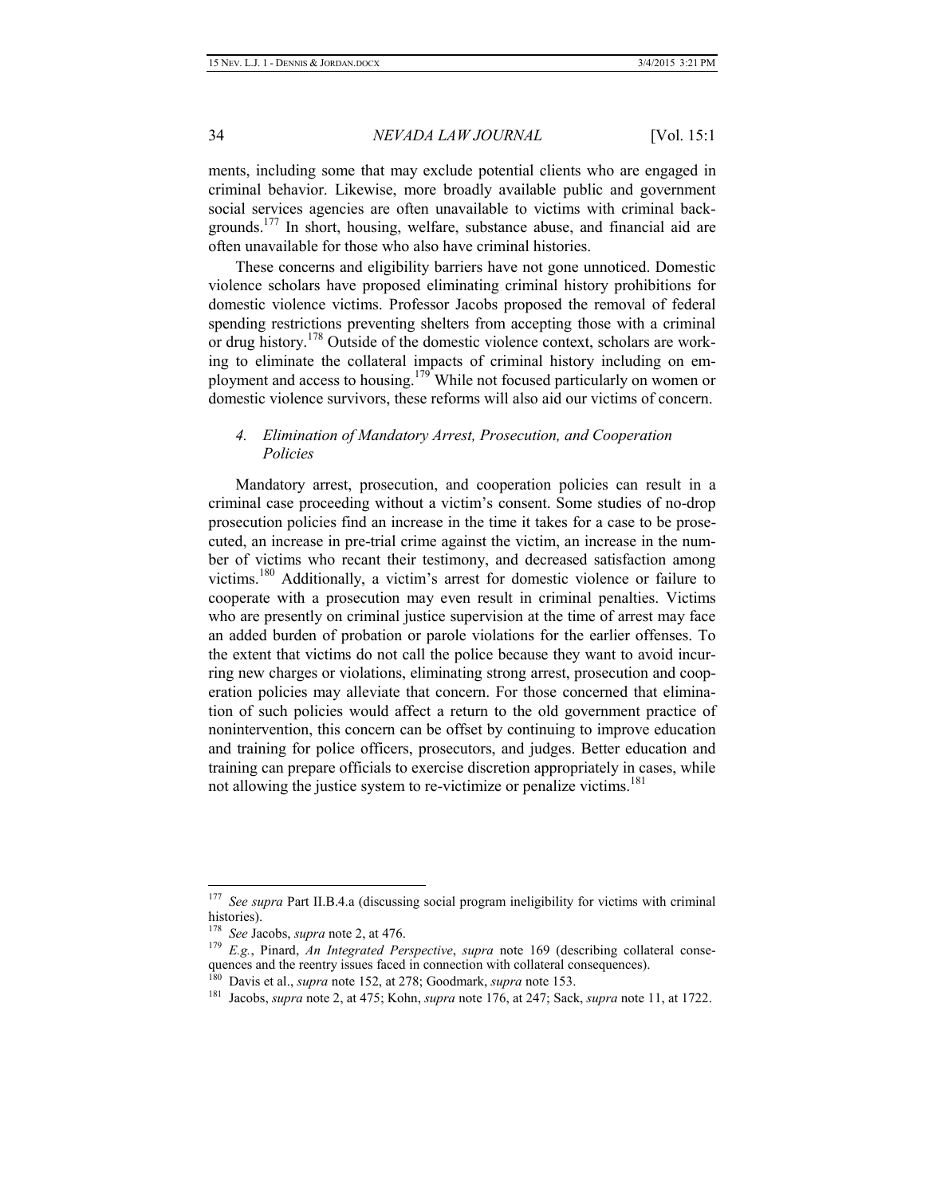ments, including some that may exclude potential clients who are engaged in criminal behavior. Likewise, more broadly available public and government social services agencies are often unavailable to victims with criminal backgrounds.[177] In short, housing, welfare, substance abuse, and financial aid are often unavailable for those who also have criminal histories.

These concerns and eligibility barriers have not gone unnoticed. Domestic violence scholars have proposed eliminating criminal history prohibitions for domestic violence victims. Professor Jacobs proposed the removal of federal spending restrictions preventing shelters from accepting those with a criminal or drug history.[178] Outside of the domestic violence context, scholars are working to eliminate the collateral impacts of criminal history including on employment and access to housing.[179] While not focused particularly on women or domestic violence survivors, these reforms will also aid our victims of concern.

#### *4. Elimination of Mandatory Arrest, Prosecution, and Cooperation Policies*

Mandatory arrest, prosecution, and cooperation policies can result in a criminal case proceeding without a victim's consent. Some studies of no-drop prosecution policies find an increase in the time it takes for a case to be prosecuted, an increase in pre-trial crime against the victim, an increase in the number of victims who recant their testimony, and decreased satisfaction among victims.[180] Additionally, a victim's arrest for domestic violence or failure to cooperate with a prosecution may even result in criminal penalties. Victims who are presently on criminal justice supervision at the time of arrest may face an added burden of probation or parole violations for the earlier offenses. To the extent that victims do not call the police because they want to avoid incurring new charges or violations, eliminating strong arrest, prosecution and cooperation policies may alleviate that concern. For those concerned that elimination of such policies would affect a return to the old government practice of nonintervention, this concern can be offset by continuing to improve education and training for police officers, prosecutors, and judges. Better education and training can prepare officials to exercise discretion appropriately in cases, while not allowing the justice system to re-victimize or penalize victims.[181]

---

[177] *See supra* Part II.B.4.a (discussing social program ineligibility for victims with criminal histories).

[178] *See* Jacobs, *supra* note 2, at 476.

[179] *E.g.*, Pinard, *An Integrated Perspective*, *supra* note 169 (describing collateral consequences and the reentry issues faced in connection with collateral consequences).

[180] Davis et al., *supra* note 152, at 278; Goodmark, *supra* note 153.

[181] Jacobs, *supra* note 2, at 475; Kohn, *supra* note 176, at 247; Sack, *supra* note 11, at 1722.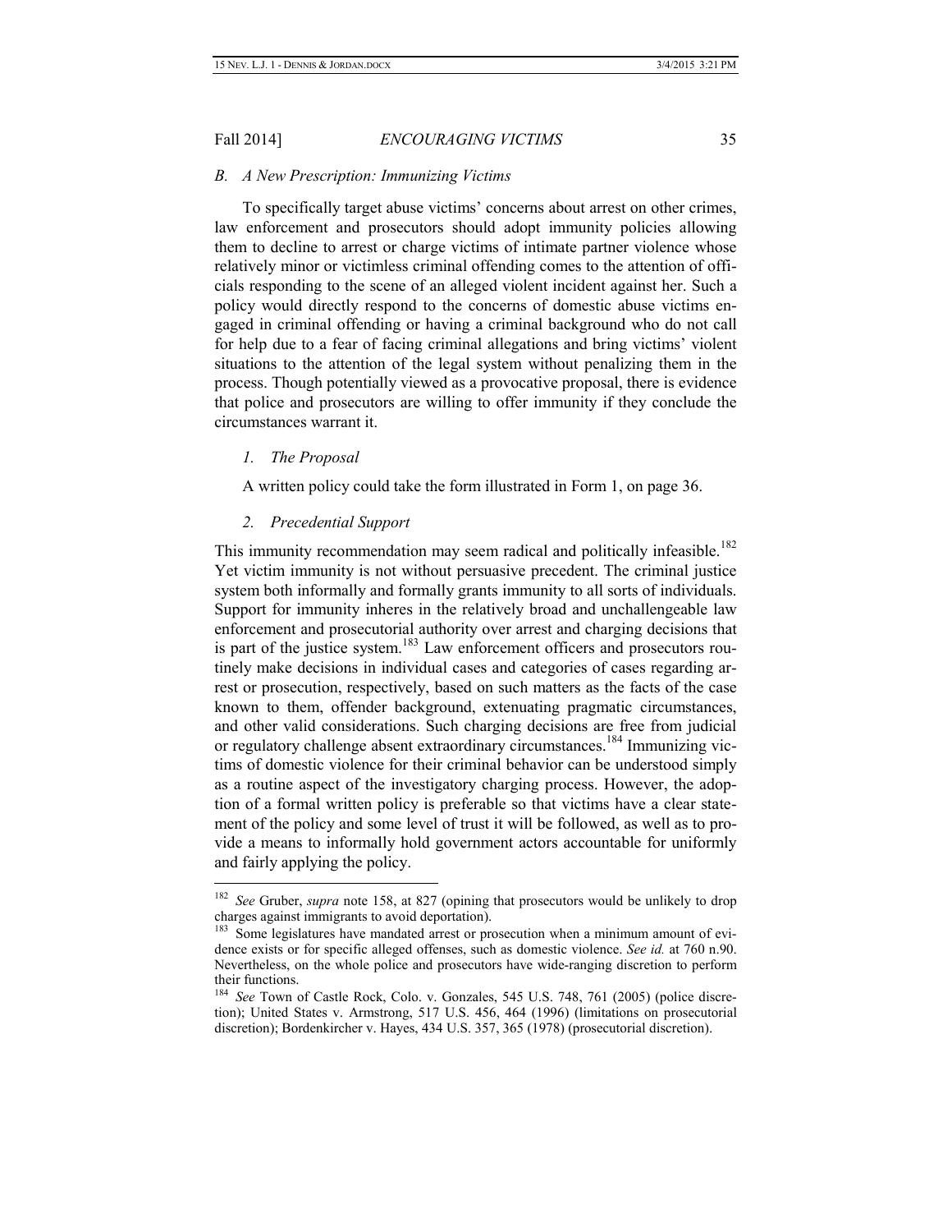### *B. A New Prescription: Immunizing Victims*

To specifically target abuse victims' concerns about arrest on other crimes, law enforcement and prosecutors should adopt immunity policies allowing them to decline to arrest or charge victims of intimate partner violence whose relatively minor or victimless criminal offending comes to the attention of officials responding to the scene of an alleged violent incident against her. Such a policy would directly respond to the concerns of domestic abuse victims engaged in criminal offending or having a criminal background who do not call for help due to a fear of facing criminal allegations and bring victims' violent situations to the attention of the legal system without penalizing them in the process. Though potentially viewed as a provocative proposal, there is evidence that police and prosecutors are willing to offer immunity if they conclude the circumstances warrant it.

#### *1. The Proposal*

A written policy could take the form illustrated in Form 1, on page 36.

#### *2. Precedential Support*

This immunity recommendation may seem radical and politically infeasible.[182] Yet victim immunity is not without persuasive precedent. The criminal justice system both informally and formally grants immunity to all sorts of individuals. Support for immunity inheres in the relatively broad and unchallengeable law enforcement and prosecutorial authority over arrest and charging decisions that is part of the justice system.[183] Law enforcement officers and prosecutors routinely make decisions in individual cases and categories of cases regarding arrest or prosecution, respectively, based on such matters as the facts of the case known to them, offender background, extenuating pragmatic circumstances, and other valid considerations. Such charging decisions are free from judicial or regulatory challenge absent extraordinary circumstances.[184] Immunizing victims of domestic violence for their criminal behavior can be understood simply as a routine aspect of the investigatory charging process. However, the adoption of a formal written policy is preferable so that victims have a clear statement of the policy and some level of trust it will be followed, as well as to provide a means to informally hold government actors accountable for uniformly and fairly applying the policy.

---

[182] *See* Gruber, *supra* note 158, at 827 (opining that prosecutors would be unlikely to drop charges against immigrants to avoid deportation).

[183] Some legislatures have mandated arrest or prosecution when a minimum amount of evidence exists or for specific alleged offenses, such as domestic violence. *See id.* at 760 n.90. Nevertheless, on the whole police and prosecutors have wide-ranging discretion to perform their functions.

[184] *See* Town of Castle Rock, Colo. v. Gonzales, 545 U.S. 748, 761 (2005) (police discretion); United States v. Armstrong, 517 U.S. 456, 464 (1996) (limitations on prosecutorial discretion); Bordenkircher v. Hayes, 434 U.S. 357, 365 (1978) (prosecutorial discretion).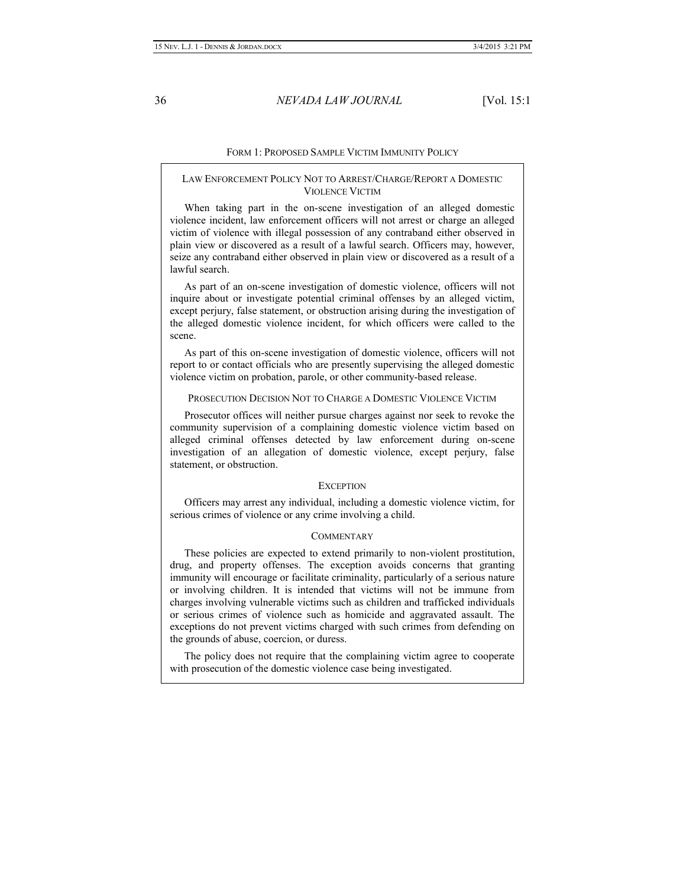FORM 1: PROPOSED SAMPLE VICTIM IMMUNITY POLICY

## LAW ENFORCEMENT POLICY NOT TO ARREST/CHARGE/REPORT A DOMESTIC VIOLENCE VICTIM

When taking part in the on-scene investigation of an alleged domestic violence incident, law enforcement officers will not arrest or charge an alleged victim of violence with illegal possession of any contraband either observed in plain view or discovered as a result of a lawful search. Officers may, however, seize any contraband either observed in plain view or discovered as a result of a lawful search.

As part of an on-scene investigation of domestic violence, officers will not inquire about or investigate potential criminal offenses by an alleged victim, except perjury, false statement, or obstruction arising during the investigation of the alleged domestic violence incident, for which officers were called to the scene.

As part of this on-scene investigation of domestic violence, officers will not report to or contact officials who are presently supervising the alleged domestic violence victim on probation, parole, or other community-based release.

## PROSECUTION DECISION NOT TO CHARGE A DOMESTIC VIOLENCE VICTIM

Prosecutor offices will neither pursue charges against nor seek to revoke the community supervision of a complaining domestic violence victim based on alleged criminal offenses detected by law enforcement during on-scene investigation of an allegation of domestic violence, except perjury, false statement, or obstruction.

## EXCEPTION

Officers may arrest any individual, including a domestic violence victim, for serious crimes of violence or any crime involving a child.

## COMMENTARY

These policies are expected to extend primarily to non-violent prostitution, drug, and property offenses. The exception avoids concerns that granting immunity will encourage or facilitate criminality, particularly of a serious nature or involving children. It is intended that victims will not be immune from charges involving vulnerable victims such as children and trafficked individuals or serious crimes of violence such as homicide and aggravated assault. The exceptions do not prevent victims charged with such crimes from defending on the grounds of abuse, coercion, or duress.

The policy does not require that the complaining victim agree to cooperate with prosecution of the domestic violence case being investigated.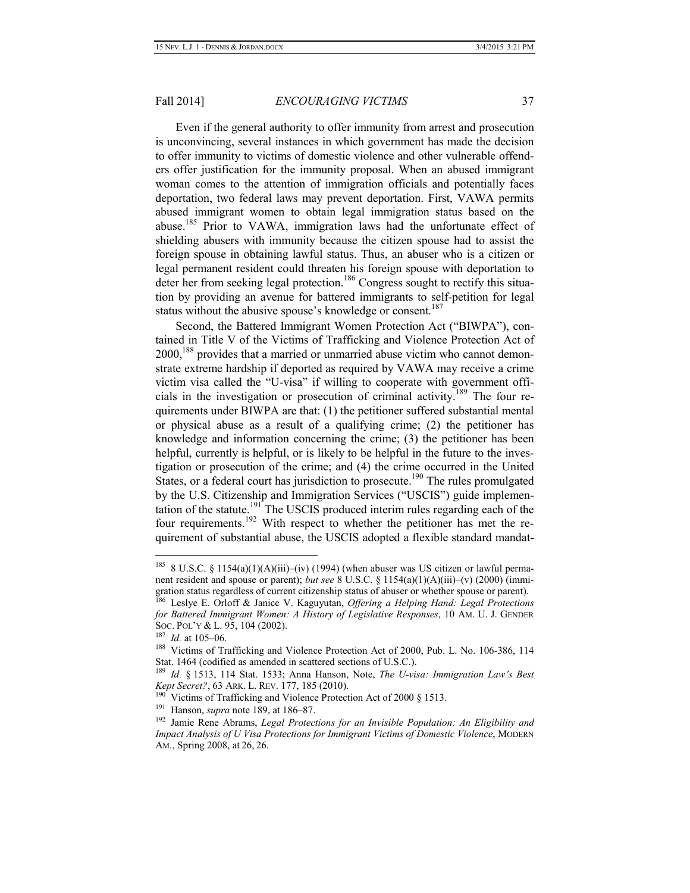Even if the general authority to offer immunity from arrest and prosecution is unconvincing, several instances in which government has made the decision to offer immunity to victims of domestic violence and other vulnerable offenders offer justification for the immunity proposal. When an abused immigrant woman comes to the attention of immigration officials and potentially faces deportation, two federal laws may prevent deportation. First, VAWA permits abused immigrant women to obtain legal immigration status based on the abuse.[185] Prior to VAWA, immigration laws had the unfortunate effect of shielding abusers with immunity because the citizen spouse had to assist the foreign spouse in obtaining lawful status. Thus, an abuser who is a citizen or legal permanent resident could threaten his foreign spouse with deportation to deter her from seeking legal protection.[186] Congress sought to rectify this situation by providing an avenue for battered immigrants to self-petition for legal status without the abusive spouse's knowledge or consent.[187]

Second, the Battered Immigrant Women Protection Act ("BIWPA"), contained in Title V of the Victims of Trafficking and Violence Protection Act of 2000,[188] provides that a married or unmarried abuse victim who cannot demonstrate extreme hardship if deported as required by VAWA may receive a crime victim visa called the "U-visa" if willing to cooperate with government officials in the investigation or prosecution of criminal activity.[189] The four requirements under BIWPA are that: (1) the petitioner suffered substantial mental or physical abuse as a result of a qualifying crime; (2) the petitioner has knowledge and information concerning the crime; (3) the petitioner has been helpful, currently is helpful, or is likely to be helpful in the future to the investigation or prosecution of the crime; and (4) the crime occurred in the United States, or a federal court has jurisdiction to prosecute.[190] The rules promulgated by the U.S. Citizenship and Immigration Services ("USCIS") guide implementation of the statute.[191] The USCIS produced interim rules regarding each of the four requirements.[192] With respect to whether the petitioner has met the requirement of substantial abuse, the USCIS adopted a flexible standard mandat-

---

[185] 8 U.S.C. § 1154(a)(1)(A)(iii)–(iv) (1994) (when abuser was US citizen or lawful permanent resident and spouse or parent); *but see* 8 U.S.C. § 1154(a)(1)(A)(iii)–(v) (2000) (immigration status regardless of current citizenship status of abuser or whether spouse or parent).

[186] Leslye E. Orloff & Janice V. Kaguyutan, *Offering a Helping Hand: Legal Protections for Battered Immigrant Women: A History of Legislative Responses*, 10 AM. U. J. GENDER SOC. POL'Y & L. 95, 104 (2002).

[187] *Id.* at 105–06.

[188] Victims of Trafficking and Violence Protection Act of 2000, Pub. L. No. 106-386, 114 Stat. 1464 (codified as amended in scattered sections of U.S.C.).

[189] *Id.* § 1513, 114 Stat. 1533; Anna Hanson, Note, *The U-visa: Immigration Law's Best Kept Secret?*, 63 ARK. L. REV. 177, 185 (2010).

[190] Victims of Trafficking and Violence Protection Act of 2000 § 1513.

[191] Hanson, *supra* note 189, at 186–87.

[192] Jamie Rene Abrams, *Legal Protections for an Invisible Population: An Eligibility and Impact Analysis of U Visa Protections for Immigrant Victims of Domestic Violence*, MODERN AM., Spring 2008, at 26, 26.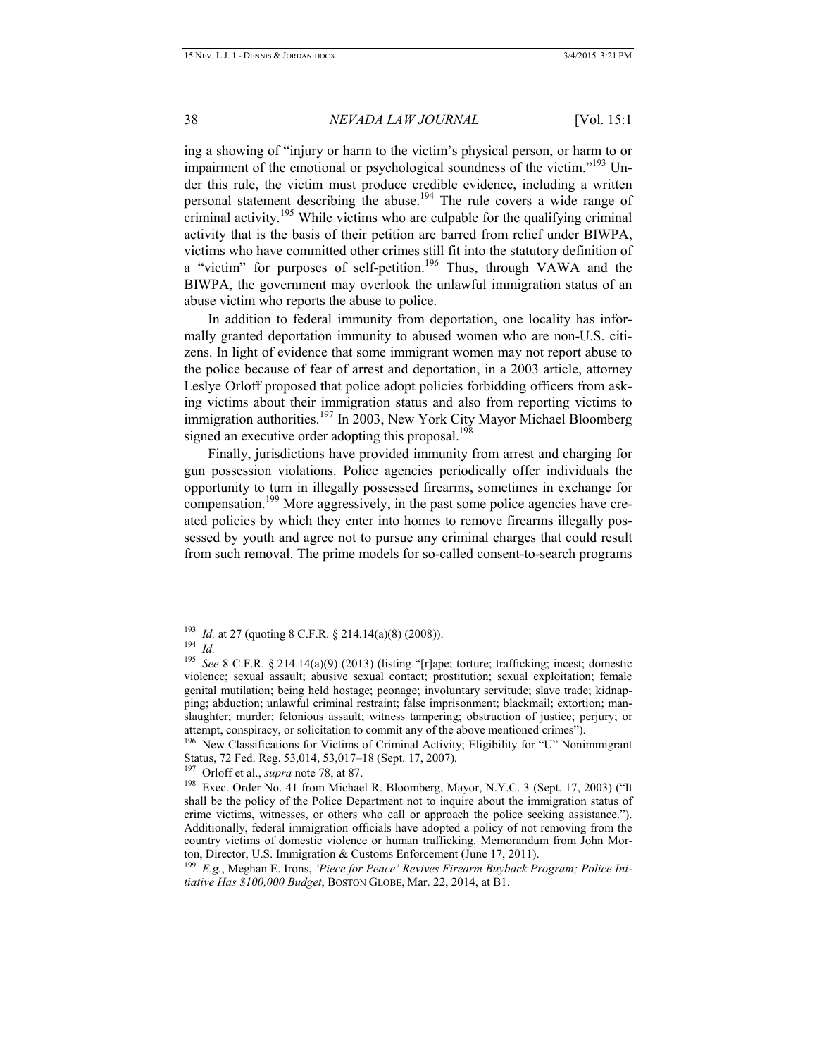ing a showing of "injury or harm to the victim's physical person, or harm to or impairment of the emotional or psychological soundness of the victim."[193] Under this rule, the victim must produce credible evidence, including a written personal statement describing the abuse.[194] The rule covers a wide range of criminal activity.[195] While victims who are culpable for the qualifying criminal activity that is the basis of their petition are barred from relief under BIWPA, victims who have committed other crimes still fit into the statutory definition of a "victim" for purposes of self-petition.[196] Thus, through VAWA and the BIWPA, the government may overlook the unlawful immigration status of an abuse victim who reports the abuse to police.

In addition to federal immunity from deportation, one locality has informally granted deportation immunity to abused women who are non-U.S. citizens. In light of evidence that some immigrant women may not report abuse to the police because of fear of arrest and deportation, in a 2003 article, attorney Leslye Orloff proposed that police adopt policies forbidding officers from asking victims about their immigration status and also from reporting victims to immigration authorities.[197] In 2003, New York City Mayor Michael Bloomberg signed an executive order adopting this proposal.[198]

Finally, jurisdictions have provided immunity from arrest and charging for gun possession violations. Police agencies periodically offer individuals the opportunity to turn in illegally possessed firearms, sometimes in exchange for compensation.[199] More aggressively, in the past some police agencies have created policies by which they enter into homes to remove firearms illegally possessed by youth and agree not to pursue any criminal charges that could result from such removal. The prime models for so-called consent-to-search programs

---

[193] *Id.* at 27 (quoting 8 C.F.R. § 214.14(a)(8) (2008)).

[194] *Id.*

[195] *See* 8 C.F.R. § 214.14(a)(9) (2013) (listing "[r]ape; torture; trafficking; incest; domestic violence; sexual assault; abusive sexual contact; prostitution; sexual exploitation; female genital mutilation; being held hostage; peonage; involuntary servitude; slave trade; kidnapping; abduction; unlawful criminal restraint; false imprisonment; blackmail; extortion; manslaughter; murder; felonious assault; witness tampering; obstruction of justice; perjury; or attempt, conspiracy, or solicitation to commit any of the above mentioned crimes").

[196] New Classifications for Victims of Criminal Activity; Eligibility for "U" Nonimmigrant Status, 72 Fed. Reg. 53,014, 53,017–18 (Sept. 17, 2007).

[197] Orloff et al., *supra* note 78, at 87.

[198] Exec. Order No. 41 from Michael R. Bloomberg, Mayor, N.Y.C. 3 (Sept. 17, 2003) ("It shall be the policy of the Police Department not to inquire about the immigration status of crime victims, witnesses, or others who call or approach the police seeking assistance."). Additionally, federal immigration officials have adopted a policy of not removing from the country victims of domestic violence or human trafficking. Memorandum from John Morton, Director, U.S. Immigration & Customs Enforcement (June 17, 2011).

[199] *E.g.*, Meghan E. Irons, *'Piece for Peace' Revives Firearm Buyback Program; Police Initiative Has $100,000 Budget*, BOSTON GLOBE, Mar. 22, 2014, at B1.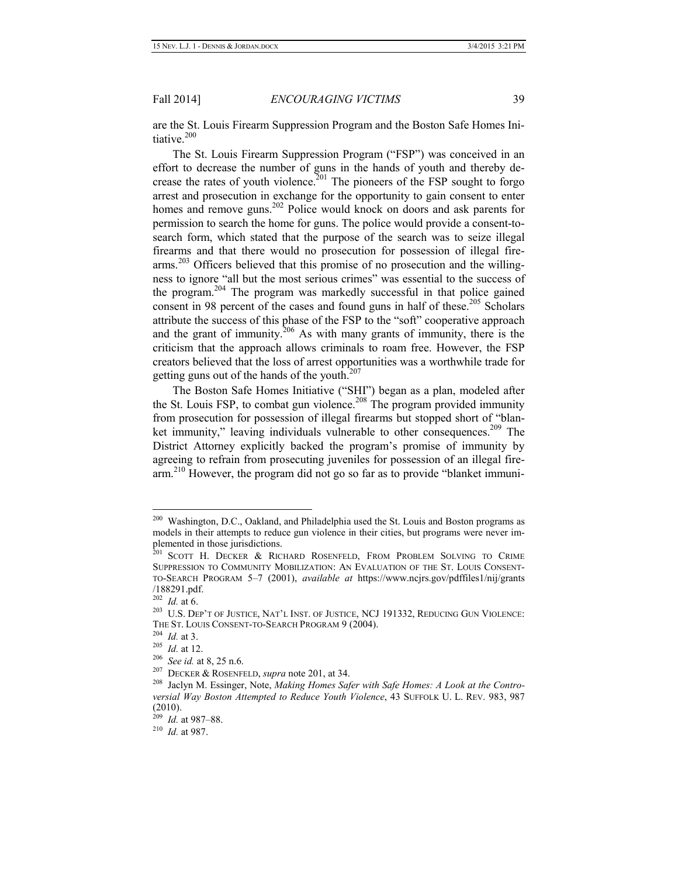are the St. Louis Firearm Suppression Program and the Boston Safe Homes Initiative.[200]

The St. Louis Firearm Suppression Program ("FSP") was conceived in an effort to decrease the number of guns in the hands of youth and thereby decrease the rates of youth violence.[201] The pioneers of the FSP sought to forgo arrest and prosecution in exchange for the opportunity to gain consent to enter homes and remove guns.[202] Police would knock on doors and ask parents for permission to search the home for guns. The police would provide a consent-to-search form, which stated that the purpose of the search was to seize illegal firearms and that there would no prosecution for possession of illegal firearms.[203] Officers believed that this promise of no prosecution and the willingness to ignore "all but the most serious crimes" was essential to the success of the program.[204] The program was markedly successful in that police gained consent in 98 percent of the cases and found guns in half of these.[205] Scholars attribute the success of this phase of the FSP to the "soft" cooperative approach and the grant of immunity.[206] As with many grants of immunity, there is the criticism that the approach allows criminals to roam free. However, the FSP creators believed that the loss of arrest opportunities was a worthwhile trade for getting guns out of the hands of the youth.[207]

The Boston Safe Homes Initiative ("SHI") began as a plan, modeled after the St. Louis FSP, to combat gun violence.[208] The program provided immunity from prosecution for possession of illegal firearms but stopped short of "blanket immunity," leaving individuals vulnerable to other consequences.[209] The District Attorney explicitly backed the program's promise of immunity by agreeing to refrain from prosecuting juveniles for possession of an illegal firearm.[210] However, the program did not go so far as to provide "blanket immuni-

---

[200] Washington, D.C., Oakland, and Philadelphia used the St. Louis and Boston programs as models in their attempts to reduce gun violence in their cities, but programs were never implemented in those jurisdictions.

[201] SCOTT H. DECKER & RICHARD ROSENFELD, FROM PROBLEM SOLVING TO CRIME SUPPRESSION TO COMMUNITY MOBILIZATION: AN EVALUATION OF THE ST. LOUIS CONSENT-TO-SEARCH PROGRAM 5–7 (2001), *available at* https://www.ncjrs.gov/pdffiles1/nij/grants/188291.pdf.

[202] *Id.* at 6.

[203] U.S. DEP'T OF JUSTICE, NAT'L INST. OF JUSTICE, NCJ 191332, REDUCING GUN VIOLENCE: THE ST. LOUIS CONSENT-TO-SEARCH PROGRAM 9 (2004).

[204] *Id.* at 3.

[205] *Id.* at 12.

[206] *See id.* at 8, 25 n.6.

[207] DECKER & ROSENFELD, *supra* note 201, at 34.

[208] Jaclyn M. Essinger, Note, *Making Homes Safer with Safe Homes: A Look at the Controversial Way Boston Attempted to Reduce Youth Violence*, 43 SUFFOLK U. L. REV. 983, 987 (2010).

[209] *Id.* at 987–88.

[210] *Id.* at 987.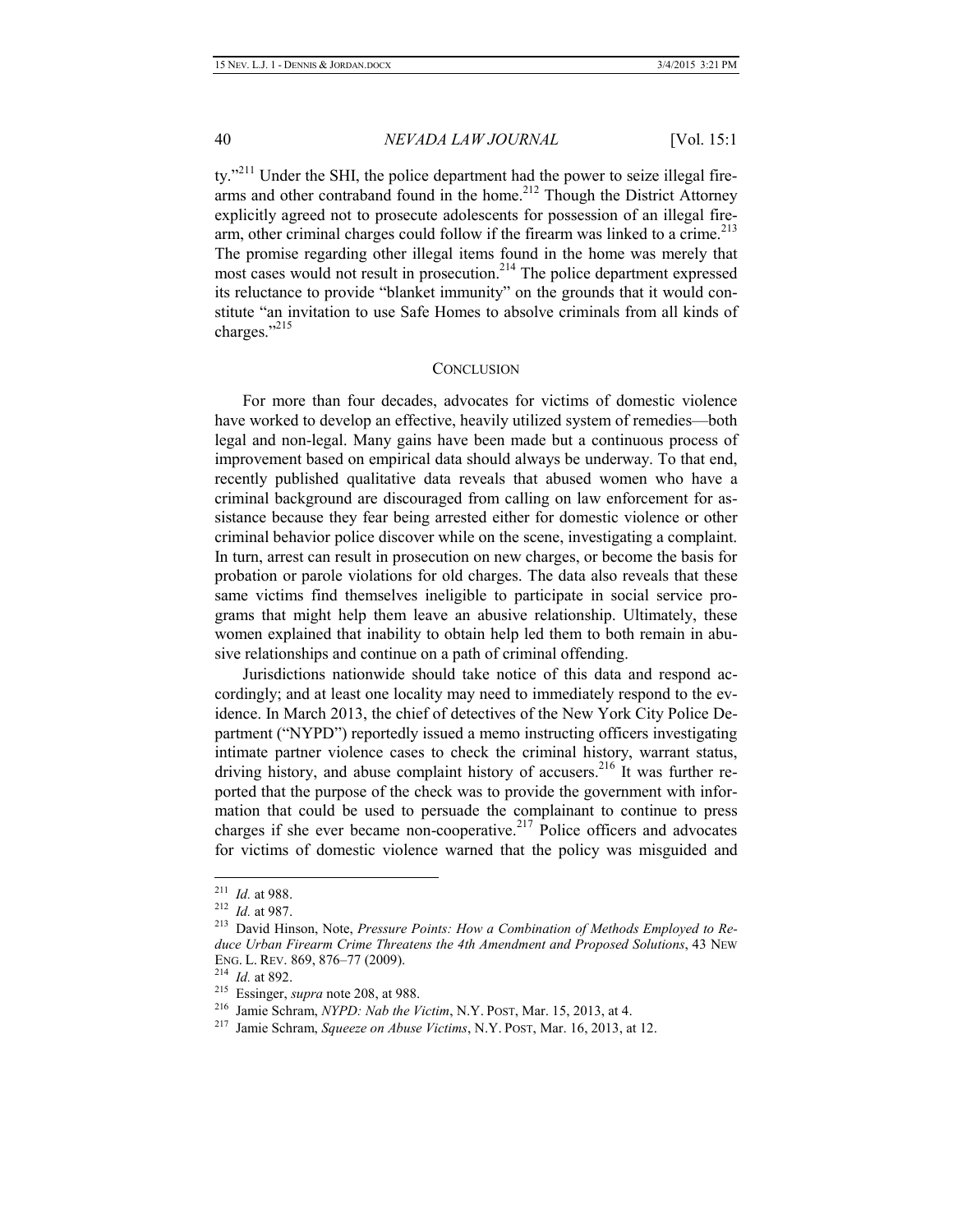ty."[211] Under the SHI, the police department had the power to seize illegal firearms and other contraband found in the home.[212] Though the District Attorney explicitly agreed not to prosecute adolescents for possession of an illegal firearm, other criminal charges could follow if the firearm was linked to a crime.[213] The promise regarding other illegal items found in the home was merely that most cases would not result in prosecution.[214] The police department expressed its reluctance to provide "blanket immunity" on the grounds that it would constitute "an invitation to use Safe Homes to absolve criminals from all kinds of charges."[215]

## CONCLUSION

For more than four decades, advocates for victims of domestic violence have worked to develop an effective, heavily utilized system of remedies—both legal and non-legal. Many gains have been made but a continuous process of improvement based on empirical data should always be underway. To that end, recently published qualitative data reveals that abused women who have a criminal background are discouraged from calling on law enforcement for assistance because they fear being arrested either for domestic violence or other criminal behavior police discover while on the scene, investigating a complaint. In turn, arrest can result in prosecution on new charges, or become the basis for probation or parole violations for old charges. The data also reveals that these same victims find themselves ineligible to participate in social service programs that might help them leave an abusive relationship. Ultimately, these women explained that inability to obtain help led them to both remain in abusive relationships and continue on a path of criminal offending.

Jurisdictions nationwide should take notice of this data and respond accordingly; and at least one locality may need to immediately respond to the evidence. In March 2013, the chief of detectives of the New York City Police Department ("NYPD") reportedly issued a memo instructing officers investigating intimate partner violence cases to check the criminal history, warrant status, driving history, and abuse complaint history of accusers.[216] It was further reported that the purpose of the check was to provide the government with information that could be used to persuade the complainant to continue to press charges if she ever became non-cooperative.[217] Police officers and advocates for victims of domestic violence warned that the policy was misguided and

---

[211] *Id.* at 988.

[212] *Id.* at 987.

[213] David Hinson, Note, *Pressure Points: How a Combination of Methods Employed to Reduce Urban Firearm Crime Threatens the 4th Amendment and Proposed Solutions*, 43 NEW ENG. L. REV. 869, 876–77 (2009).

[214] *Id.* at 892.

[215] Essinger, *supra* note 208, at 988.

[216] Jamie Schram, *NYPD: Nab the Victim*, N.Y. POST, Mar. 15, 2013, at 4.

[217] Jamie Schram, *Squeeze on Abuse Victims*, N.Y. POST, Mar. 16, 2013, at 12.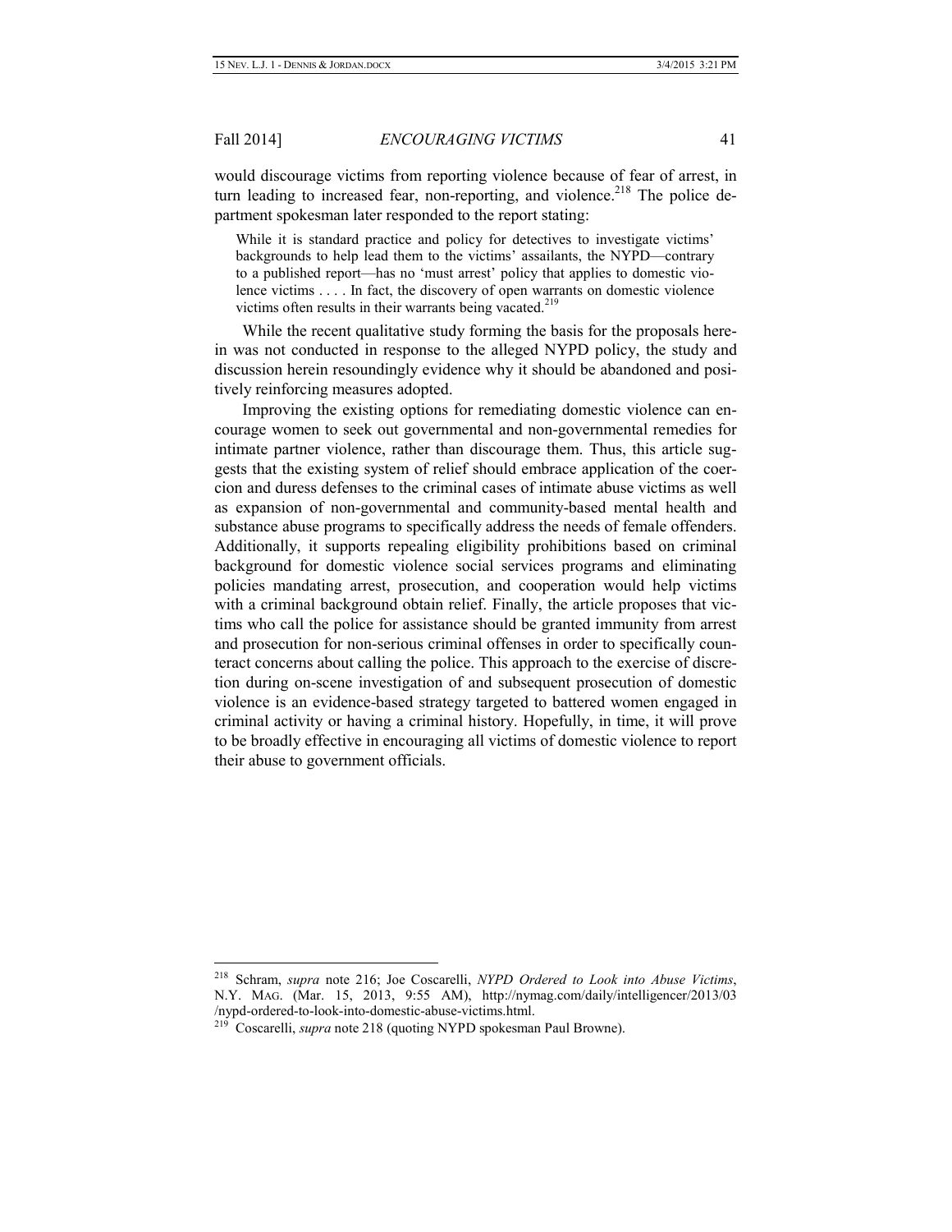would discourage victims from reporting violence because of fear of arrest, in turn leading to increased fear, non-reporting, and violence.[218] The police department spokesman later responded to the report stating:

> While it is standard practice and policy for detectives to investigate victims' backgrounds to help lead them to the victims' assailants, the NYPD—contrary to a published report—has no 'must arrest' policy that applies to domestic violence victims . . . . In fact, the discovery of open warrants on domestic violence victims often results in their warrants being vacated.[219]

While the recent qualitative study forming the basis for the proposals herein was not conducted in response to the alleged NYPD policy, the study and discussion herein resoundingly evidence why it should be abandoned and positively reinforcing measures adopted.

Improving the existing options for remediating domestic violence can encourage women to seek out governmental and non-governmental remedies for intimate partner violence, rather than discourage them. Thus, this article suggests that the existing system of relief should embrace application of the coercion and duress defenses to the criminal cases of intimate abuse victims as well as expansion of non-governmental and community-based mental health and substance abuse programs to specifically address the needs of female offenders. Additionally, it supports repealing eligibility prohibitions based on criminal background for domestic violence social services programs and eliminating policies mandating arrest, prosecution, and cooperation would help victims with a criminal background obtain relief. Finally, the article proposes that victims who call the police for assistance should be granted immunity from arrest and prosecution for non-serious criminal offenses in order to specifically counteract concerns about calling the police. This approach to the exercise of discretion during on-scene investigation of and subsequent prosecution of domestic violence is an evidence-based strategy targeted to battered women engaged in criminal activity or having a criminal history. Hopefully, in time, it will prove to be broadly effective in encouraging all victims of domestic violence to report their abuse to government officials.

---

[218] Schram, *supra* note 216; Joe Coscarelli, *NYPD Ordered to Look into Abuse Victims*, N.Y. MAG. (Mar. 15, 2013, 9:55 AM), http://nymag.com/daily/intelligencer/2013/03/nypd-ordered-to-look-into-domestic-abuse-victims.html.

[219] Coscarelli, *supra* note 218 (quoting NYPD spokesman Paul Browne).